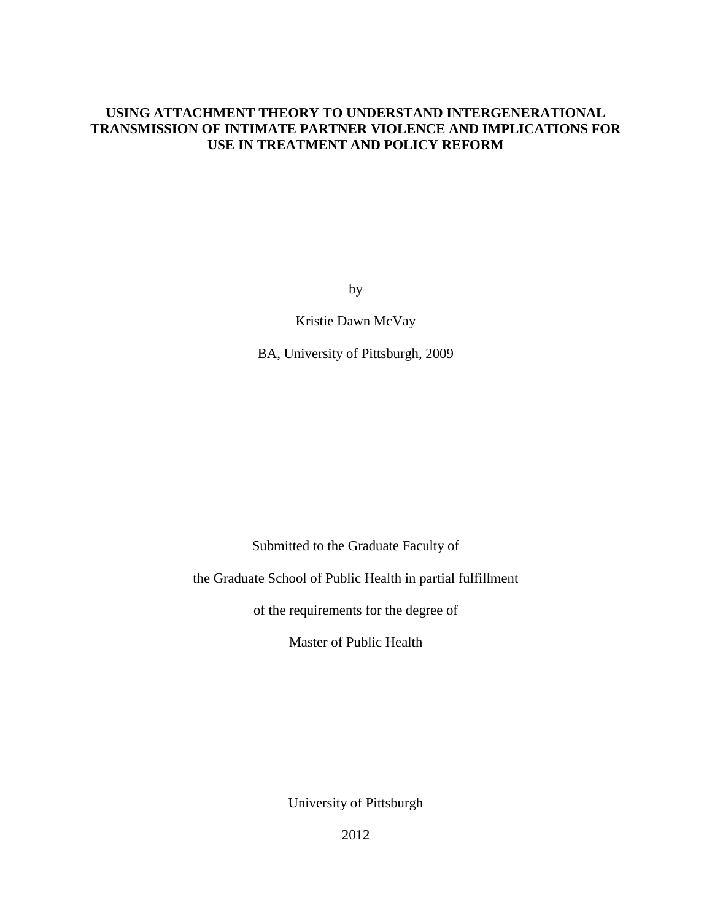# USING ATTACHMENT THEORY TO UNDERSTAND INTERGENERATIONAL TRANSMISSION OF INTIMATE PARTNER VIOLENCE AND IMPLICATIONS FOR USE IN TREATMENT AND POLICY REFORM

by

Kristie Dawn McVay

BA, University of Pittsburgh, 2009

Submitted to the Graduate Faculty of

the Graduate School of Public Health in partial fulfillment

of the requirements for the degree of

Master of Public Health

University of Pittsburgh

2012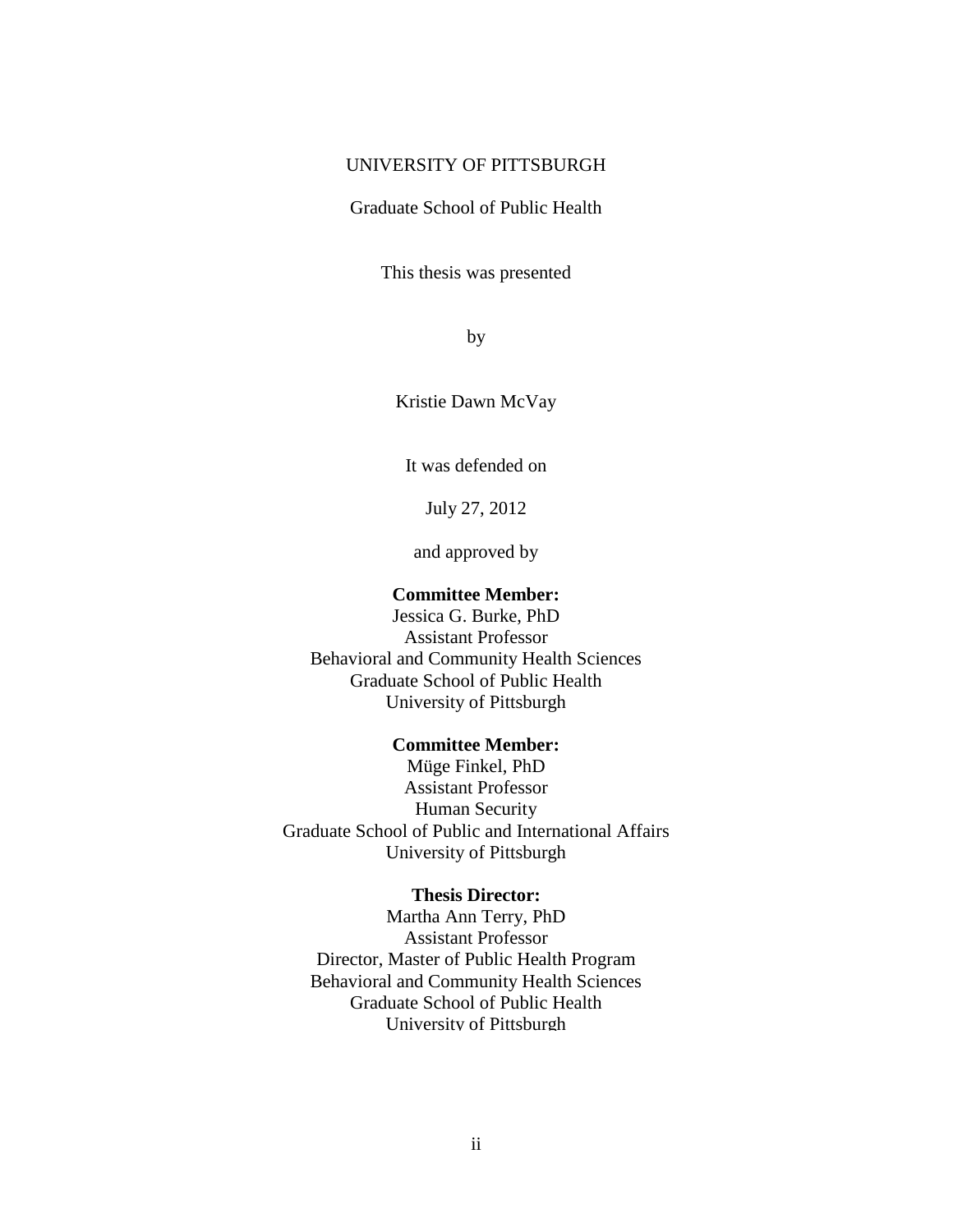UNIVERSITY OF PITTSBURGH

Graduate School of Public Health

This thesis was presented

by

Kristie Dawn McVay

It was defended on

July 27, 2012

and approved by

**Committee Member:**
Jessica G. Burke, PhD
Assistant Professor
Behavioral and Community Health Sciences
Graduate School of Public Health
University of Pittsburgh

**Committee Member:**
Müge Finkel, PhD
Assistant Professor
Human Security
Graduate School of Public and International Affairs
University of Pittsburgh

**Thesis Director:**
Martha Ann Terry, PhD
Assistant Professor
Director, Master of Public Health Program
Behavioral and Community Health Sciences
Graduate School of Public Health
University of Pittsburgh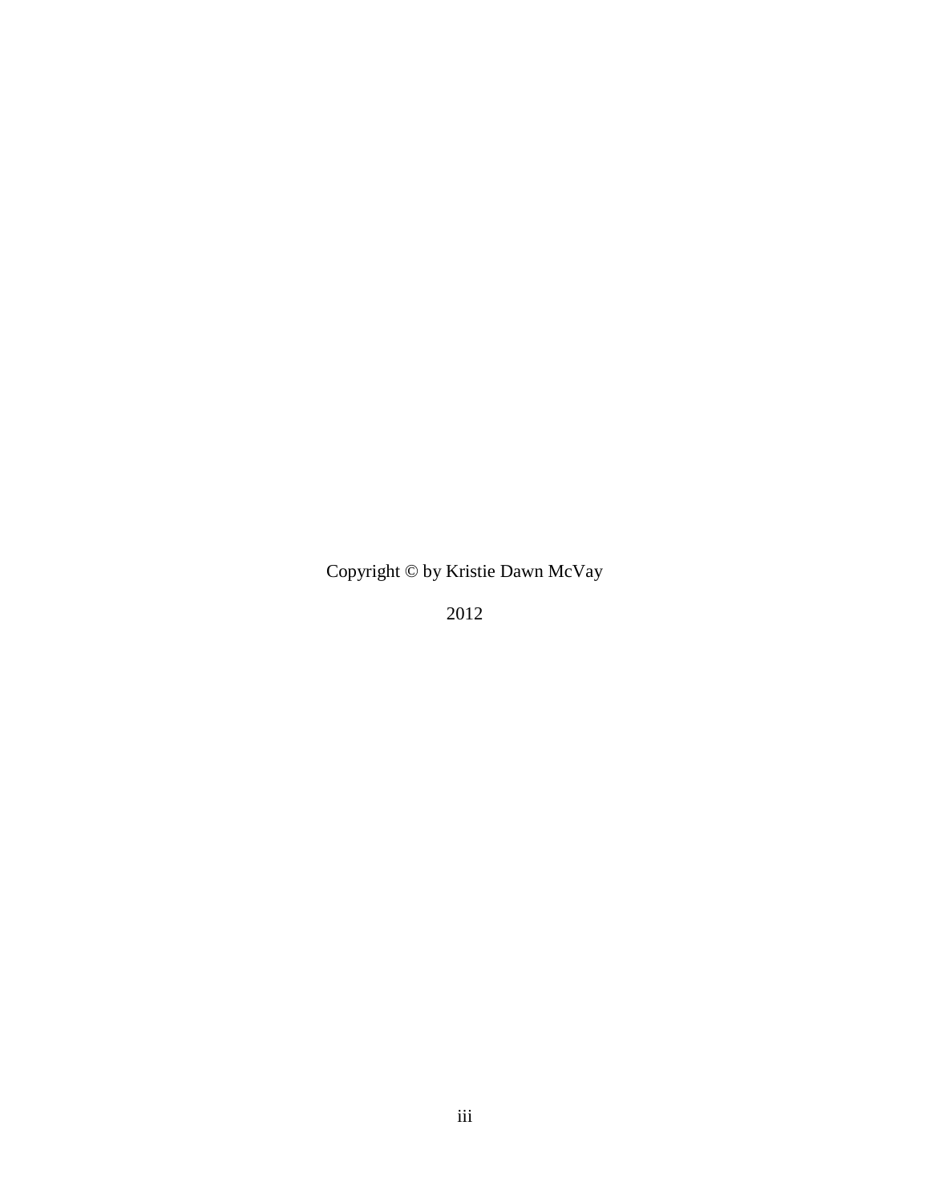Copyright © by Kristie Dawn McVay

2012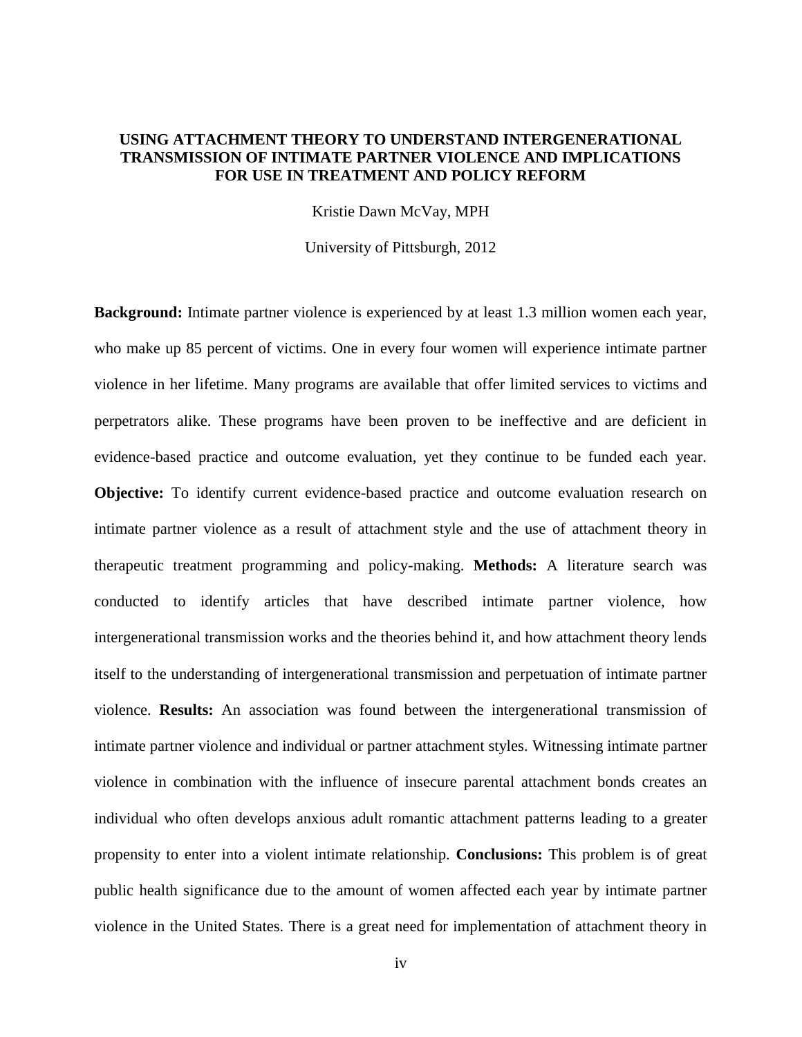**USING ATTACHMENT THEORY TO UNDERSTAND INTERGENERATIONAL TRANSMISSION OF INTIMATE PARTNER VIOLENCE AND IMPLICATIONS FOR USE IN TREATMENT AND POLICY REFORM**

Kristie Dawn McVay, MPH

University of Pittsburgh, 2012

**Background:** Intimate partner violence is experienced by at least 1.3 million women each year, who make up 85 percent of victims. One in every four women will experience intimate partner violence in her lifetime. Many programs are available that offer limited services to victims and perpetrators alike. These programs have been proven to be ineffective and are deficient in evidence-based practice and outcome evaluation, yet they continue to be funded each year. **Objective:** To identify current evidence-based practice and outcome evaluation research on intimate partner violence as a result of attachment style and the use of attachment theory in therapeutic treatment programming and policy-making. **Methods:** A literature search was conducted to identify articles that have described intimate partner violence, how intergenerational transmission works and the theories behind it, and how attachment theory lends itself to the understanding of intergenerational transmission and perpetuation of intimate partner violence. **Results:** An association was found between the intergenerational transmission of intimate partner violence and individual or partner attachment styles. Witnessing intimate partner violence in combination with the influence of insecure parental attachment bonds creates an individual who often develops anxious adult romantic attachment patterns leading to a greater propensity to enter into a violent intimate relationship. **Conclusions:** This problem is of great public health significance due to the amount of women affected each year by intimate partner violence in the United States. There is a great need for implementation of attachment theory in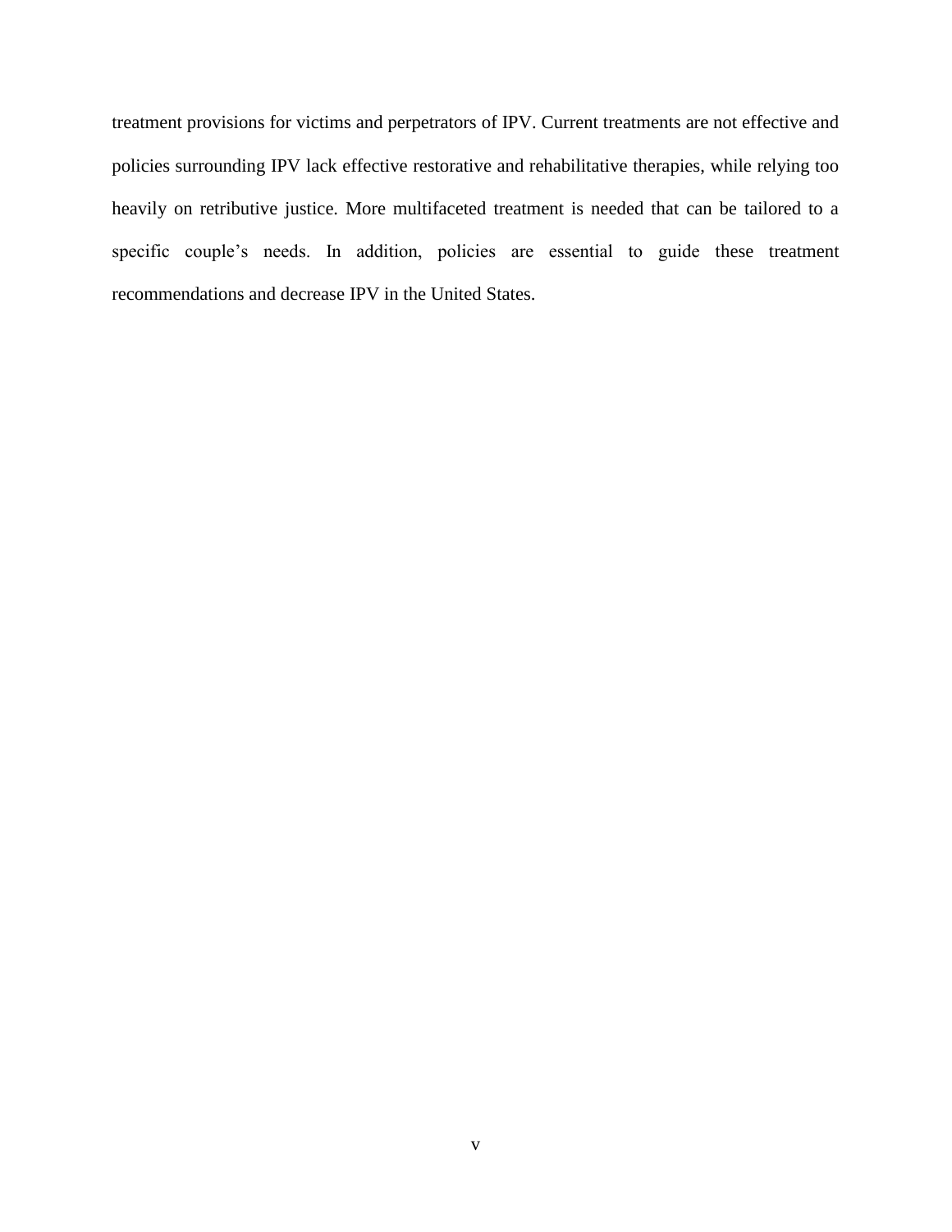treatment provisions for victims and perpetrators of IPV. Current treatments are not effective and policies surrounding IPV lack effective restorative and rehabilitative therapies, while relying too heavily on retributive justice. More multifaceted treatment is needed that can be tailored to a specific couple's needs. In addition, policies are essential to guide these treatment recommendations and decrease IPV in the United States.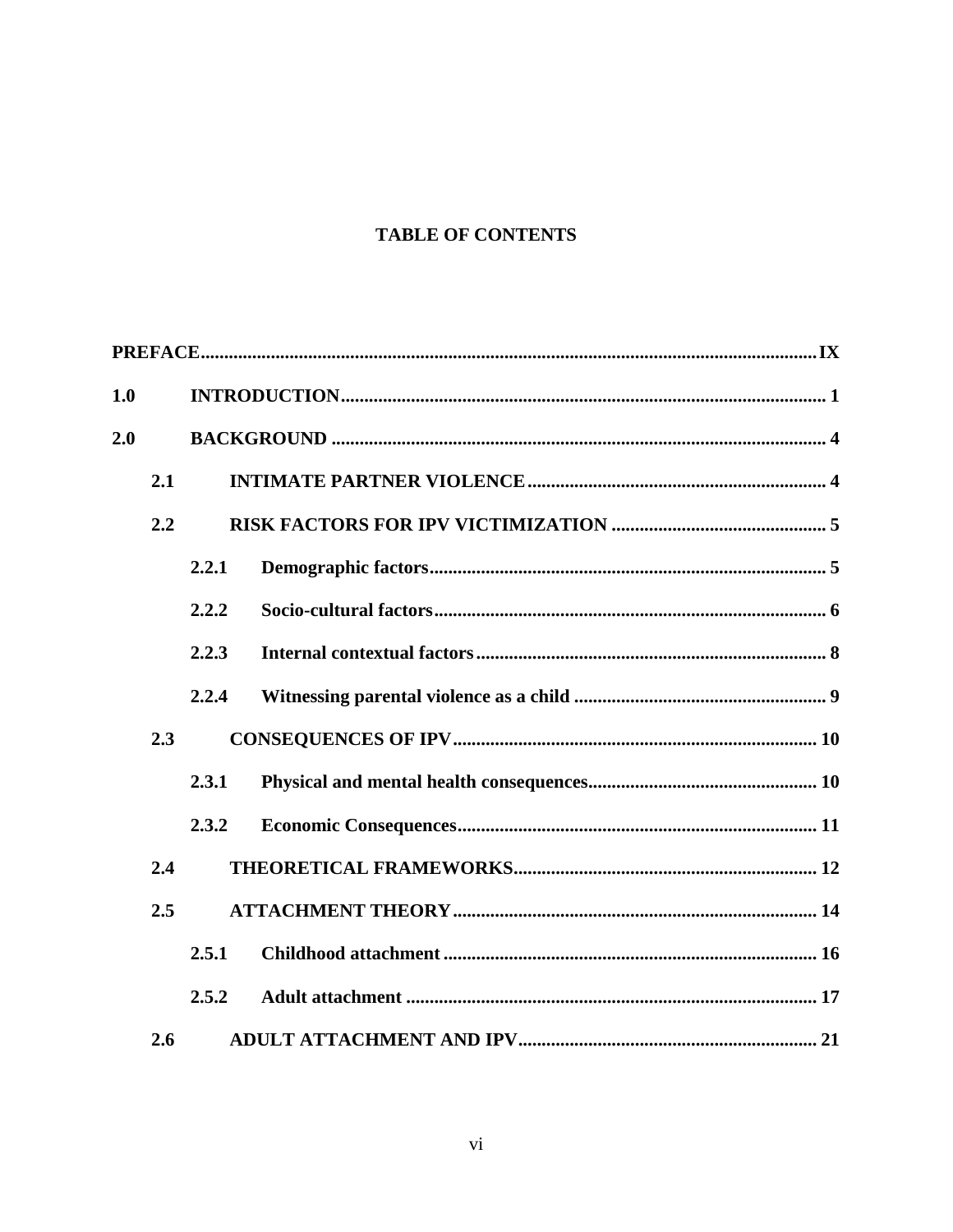# TABLE OF CONTENTS

**PREFACE**......................................................................................................................... **IX**

**1.0 INTRODUCTION**........................................................................................................ **1**

**2.0 BACKGROUND** ........................................................................................................... **4**

**2.1 INTIMATE PARTNER VIOLENCE**.............................................................. **4**

**2.2 RISK FACTORS FOR IPV VICTIMIZATION** .............................................. **5**

**2.2.1 Demographic factors**.................................................................................. **5**

**2.2.2 Socio-cultural factors**................................................................................ **6**

**2.2.3 Internal contextual factors**....................................................................... **8**

**2.2.4 Witnessing parental violence as a child** ................................................. **9**

**2.3 CONSEQUENCES OF IPV**............................................................................ **10**

**2.3.1 Physical and mental health consequences**............................................. **10**

**2.3.2 Economic Consequences**......................................................................... **11**

**2.4 THEORETICAL FRAMEWORKS**................................................................ **12**

**2.5 ATTACHMENT THEORY**............................................................................. **14**

**2.5.1 Childhood attachment**............................................................................. **16**

**2.5.2 Adult attachment** ...................................................................................... **17**

**2.6 ADULT ATTACHMENT AND IPV**............................................................... **21**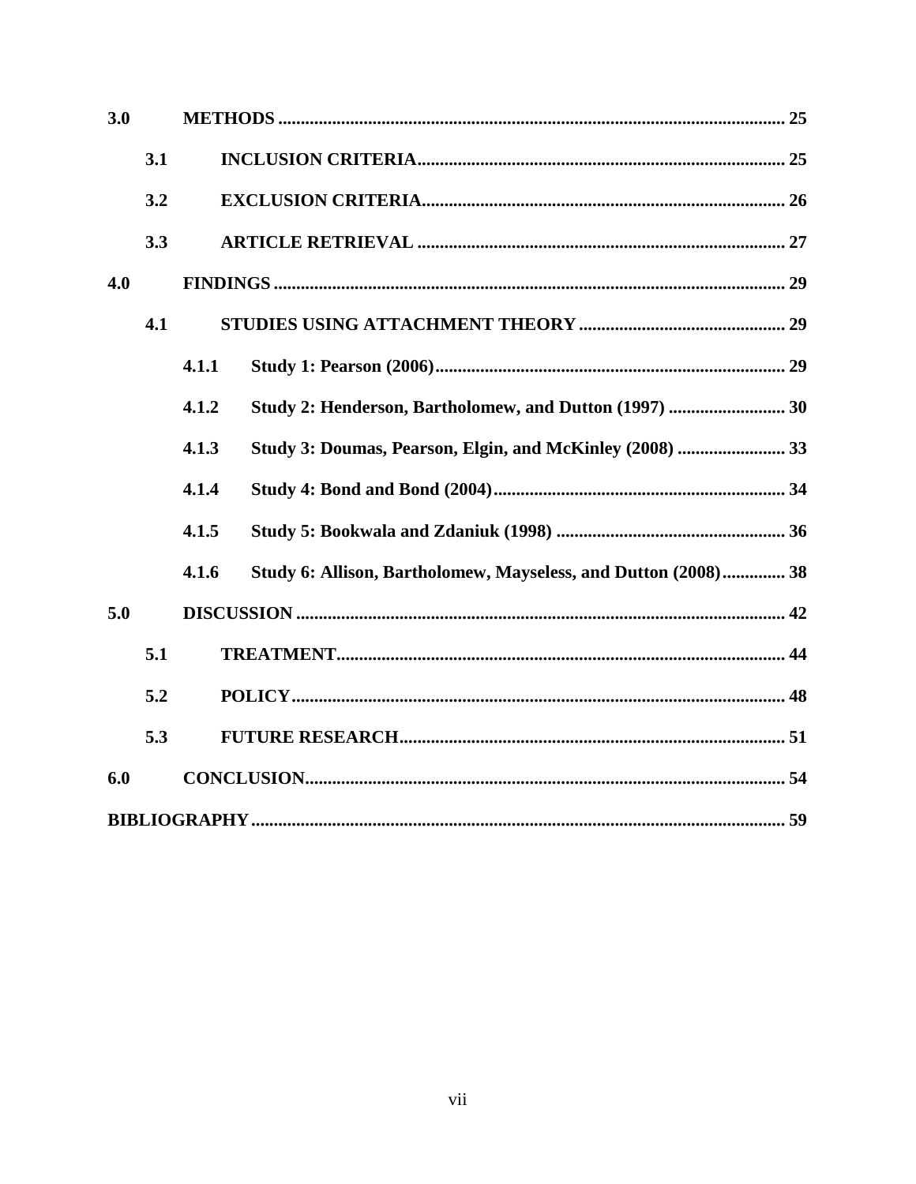**3.0 METHODS** ........................................................................................................ 25

**3.1 INCLUSION CRITERIA** ................................................................................ 25

**3.2 EXCLUSION CRITERIA** ............................................................................... 26

**3.3 ARTICLE RETRIEVAL** ................................................................................ 27

**4.0 FINDINGS** ........................................................................................................ 29

**4.1 STUDIES USING ATTACHMENT THEORY** ............................................. 29

**4.1.1 Study 1: Pearson (2006)** ............................................................................ 29

**4.1.2 Study 2: Henderson, Bartholomew, and Dutton (1997)** .......................... 30

**4.1.3 Study 3: Doumas, Pearson, Elgin, and McKinley (2008)** ........................ 33

**4.1.4 Study 4: Bond and Bond (2004)** ................................................................ 34

**4.1.5 Study 5: Bookwala and Zdaniuk (1998)** .................................................. 36

**4.1.6 Study 6: Allison, Bartholomew, Mayseless, and Dutton (2008)** ............. 38

**5.0 DISCUSSION** .................................................................................................... 42

**5.1 TREATMENT** ................................................................................................ 44

**5.2 POLICY** .......................................................................................................... 48

**5.3 FUTURE RESEARCH** ................................................................................... 51

**6.0 CONCLUSION** .................................................................................................. 54

**BIBLIOGRAPHY** ....................................................................................................... 59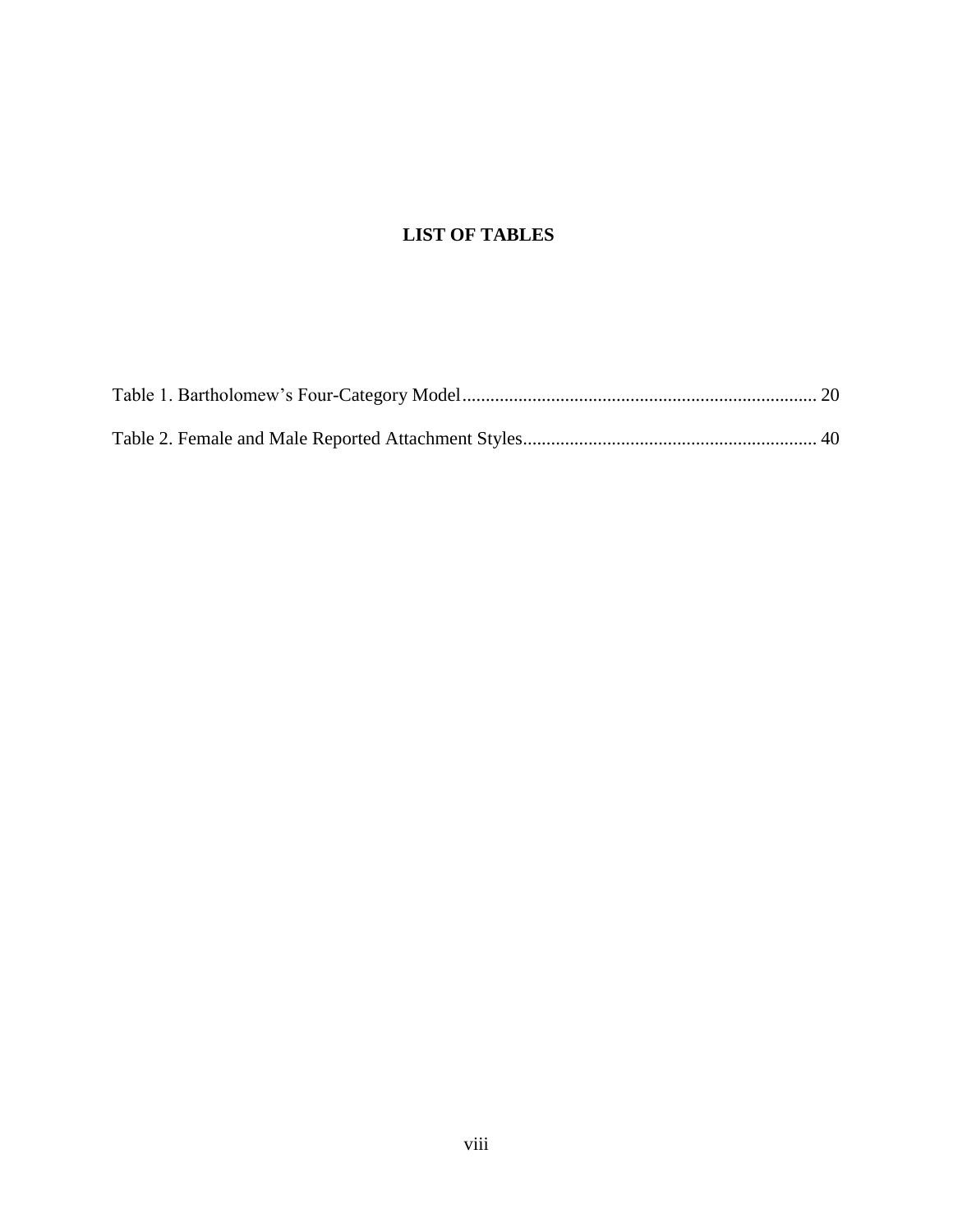# LIST OF TABLES

Table 1. Bartholomew's Four-Category Model ........................................................................... 20

Table 2. Female and Male Reported Attachment Styles.............................................................. 40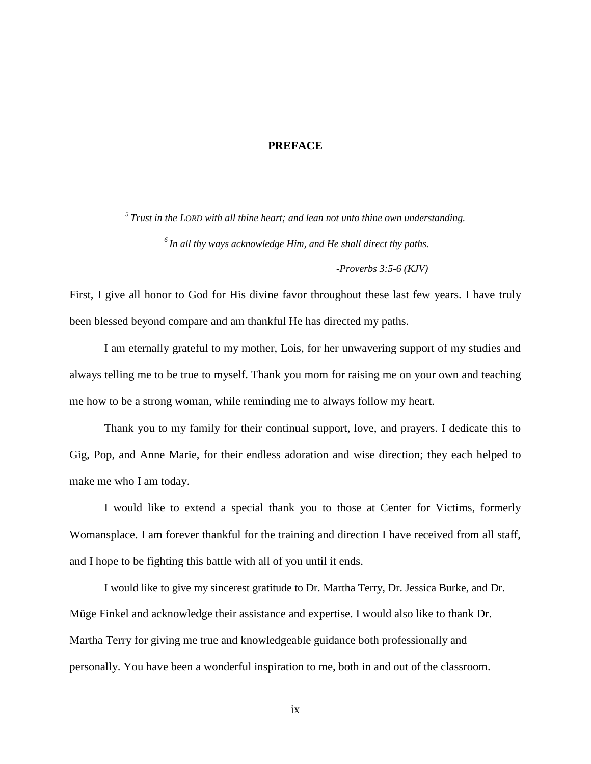# PREFACE

*[5] Trust in the LORD with all thine heart; and lean not unto thine own understanding.*

*[6] In all thy ways acknowledge Him, and He shall direct thy paths.*

*-Proverbs 3:5-6 (KJV)*

First, I give all honor to God for His divine favor throughout these last few years. I have truly been blessed beyond compare and am thankful He has directed my paths.

I am eternally grateful to my mother, Lois, for her unwavering support of my studies and always telling me to be true to myself. Thank you mom for raising me on your own and teaching me how to be a strong woman, while reminding me to always follow my heart.

Thank you to my family for their continual support, love, and prayers. I dedicate this to Gig, Pop, and Anne Marie, for their endless adoration and wise direction; they each helped to make me who I am today.

I would like to extend a special thank you to those at Center for Victims, formerly Womansplace. I am forever thankful for the training and direction I have received from all staff, and I hope to be fighting this battle with all of you until it ends.

I would like to give my sincerest gratitude to Dr. Martha Terry, Dr. Jessica Burke, and Dr. Müge Finkel and acknowledge their assistance and expertise. I would also like to thank Dr. Martha Terry for giving me true and knowledgeable guidance both professionally and personally. You have been a wonderful inspiration to me, both in and out of the classroom.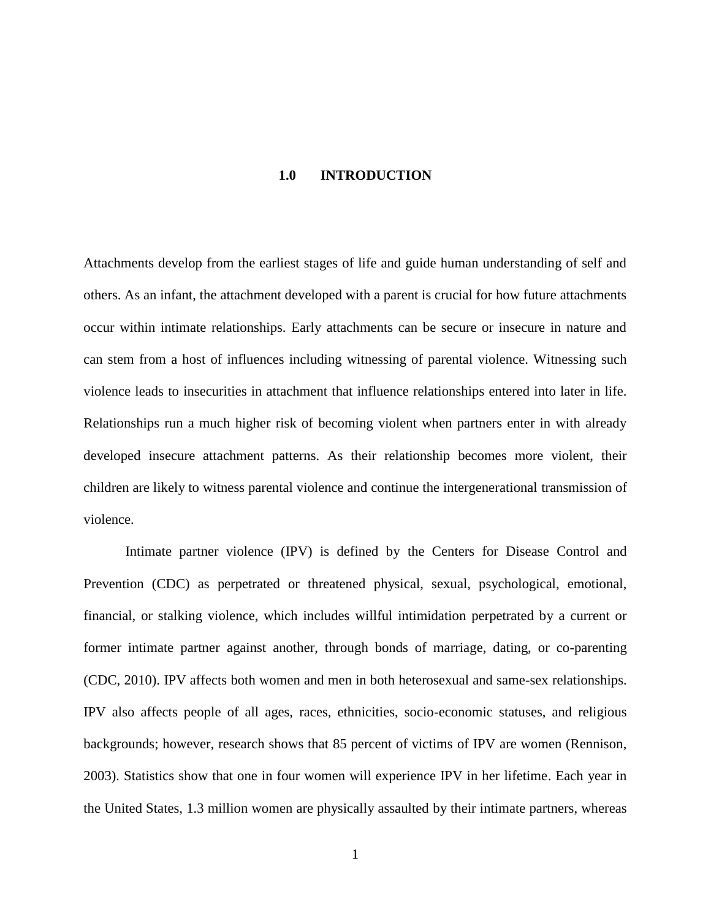# 1.0 INTRODUCTION

Attachments develop from the earliest stages of life and guide human understanding of self and others. As an infant, the attachment developed with a parent is crucial for how future attachments occur within intimate relationships. Early attachments can be secure or insecure in nature and can stem from a host of influences including witnessing of parental violence. Witnessing such violence leads to insecurities in attachment that influence relationships entered into later in life. Relationships run a much higher risk of becoming violent when partners enter in with already developed insecure attachment patterns. As their relationship becomes more violent, their children are likely to witness parental violence and continue the intergenerational transmission of violence.

Intimate partner violence (IPV) is defined by the Centers for Disease Control and Prevention (CDC) as perpetrated or threatened physical, sexual, psychological, emotional, financial, or stalking violence, which includes willful intimidation perpetrated by a current or former intimate partner against another, through bonds of marriage, dating, or co-parenting (CDC, 2010). IPV affects both women and men in both heterosexual and same-sex relationships. IPV also affects people of all ages, races, ethnicities, socio-economic statuses, and religious backgrounds; however, research shows that 85 percent of victims of IPV are women (Rennison, 2003). Statistics show that one in four women will experience IPV in her lifetime. Each year in the United States, 1.3 million women are physically assaulted by their intimate partners, whereas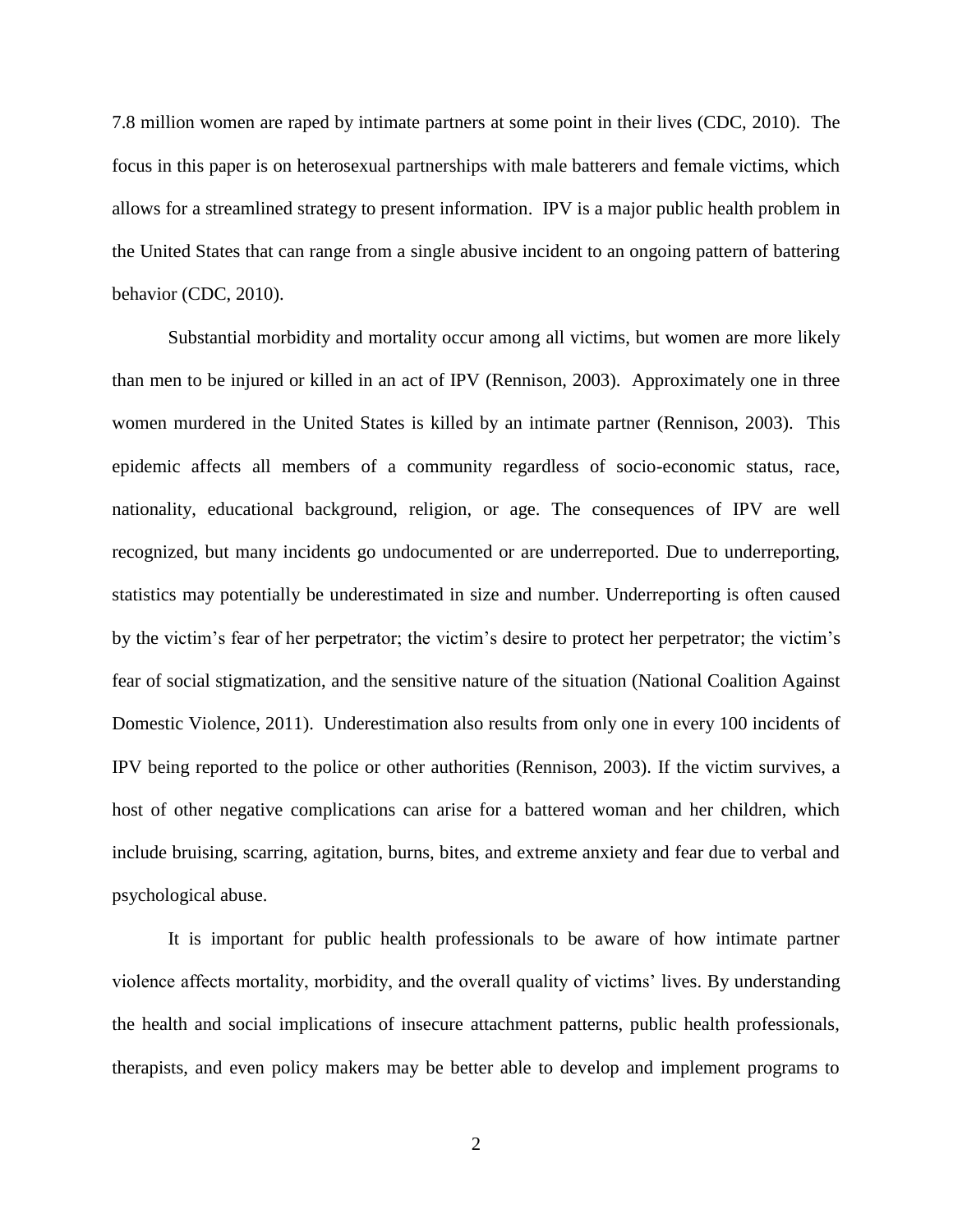7.8 million women are raped by intimate partners at some point in their lives (CDC, 2010). The focus in this paper is on heterosexual partnerships with male batterers and female victims, which allows for a streamlined strategy to present information. IPV is a major public health problem in the United States that can range from a single abusive incident to an ongoing pattern of battering behavior (CDC, 2010).

Substantial morbidity and mortality occur among all victims, but women are more likely than men to be injured or killed in an act of IPV (Rennison, 2003). Approximately one in three women murdered in the United States is killed by an intimate partner (Rennison, 2003). This epidemic affects all members of a community regardless of socio-economic status, race, nationality, educational background, religion, or age. The consequences of IPV are well recognized, but many incidents go undocumented or are underreported. Due to underreporting, statistics may potentially be underestimated in size and number. Underreporting is often caused by the victim's fear of her perpetrator; the victim's desire to protect her perpetrator; the victim's fear of social stigmatization, and the sensitive nature of the situation (National Coalition Against Domestic Violence, 2011). Underestimation also results from only one in every 100 incidents of IPV being reported to the police or other authorities (Rennison, 2003). If the victim survives, a host of other negative complications can arise for a battered woman and her children, which include bruising, scarring, agitation, burns, bites, and extreme anxiety and fear due to verbal and psychological abuse.

It is important for public health professionals to be aware of how intimate partner violence affects mortality, morbidity, and the overall quality of victims' lives. By understanding the health and social implications of insecure attachment patterns, public health professionals, therapists, and even policy makers may be better able to develop and implement programs to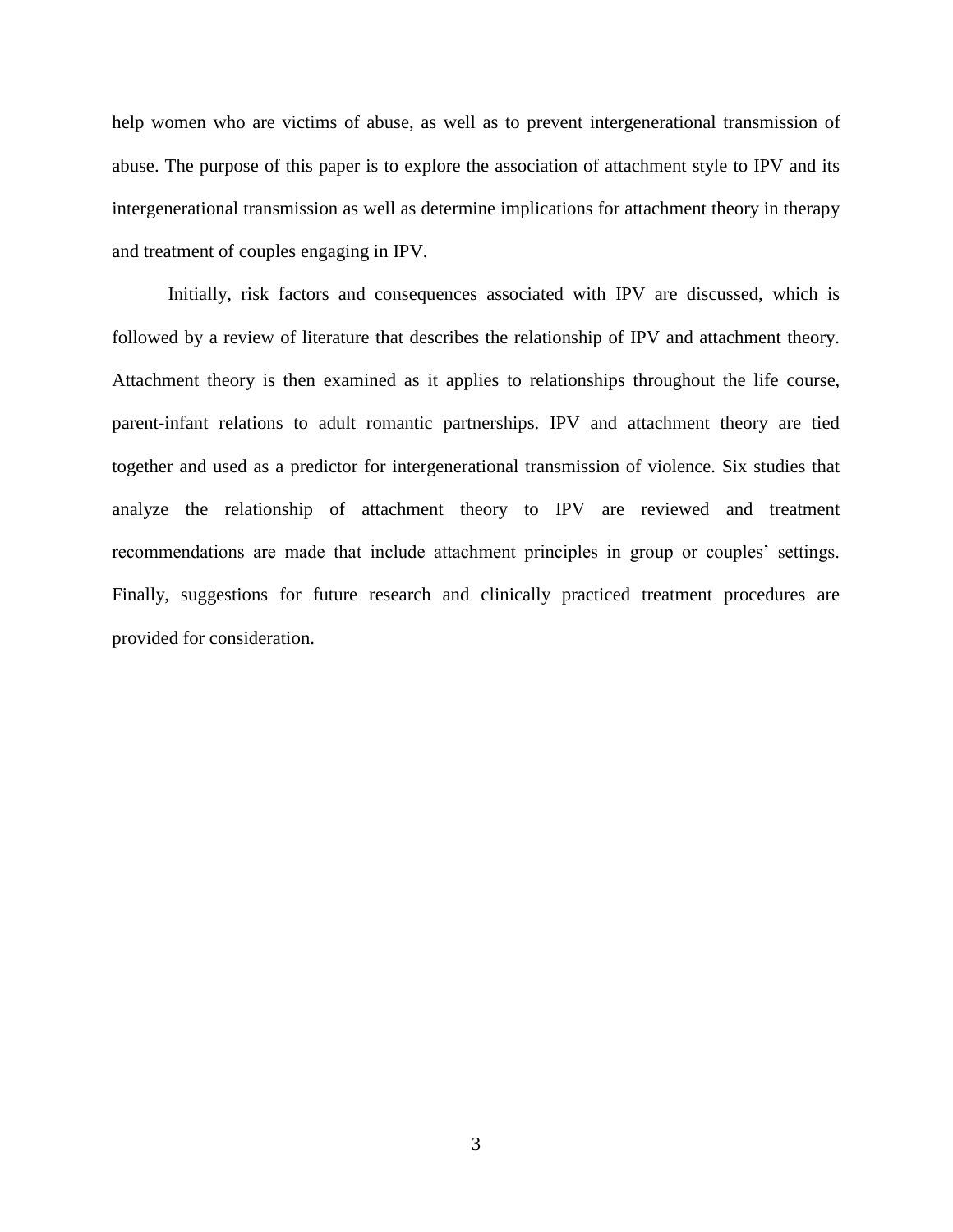help women who are victims of abuse, as well as to prevent intergenerational transmission of abuse. The purpose of this paper is to explore the association of attachment style to IPV and its intergenerational transmission as well as determine implications for attachment theory in therapy and treatment of couples engaging in IPV.

Initially, risk factors and consequences associated with IPV are discussed, which is followed by a review of literature that describes the relationship of IPV and attachment theory. Attachment theory is then examined as it applies to relationships throughout the life course, parent-infant relations to adult romantic partnerships. IPV and attachment theory are tied together and used as a predictor for intergenerational transmission of violence. Six studies that analyze the relationship of attachment theory to IPV are reviewed and treatment recommendations are made that include attachment principles in group or couples' settings. Finally, suggestions for future research and clinically practiced treatment procedures are provided for consideration.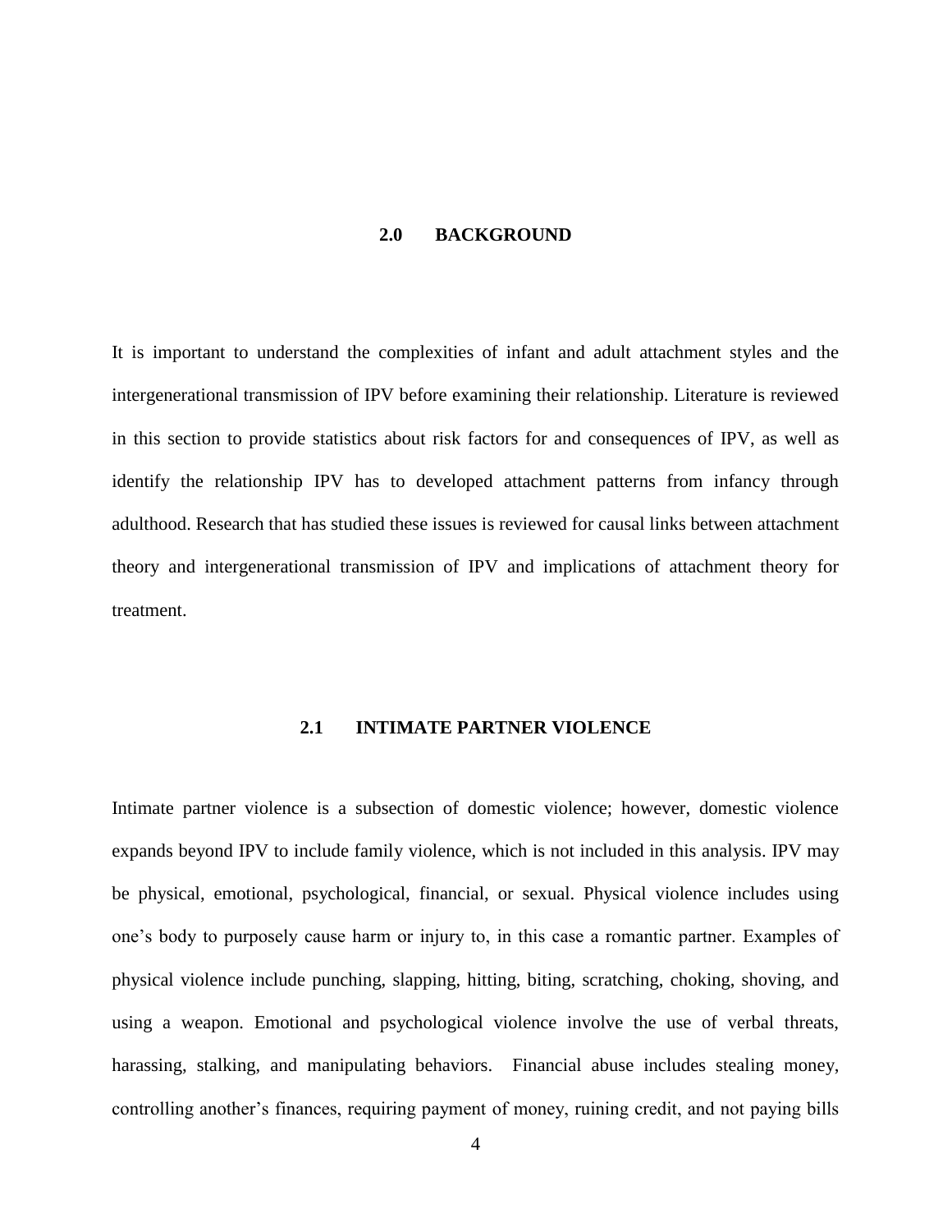# 2.0 BACKGROUND

It is important to understand the complexities of infant and adult attachment styles and the intergenerational transmission of IPV before examining their relationship. Literature is reviewed in this section to provide statistics about risk factors for and consequences of IPV, as well as identify the relationship IPV has to developed attachment patterns from infancy through adulthood. Research that has studied these issues is reviewed for causal links between attachment theory and intergenerational transmission of IPV and implications of attachment theory for treatment.

## 2.1 INTIMATE PARTNER VIOLENCE

Intimate partner violence is a subsection of domestic violence; however, domestic violence expands beyond IPV to include family violence, which is not included in this analysis. IPV may be physical, emotional, psychological, financial, or sexual. Physical violence includes using one's body to purposely cause harm or injury to, in this case a romantic partner. Examples of physical violence include punching, slapping, hitting, biting, scratching, choking, shoving, and using a weapon. Emotional and psychological violence involve the use of verbal threats, harassing, stalking, and manipulating behaviors. Financial abuse includes stealing money, controlling another's finances, requiring payment of money, ruining credit, and not paying bills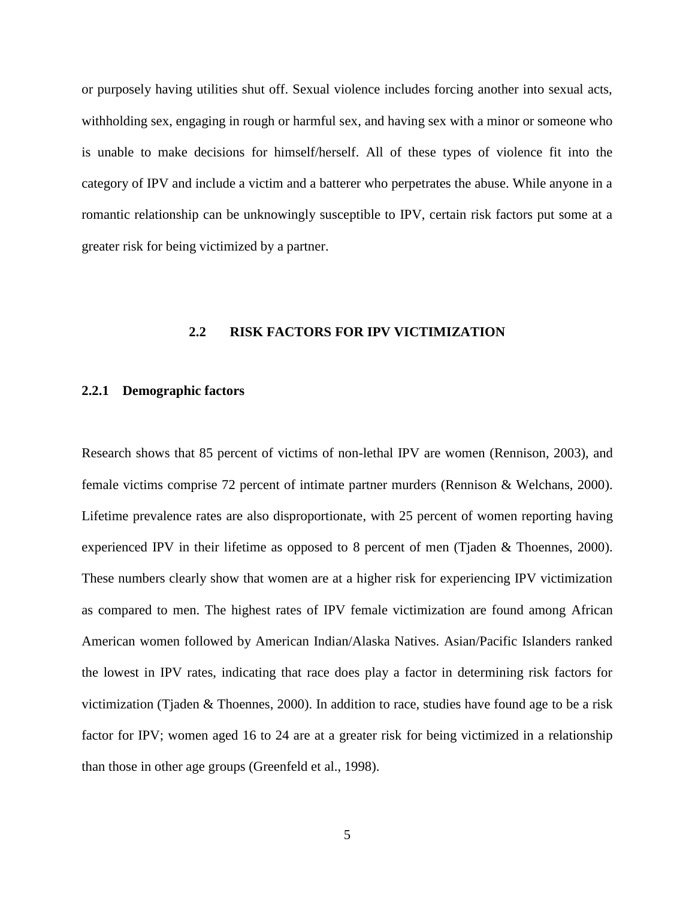or purposely having utilities shut off. Sexual violence includes forcing another into sexual acts, withholding sex, engaging in rough or harmful sex, and having sex with a minor or someone who is unable to make decisions for himself/herself. All of these types of violence fit into the category of IPV and include a victim and a batterer who perpetrates the abuse. While anyone in a romantic relationship can be unknowingly susceptible to IPV, certain risk factors put some at a greater risk for being victimized by a partner.

## 2.2 RISK FACTORS FOR IPV VICTIMIZATION

### 2.2.1 Demographic factors

Research shows that 85 percent of victims of non-lethal IPV are women (Rennison, 2003), and female victims comprise 72 percent of intimate partner murders (Rennison & Welchans, 2000). Lifetime prevalence rates are also disproportionate, with 25 percent of women reporting having experienced IPV in their lifetime as opposed to 8 percent of men (Tjaden & Thoennes, 2000). These numbers clearly show that women are at a higher risk for experiencing IPV victimization as compared to men. The highest rates of IPV female victimization are found among African American women followed by American Indian/Alaska Natives. Asian/Pacific Islanders ranked the lowest in IPV rates, indicating that race does play a factor in determining risk factors for victimization (Tjaden & Thoennes, 2000). In addition to race, studies have found age to be a risk factor for IPV; women aged 16 to 24 are at a greater risk for being victimized in a relationship than those in other age groups (Greenfeld et al., 1998).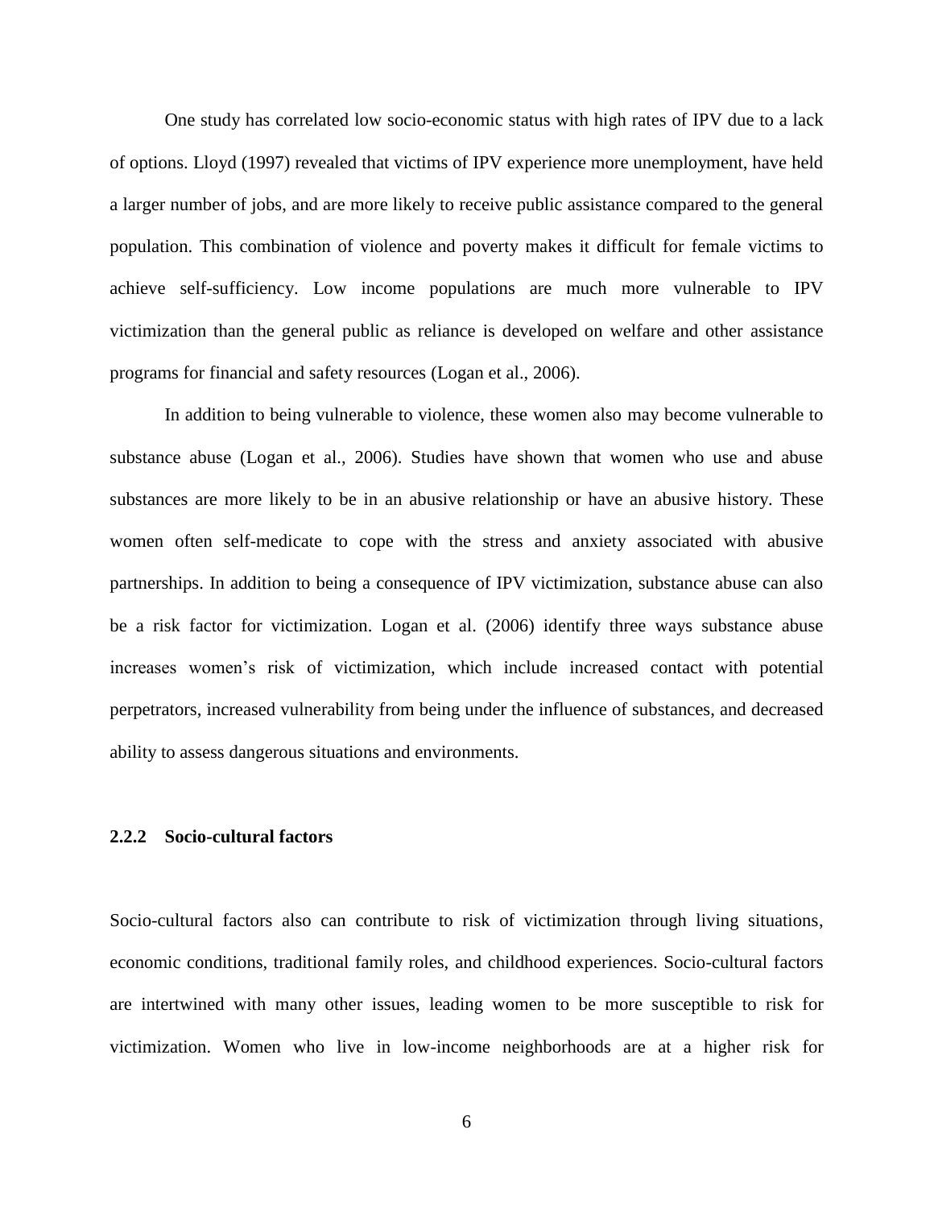One study has correlated low socio-economic status with high rates of IPV due to a lack of options. Lloyd (1997) revealed that victims of IPV experience more unemployment, have held a larger number of jobs, and are more likely to receive public assistance compared to the general population. This combination of violence and poverty makes it difficult for female victims to achieve self-sufficiency. Low income populations are much more vulnerable to IPV victimization than the general public as reliance is developed on welfare and other assistance programs for financial and safety resources (Logan et al., 2006).

In addition to being vulnerable to violence, these women also may become vulnerable to substance abuse (Logan et al., 2006). Studies have shown that women who use and abuse substances are more likely to be in an abusive relationship or have an abusive history. These women often self-medicate to cope with the stress and anxiety associated with abusive partnerships. In addition to being a consequence of IPV victimization, substance abuse can also be a risk factor for victimization. Logan et al. (2006) identify three ways substance abuse increases women's risk of victimization, which include increased contact with potential perpetrators, increased vulnerability from being under the influence of substances, and decreased ability to assess dangerous situations and environments.

### 2.2.2 Socio-cultural factors

Socio-cultural factors also can contribute to risk of victimization through living situations, economic conditions, traditional family roles, and childhood experiences. Socio-cultural factors are intertwined with many other issues, leading women to be more susceptible to risk for victimization. Women who live in low-income neighborhoods are at a higher risk for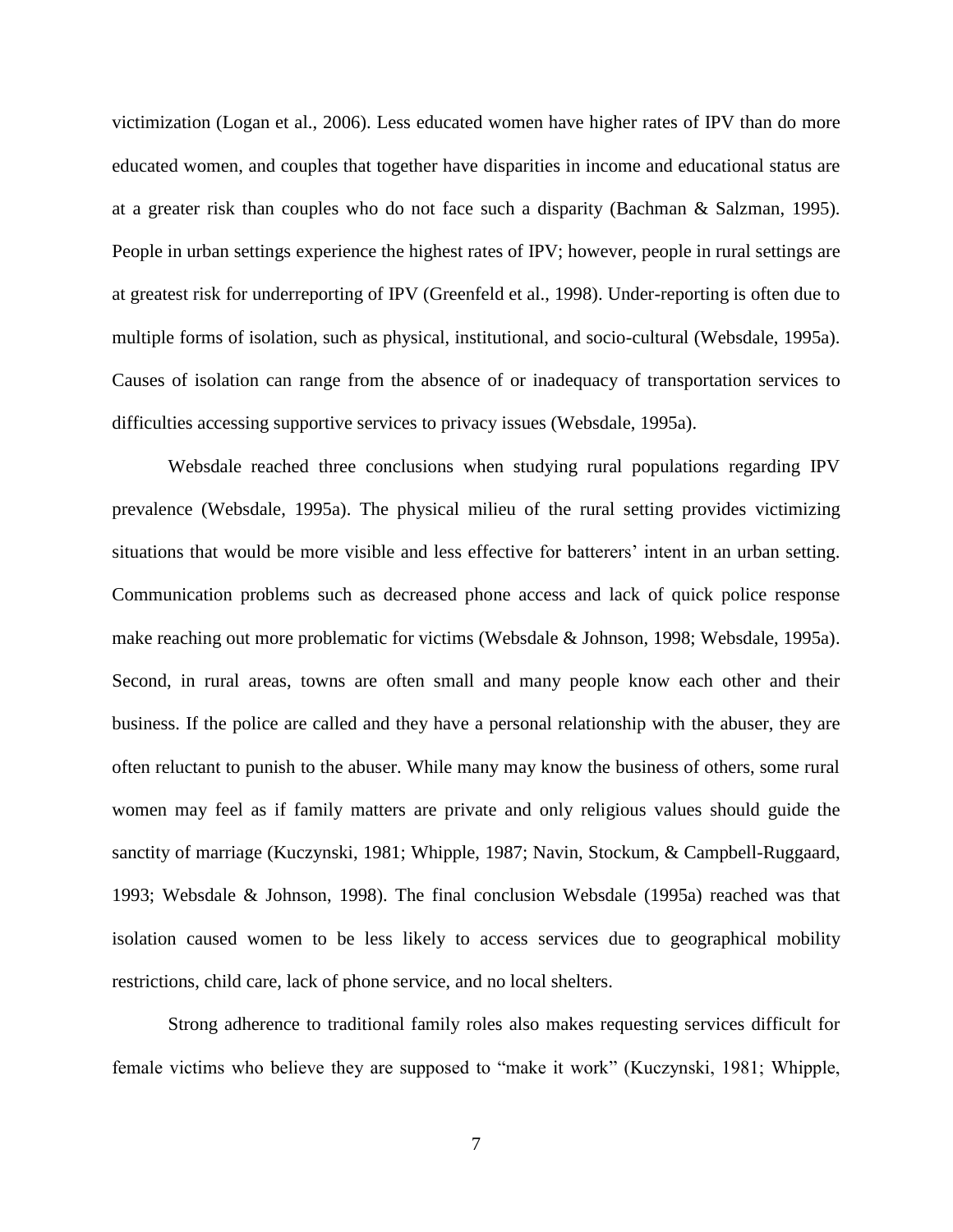victimization (Logan et al., 2006). Less educated women have higher rates of IPV than do more educated women, and couples that together have disparities in income and educational status are at a greater risk than couples who do not face such a disparity (Bachman & Salzman, 1995). People in urban settings experience the highest rates of IPV; however, people in rural settings are at greatest risk for underreporting of IPV (Greenfeld et al., 1998). Under-reporting is often due to multiple forms of isolation, such as physical, institutional, and socio-cultural (Websdale, 1995a). Causes of isolation can range from the absence of or inadequacy of transportation services to difficulties accessing supportive services to privacy issues (Websdale, 1995a).

Websdale reached three conclusions when studying rural populations regarding IPV prevalence (Websdale, 1995a). The physical milieu of the rural setting provides victimizing situations that would be more visible and less effective for batterers' intent in an urban setting. Communication problems such as decreased phone access and lack of quick police response make reaching out more problematic for victims (Websdale & Johnson, 1998; Websdale, 1995a). Second, in rural areas, towns are often small and many people know each other and their business. If the police are called and they have a personal relationship with the abuser, they are often reluctant to punish to the abuser. While many may know the business of others, some rural women may feel as if family matters are private and only religious values should guide the sanctity of marriage (Kuczynski, 1981; Whipple, 1987; Navin, Stockum, & Campbell-Ruggaard, 1993; Websdale & Johnson, 1998). The final conclusion Websdale (1995a) reached was that isolation caused women to be less likely to access services due to geographical mobility restrictions, child care, lack of phone service, and no local shelters.

Strong adherence to traditional family roles also makes requesting services difficult for female victims who believe they are supposed to "make it work" (Kuczynski, 1981; Whipple,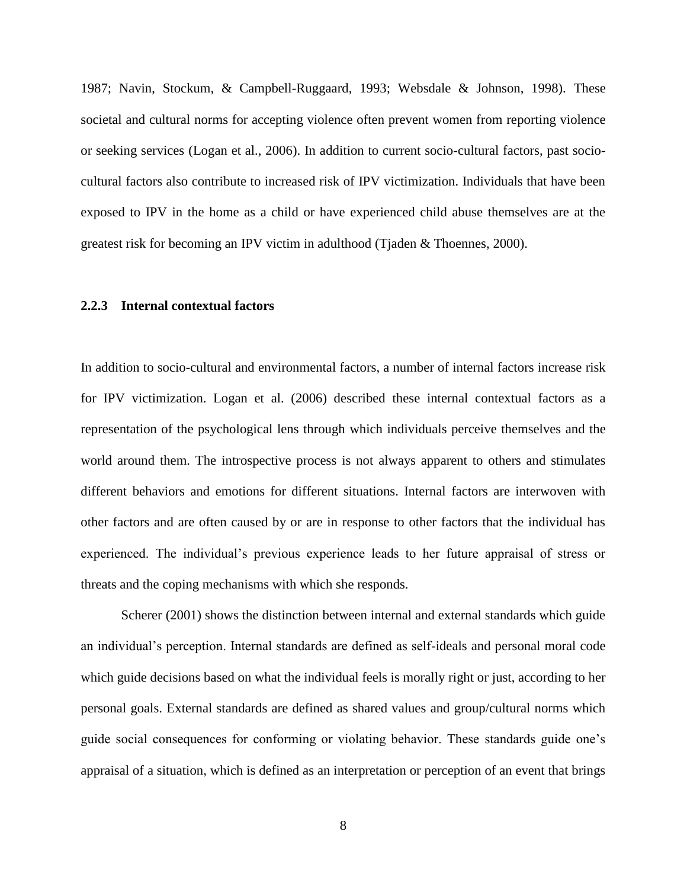1987; Navin, Stockum, & Campbell-Ruggaard, 1993; Websdale & Johnson, 1998). These societal and cultural norms for accepting violence often prevent women from reporting violence or seeking services (Logan et al., 2006). In addition to current socio-cultural factors, past socio-cultural factors also contribute to increased risk of IPV victimization. Individuals that have been exposed to IPV in the home as a child or have experienced child abuse themselves are at the greatest risk for becoming an IPV victim in adulthood (Tjaden & Thoennes, 2000).

### 2.2.3 Internal contextual factors

In addition to socio-cultural and environmental factors, a number of internal factors increase risk for IPV victimization. Logan et al. (2006) described these internal contextual factors as a representation of the psychological lens through which individuals perceive themselves and the world around them. The introspective process is not always apparent to others and stimulates different behaviors and emotions for different situations. Internal factors are interwoven with other factors and are often caused by or are in response to other factors that the individual has experienced. The individual's previous experience leads to her future appraisal of stress or threats and the coping mechanisms with which she responds.

Scherer (2001) shows the distinction between internal and external standards which guide an individual's perception. Internal standards are defined as self-ideals and personal moral code which guide decisions based on what the individual feels is morally right or just, according to her personal goals. External standards are defined as shared values and group/cultural norms which guide social consequences for conforming or violating behavior. These standards guide one's appraisal of a situation, which is defined as an interpretation or perception of an event that brings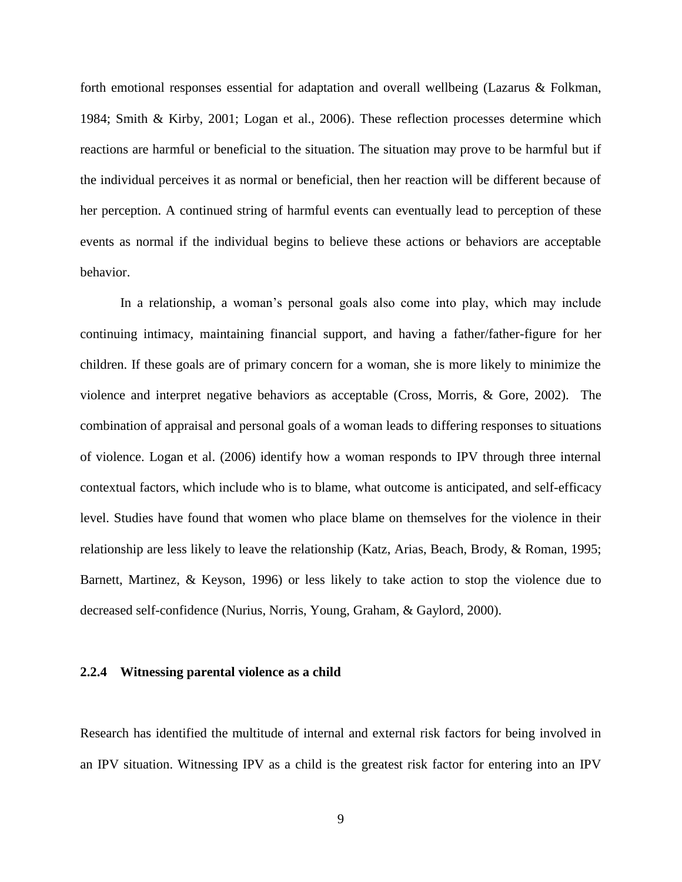forth emotional responses essential for adaptation and overall wellbeing (Lazarus & Folkman, 1984; Smith & Kirby, 2001; Logan et al., 2006). These reflection processes determine which reactions are harmful or beneficial to the situation. The situation may prove to be harmful but if the individual perceives it as normal or beneficial, then her reaction will be different because of her perception. A continued string of harmful events can eventually lead to perception of these events as normal if the individual begins to believe these actions or behaviors are acceptable behavior.

In a relationship, a woman's personal goals also come into play, which may include continuing intimacy, maintaining financial support, and having a father/father-figure for her children. If these goals are of primary concern for a woman, she is more likely to minimize the violence and interpret negative behaviors as acceptable (Cross, Morris, & Gore, 2002). The combination of appraisal and personal goals of a woman leads to differing responses to situations of violence. Logan et al. (2006) identify how a woman responds to IPV through three internal contextual factors, which include who is to blame, what outcome is anticipated, and self-efficacy level. Studies have found that women who place blame on themselves for the violence in their relationship are less likely to leave the relationship (Katz, Arias, Beach, Brody, & Roman, 1995; Barnett, Martinez, & Keyson, 1996) or less likely to take action to stop the violence due to decreased self-confidence (Nurius, Norris, Young, Graham, & Gaylord, 2000).

### 2.2.4 Witnessing parental violence as a child

Research has identified the multitude of internal and external risk factors for being involved in an IPV situation. Witnessing IPV as a child is the greatest risk factor for entering into an IPV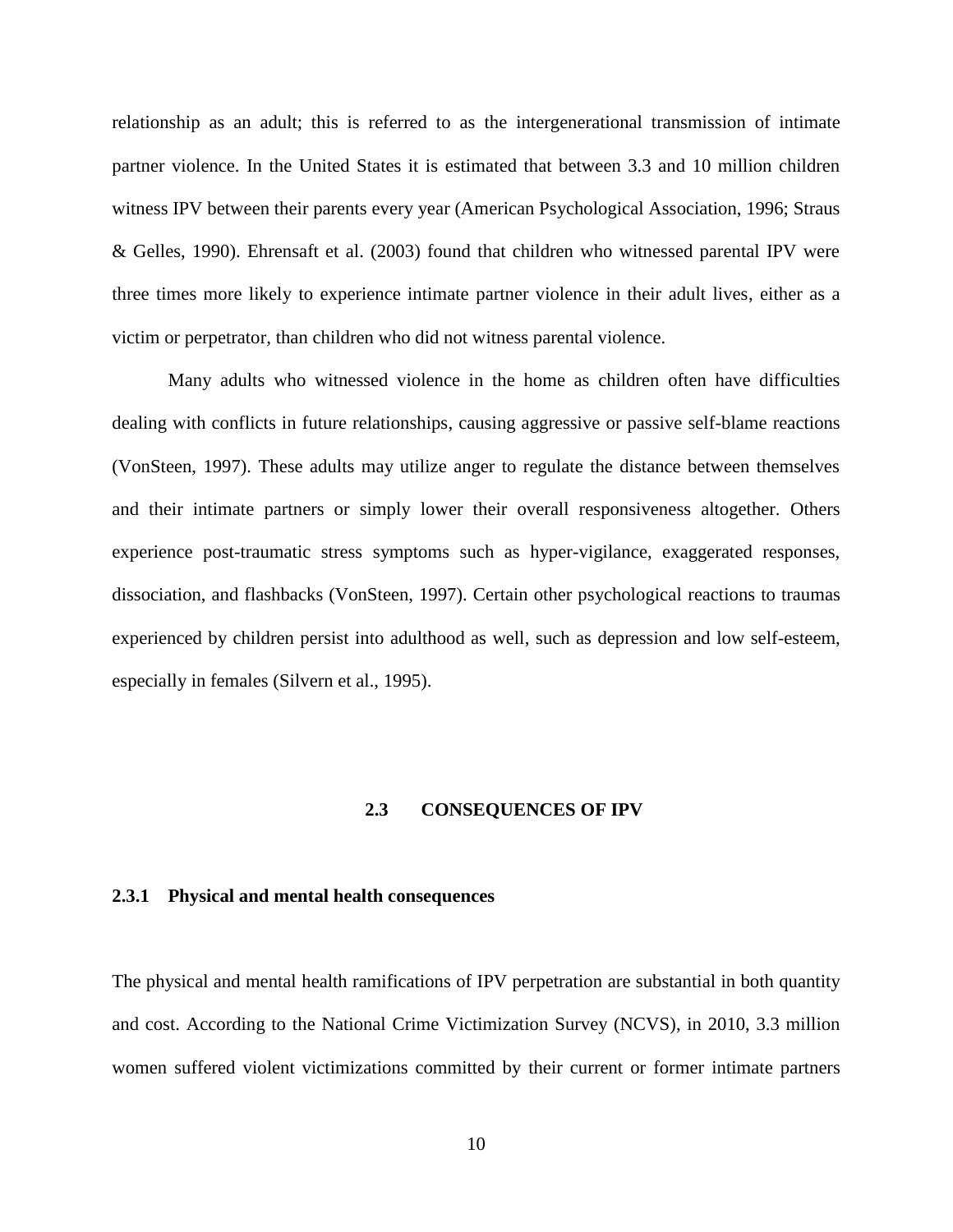relationship as an adult; this is referred to as the intergenerational transmission of intimate partner violence. In the United States it is estimated that between 3.3 and 10 million children witness IPV between their parents every year (American Psychological Association, 1996; Straus & Gelles, 1990). Ehrensaft et al. (2003) found that children who witnessed parental IPV were three times more likely to experience intimate partner violence in their adult lives, either as a victim or perpetrator, than children who did not witness parental violence.

Many adults who witnessed violence in the home as children often have difficulties dealing with conflicts in future relationships, causing aggressive or passive self-blame reactions (VonSteen, 1997). These adults may utilize anger to regulate the distance between themselves and their intimate partners or simply lower their overall responsiveness altogether. Others experience post-traumatic stress symptoms such as hyper-vigilance, exaggerated responses, dissociation, and flashbacks (VonSteen, 1997). Certain other psychological reactions to traumas experienced by children persist into adulthood as well, such as depression and low self-esteem, especially in females (Silvern et al., 1995).

## 2.3 CONSEQUENCES OF IPV

### 2.3.1 Physical and mental health consequences

The physical and mental health ramifications of IPV perpetration are substantial in both quantity and cost. According to the National Crime Victimization Survey (NCVS), in 2010, 3.3 million women suffered violent victimizations committed by their current or former intimate partners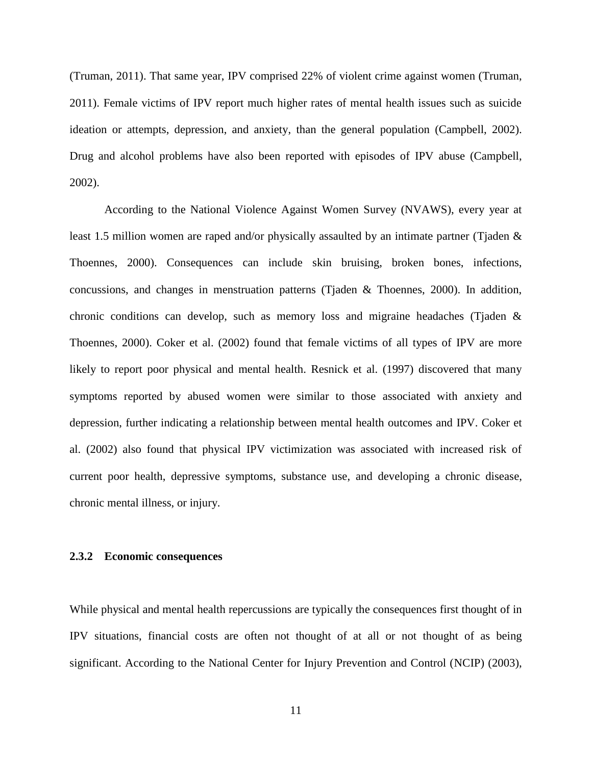(Truman, 2011). That same year, IPV comprised 22% of violent crime against women (Truman, 2011). Female victims of IPV report much higher rates of mental health issues such as suicide ideation or attempts, depression, and anxiety, than the general population (Campbell, 2002). Drug and alcohol problems have also been reported with episodes of IPV abuse (Campbell, 2002).

According to the National Violence Against Women Survey (NVAWS), every year at least 1.5 million women are raped and/or physically assaulted by an intimate partner (Tjaden & Thoennes, 2000). Consequences can include skin bruising, broken bones, infections, concussions, and changes in menstruation patterns (Tjaden & Thoennes, 2000). In addition, chronic conditions can develop, such as memory loss and migraine headaches (Tjaden & Thoennes, 2000). Coker et al. (2002) found that female victims of all types of IPV are more likely to report poor physical and mental health. Resnick et al. (1997) discovered that many symptoms reported by abused women were similar to those associated with anxiety and depression, further indicating a relationship between mental health outcomes and IPV. Coker et al. (2002) also found that physical IPV victimization was associated with increased risk of current poor health, depressive symptoms, substance use, and developing a chronic disease, chronic mental illness, or injury.

### 2.3.2 Economic consequences

While physical and mental health repercussions are typically the consequences first thought of in IPV situations, financial costs are often not thought of at all or not thought of as being significant. According to the National Center for Injury Prevention and Control (NCIP) (2003),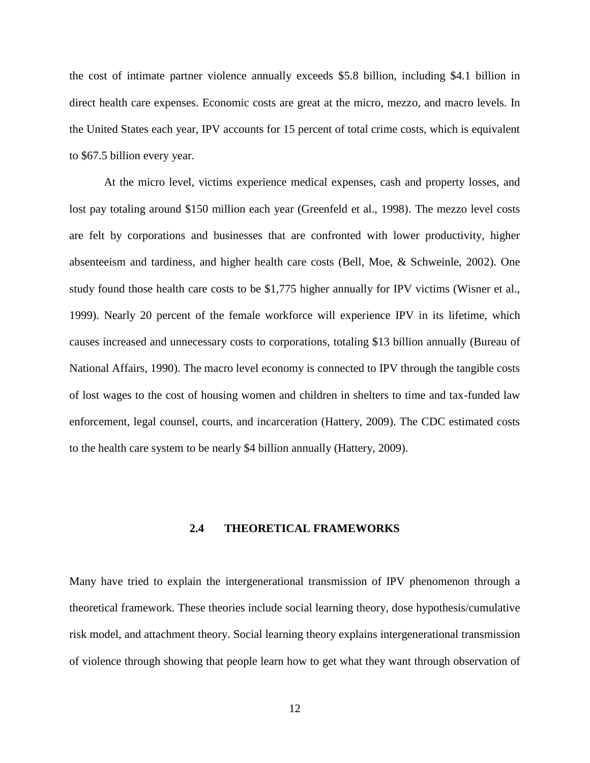the cost of intimate partner violence annually exceeds $5.8 billion, including $4.1 billion in direct health care expenses. Economic costs are great at the micro, mezzo, and macro levels. In the United States each year, IPV accounts for 15 percent of total crime costs, which is equivalent to $67.5 billion every year.

At the micro level, victims experience medical expenses, cash and property losses, and lost pay totaling around $150 million each year (Greenfeld et al., 1998). The mezzo level costs are felt by corporations and businesses that are confronted with lower productivity, higher absenteeism and tardiness, and higher health care costs (Bell, Moe, & Schweinle, 2002). One study found those health care costs to be $1,775 higher annually for IPV victims (Wisner et al., 1999). Nearly 20 percent of the female workforce will experience IPV in its lifetime, which causes increased and unnecessary costs to corporations, totaling $13 billion annually (Bureau of National Affairs, 1990). The macro level economy is connected to IPV through the tangible costs of lost wages to the cost of housing women and children in shelters to time and tax-funded law enforcement, legal counsel, courts, and incarceration (Hattery, 2009). The CDC estimated costs to the health care system to be nearly $4 billion annually (Hattery, 2009).

## 2.4 THEORETICAL FRAMEWORKS

Many have tried to explain the intergenerational transmission of IPV phenomenon through a theoretical framework. These theories include social learning theory, dose hypothesis/cumulative risk model, and attachment theory. Social learning theory explains intergenerational transmission of violence through showing that people learn how to get what they want through observation of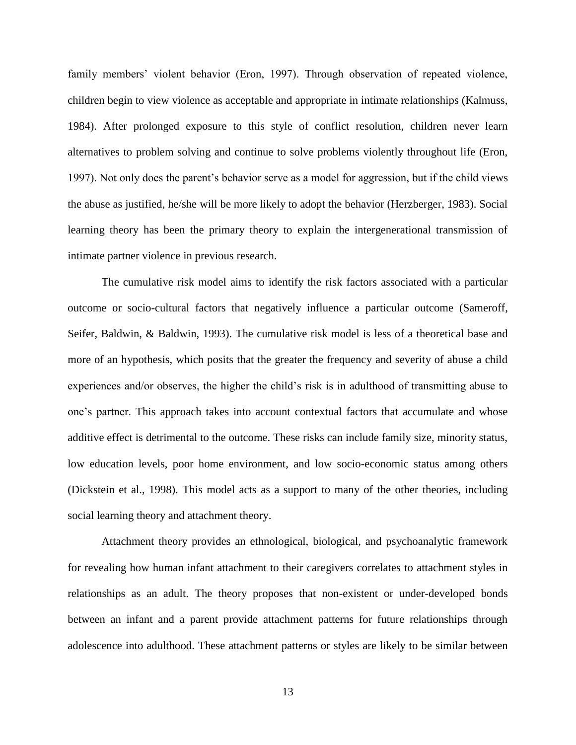family members' violent behavior (Eron, 1997). Through observation of repeated violence, children begin to view violence as acceptable and appropriate in intimate relationships (Kalmuss, 1984). After prolonged exposure to this style of conflict resolution, children never learn alternatives to problem solving and continue to solve problems violently throughout life (Eron, 1997). Not only does the parent's behavior serve as a model for aggression, but if the child views the abuse as justified, he/she will be more likely to adopt the behavior (Herzberger, 1983). Social learning theory has been the primary theory to explain the intergenerational transmission of intimate partner violence in previous research.

The cumulative risk model aims to identify the risk factors associated with a particular outcome or socio-cultural factors that negatively influence a particular outcome (Sameroff, Seifer, Baldwin, & Baldwin, 1993). The cumulative risk model is less of a theoretical base and more of an hypothesis, which posits that the greater the frequency and severity of abuse a child experiences and/or observes, the higher the child's risk is in adulthood of transmitting abuse to one's partner. This approach takes into account contextual factors that accumulate and whose additive effect is detrimental to the outcome. These risks can include family size, minority status, low education levels, poor home environment, and low socio-economic status among others (Dickstein et al., 1998). This model acts as a support to many of the other theories, including social learning theory and attachment theory.

Attachment theory provides an ethnological, biological, and psychoanalytic framework for revealing how human infant attachment to their caregivers correlates to attachment styles in relationships as an adult. The theory proposes that non-existent or under-developed bonds between an infant and a parent provide attachment patterns for future relationships through adolescence into adulthood. These attachment patterns or styles are likely to be similar between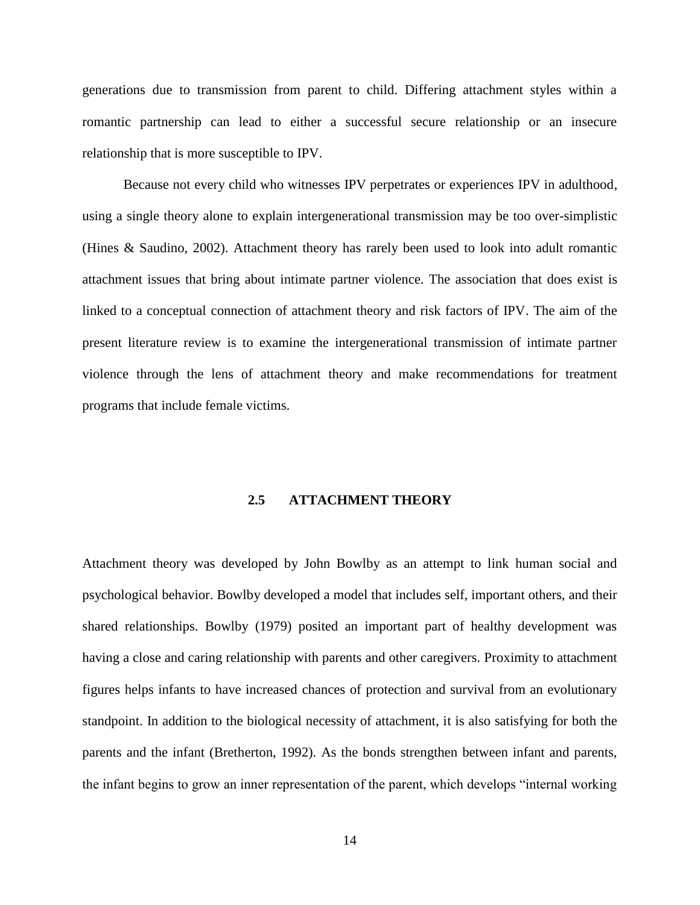generations due to transmission from parent to child. Differing attachment styles within a romantic partnership can lead to either a successful secure relationship or an insecure relationship that is more susceptible to IPV.

Because not every child who witnesses IPV perpetrates or experiences IPV in adulthood, using a single theory alone to explain intergenerational transmission may be too over-simplistic (Hines & Saudino, 2002). Attachment theory has rarely been used to look into adult romantic attachment issues that bring about intimate partner violence. The association that does exist is linked to a conceptual connection of attachment theory and risk factors of IPV. The aim of the present literature review is to examine the intergenerational transmission of intimate partner violence through the lens of attachment theory and make recommendations for treatment programs that include female victims.

## 2.5 ATTACHMENT THEORY

Attachment theory was developed by John Bowlby as an attempt to link human social and psychological behavior. Bowlby developed a model that includes self, important others, and their shared relationships. Bowlby (1979) posited an important part of healthy development was having a close and caring relationship with parents and other caregivers. Proximity to attachment figures helps infants to have increased chances of protection and survival from an evolutionary standpoint. In addition to the biological necessity of attachment, it is also satisfying for both the parents and the infant (Bretherton, 1992). As the bonds strengthen between infant and parents, the infant begins to grow an inner representation of the parent, which develops "internal working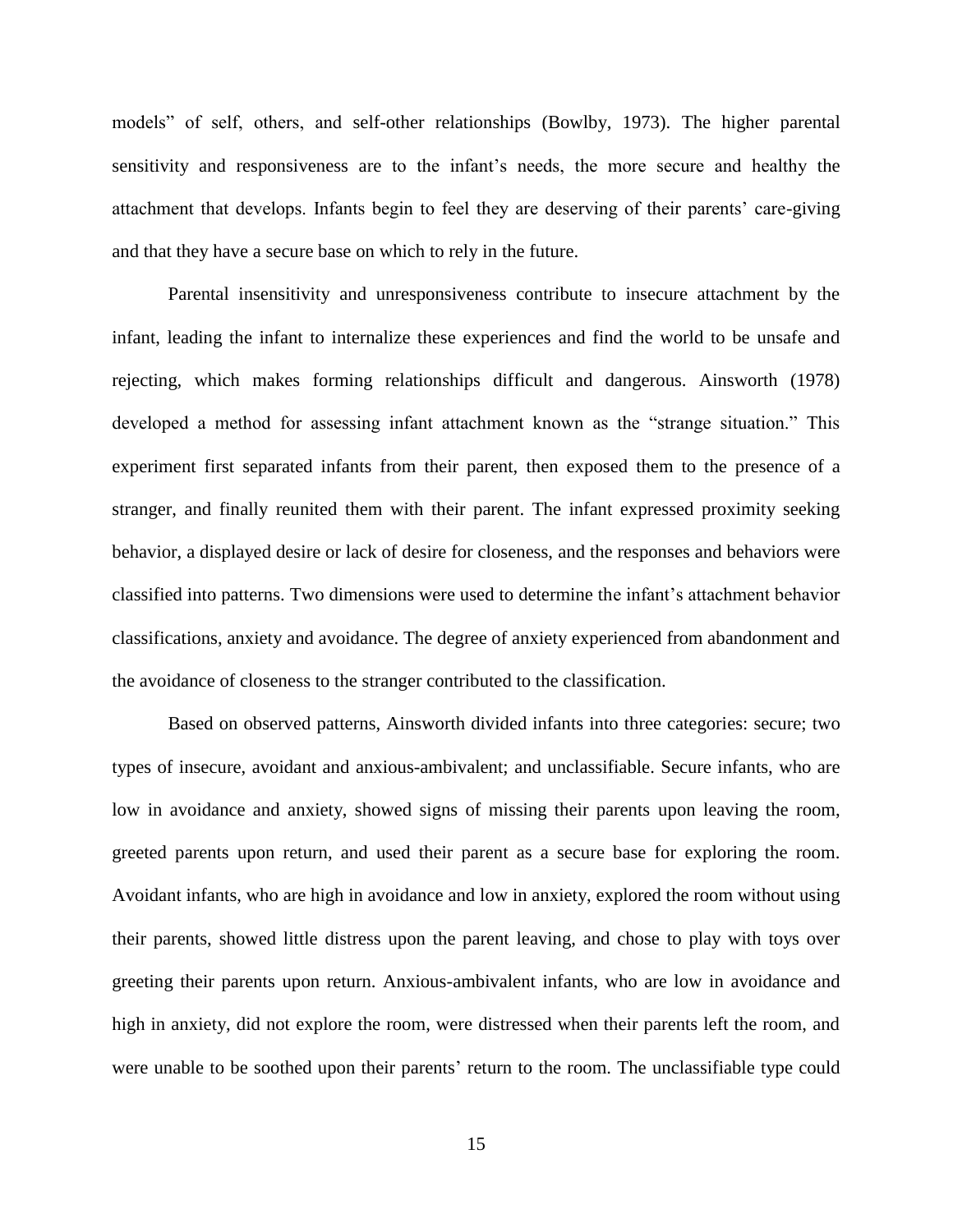models" of self, others, and self-other relationships (Bowlby, 1973). The higher parental sensitivity and responsiveness are to the infant's needs, the more secure and healthy the attachment that develops. Infants begin to feel they are deserving of their parents' care-giving and that they have a secure base on which to rely in the future.

Parental insensitivity and unresponsiveness contribute to insecure attachment by the infant, leading the infant to internalize these experiences and find the world to be unsafe and rejecting, which makes forming relationships difficult and dangerous. Ainsworth (1978) developed a method for assessing infant attachment known as the "strange situation." This experiment first separated infants from their parent, then exposed them to the presence of a stranger, and finally reunited them with their parent. The infant expressed proximity seeking behavior, a displayed desire or lack of desire for closeness, and the responses and behaviors were classified into patterns. Two dimensions were used to determine the infant's attachment behavior classifications, anxiety and avoidance. The degree of anxiety experienced from abandonment and the avoidance of closeness to the stranger contributed to the classification.

Based on observed patterns, Ainsworth divided infants into three categories: secure; two types of insecure, avoidant and anxious-ambivalent; and unclassifiable. Secure infants, who are low in avoidance and anxiety, showed signs of missing their parents upon leaving the room, greeted parents upon return, and used their parent as a secure base for exploring the room. Avoidant infants, who are high in avoidance and low in anxiety, explored the room without using their parents, showed little distress upon the parent leaving, and chose to play with toys over greeting their parents upon return. Anxious-ambivalent infants, who are low in avoidance and high in anxiety, did not explore the room, were distressed when their parents left the room, and were unable to be soothed upon their parents' return to the room. The unclassifiable type could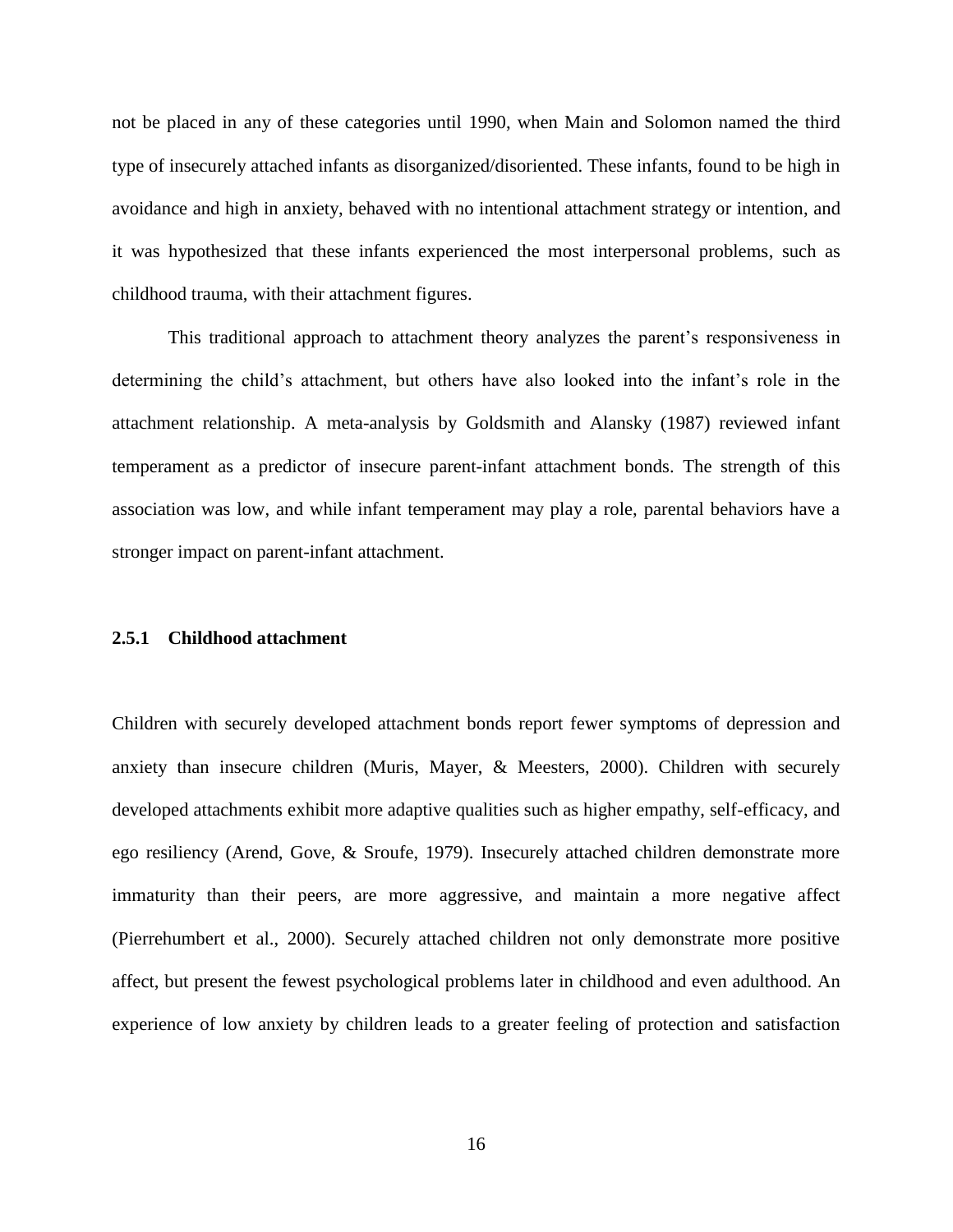not be placed in any of these categories until 1990, when Main and Solomon named the third type of insecurely attached infants as disorganized/disoriented. These infants, found to be high in avoidance and high in anxiety, behaved with no intentional attachment strategy or intention, and it was hypothesized that these infants experienced the most interpersonal problems, such as childhood trauma, with their attachment figures.

This traditional approach to attachment theory analyzes the parent's responsiveness in determining the child's attachment, but others have also looked into the infant's role in the attachment relationship. A meta-analysis by Goldsmith and Alansky (1987) reviewed infant temperament as a predictor of insecure parent-infant attachment bonds. The strength of this association was low, and while infant temperament may play a role, parental behaviors have a stronger impact on parent-infant attachment.

### 2.5.1 Childhood attachment

Children with securely developed attachment bonds report fewer symptoms of depression and anxiety than insecure children (Muris, Mayer, & Meesters, 2000). Children with securely developed attachments exhibit more adaptive qualities such as higher empathy, self-efficacy, and ego resiliency (Arend, Gove, & Sroufe, 1979). Insecurely attached children demonstrate more immaturity than their peers, are more aggressive, and maintain a more negative affect (Pierrehumbert et al., 2000). Securely attached children not only demonstrate more positive affect, but present the fewest psychological problems later in childhood and even adulthood. An experience of low anxiety by children leads to a greater feeling of protection and satisfaction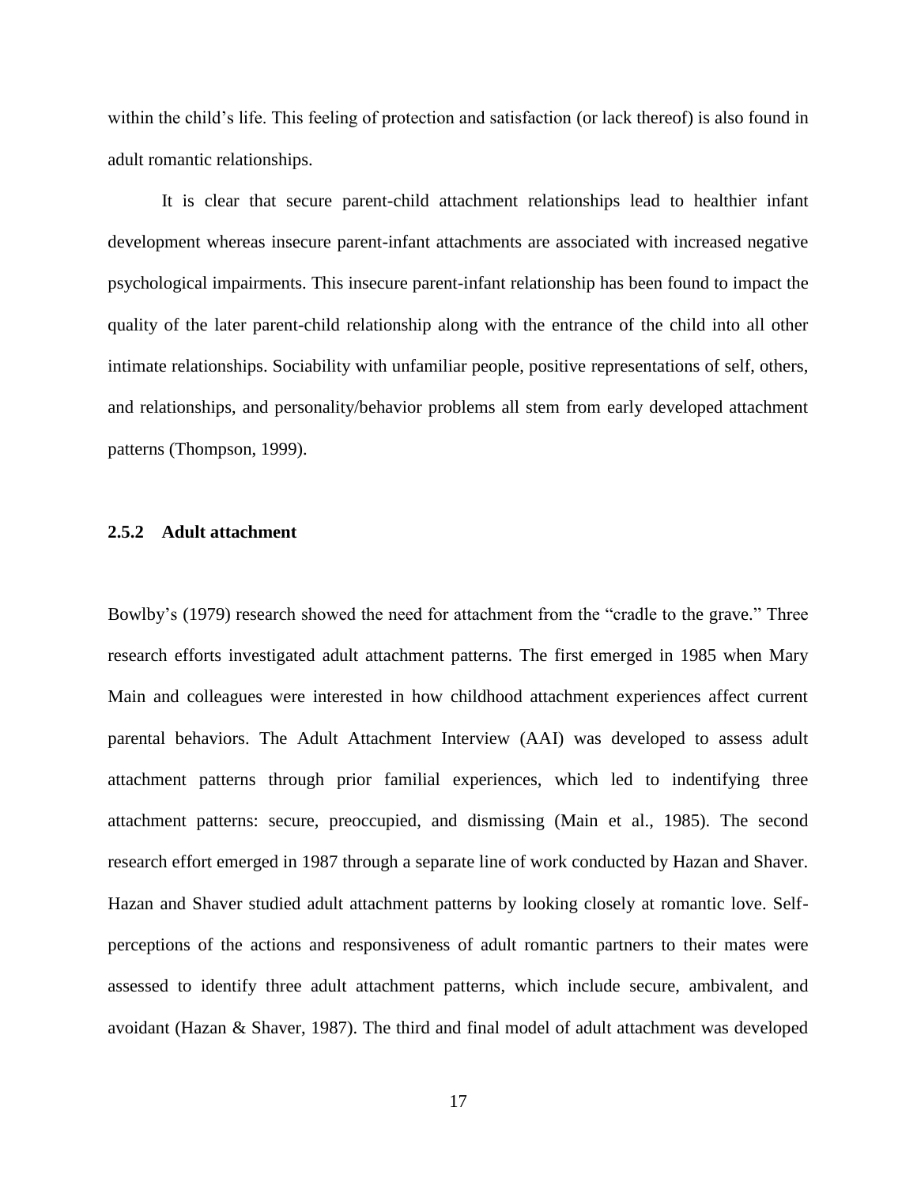within the child's life. This feeling of protection and satisfaction (or lack thereof) is also found in adult romantic relationships.

It is clear that secure parent-child attachment relationships lead to healthier infant development whereas insecure parent-infant attachments are associated with increased negative psychological impairments. This insecure parent-infant relationship has been found to impact the quality of the later parent-child relationship along with the entrance of the child into all other intimate relationships. Sociability with unfamiliar people, positive representations of self, others, and relationships, and personality/behavior problems all stem from early developed attachment patterns (Thompson, 1999).

### 2.5.2 Adult attachment

Bowlby's (1979) research showed the need for attachment from the "cradle to the grave." Three research efforts investigated adult attachment patterns. The first emerged in 1985 when Mary Main and colleagues were interested in how childhood attachment experiences affect current parental behaviors. The Adult Attachment Interview (AAI) was developed to assess adult attachment patterns through prior familial experiences, which led to indentifying three attachment patterns: secure, preoccupied, and dismissing (Main et al., 1985). The second research effort emerged in 1987 through a separate line of work conducted by Hazan and Shaver. Hazan and Shaver studied adult attachment patterns by looking closely at romantic love. Self-perceptions of the actions and responsiveness of adult romantic partners to their mates were assessed to identify three adult attachment patterns, which include secure, ambivalent, and avoidant (Hazan & Shaver, 1987). The third and final model of adult attachment was developed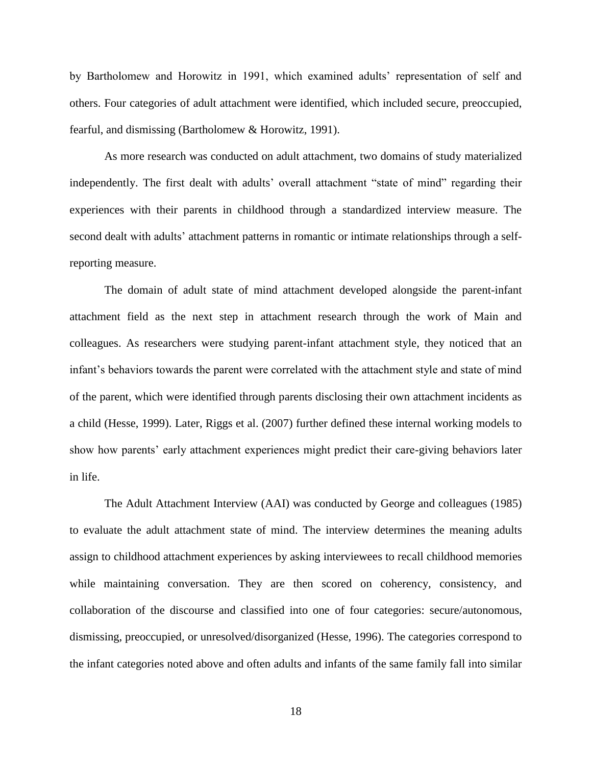by Bartholomew and Horowitz in 1991, which examined adults' representation of self and others. Four categories of adult attachment were identified, which included secure, preoccupied, fearful, and dismissing (Bartholomew & Horowitz, 1991).

As more research was conducted on adult attachment, two domains of study materialized independently. The first dealt with adults' overall attachment "state of mind" regarding their experiences with their parents in childhood through a standardized interview measure. The second dealt with adults' attachment patterns in romantic or intimate relationships through a self-reporting measure.

The domain of adult state of mind attachment developed alongside the parent-infant attachment field as the next step in attachment research through the work of Main and colleagues. As researchers were studying parent-infant attachment style, they noticed that an infant's behaviors towards the parent were correlated with the attachment style and state of mind of the parent, which were identified through parents disclosing their own attachment incidents as a child (Hesse, 1999). Later, Riggs et al. (2007) further defined these internal working models to show how parents' early attachment experiences might predict their care-giving behaviors later in life.

The Adult Attachment Interview (AAI) was conducted by George and colleagues (1985) to evaluate the adult attachment state of mind. The interview determines the meaning adults assign to childhood attachment experiences by asking interviewees to recall childhood memories while maintaining conversation. They are then scored on coherency, consistency, and collaboration of the discourse and classified into one of four categories: secure/autonomous, dismissing, preoccupied, or unresolved/disorganized (Hesse, 1996). The categories correspond to the infant categories noted above and often adults and infants of the same family fall into similar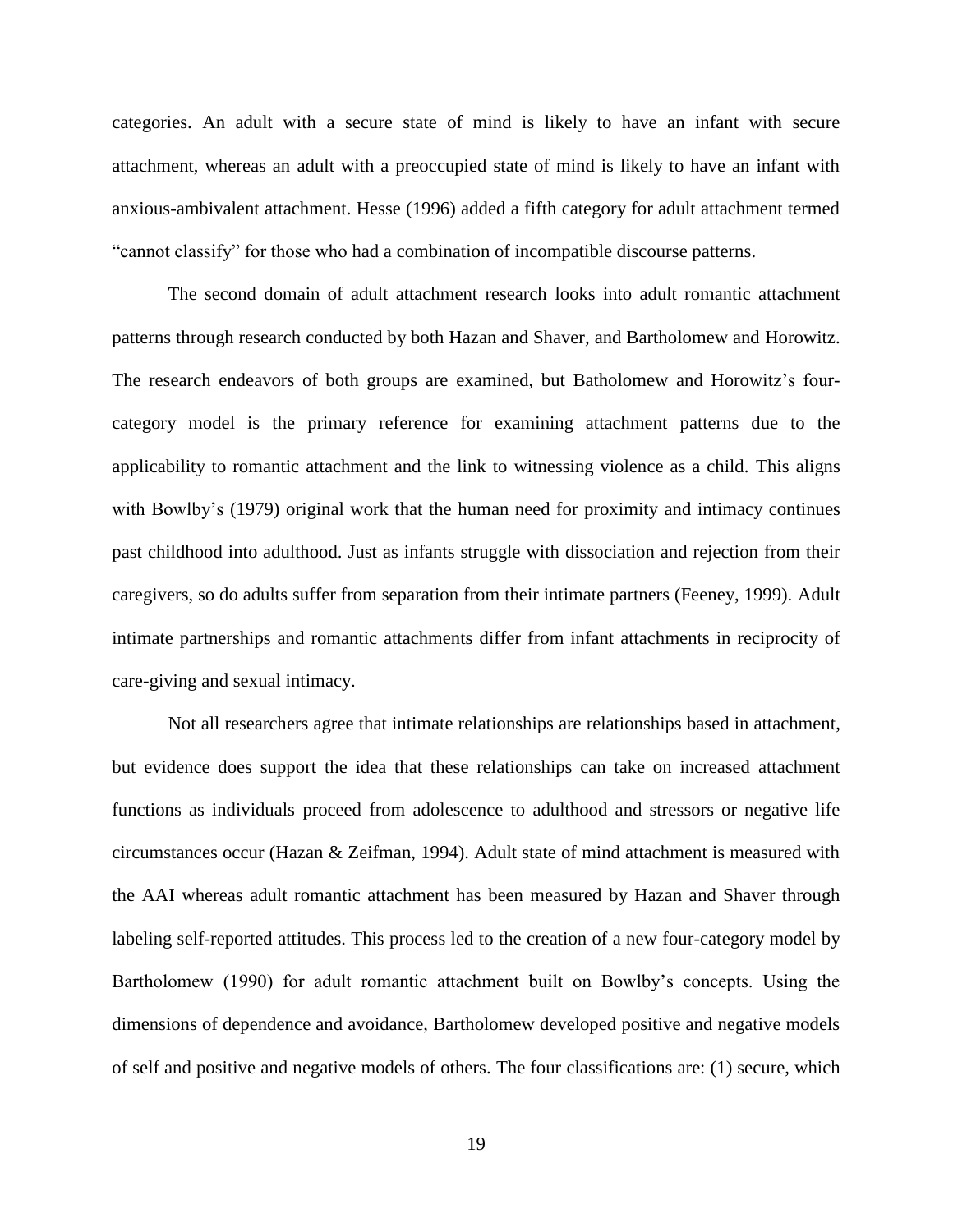categories. An adult with a secure state of mind is likely to have an infant with secure attachment, whereas an adult with a preoccupied state of mind is likely to have an infant with anxious-ambivalent attachment. Hesse (1996) added a fifth category for adult attachment termed "cannot classify" for those who had a combination of incompatible discourse patterns.

The second domain of adult attachment research looks into adult romantic attachment patterns through research conducted by both Hazan and Shaver, and Bartholomew and Horowitz. The research endeavors of both groups are examined, but Batholomew and Horowitz's four-category model is the primary reference for examining attachment patterns due to the applicability to romantic attachment and the link to witnessing violence as a child. This aligns with Bowlby's (1979) original work that the human need for proximity and intimacy continues past childhood into adulthood. Just as infants struggle with dissociation and rejection from their caregivers, so do adults suffer from separation from their intimate partners (Feeney, 1999). Adult intimate partnerships and romantic attachments differ from infant attachments in reciprocity of care-giving and sexual intimacy.

Not all researchers agree that intimate relationships are relationships based in attachment, but evidence does support the idea that these relationships can take on increased attachment functions as individuals proceed from adolescence to adulthood and stressors or negative life circumstances occur (Hazan & Zeifman, 1994). Adult state of mind attachment is measured with the AAI whereas adult romantic attachment has been measured by Hazan and Shaver through labeling self-reported attitudes. This process led to the creation of a new four-category model by Bartholomew (1990) for adult romantic attachment built on Bowlby's concepts. Using the dimensions of dependence and avoidance, Bartholomew developed positive and negative models of self and positive and negative models of others. The four classifications are: (1) secure, which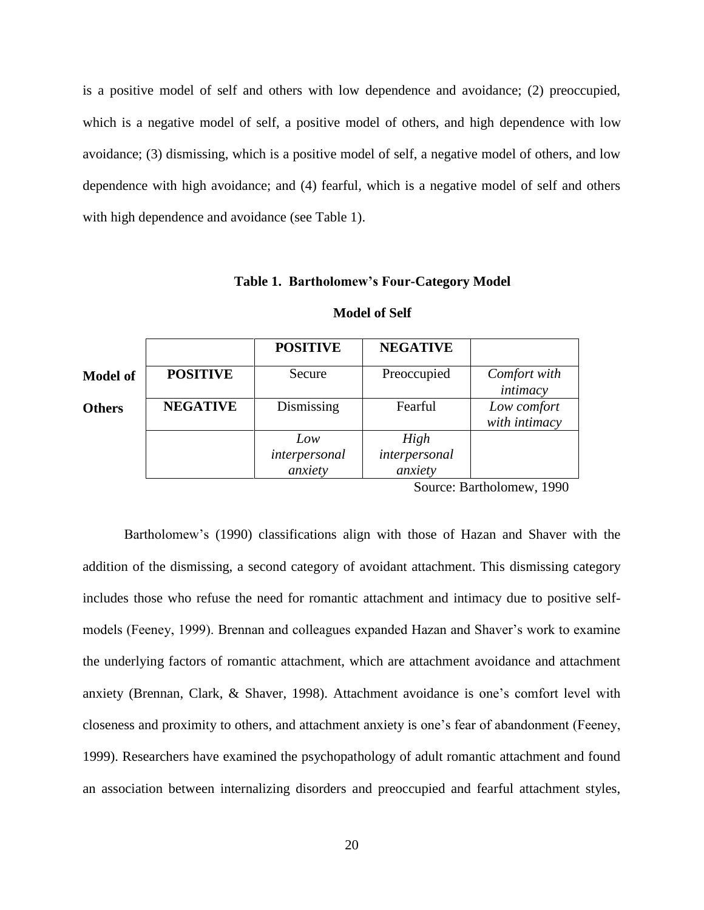is a positive model of self and others with low dependence and avoidance; (2) preoccupied, which is a negative model of self, a positive model of others, and high dependence with low avoidance; (3) dismissing, which is a positive model of self, a negative model of others, and low dependence with high avoidance; and (4) fearful, which is a negative model of self and others with high dependence and avoidance (see Table 1).

**Table 1. Bartholomew's Four-Category Model**

**Model of Self**

| | | **POSITIVE** | **NEGATIVE** | |
|---|---|---|---|---|
| **Model of Others** | **POSITIVE** | Secure | Preoccupied | *Comfort with intimacy* |
| | **NEGATIVE** | Dismissing | Fearful | *Low comfort with intimacy* |
| | | *Low interpersonal anxiety* | *High interpersonal anxiety* | |

Source: Bartholomew, 1990

Bartholomew's (1990) classifications align with those of Hazan and Shaver with the addition of the dismissing, a second category of avoidant attachment. This dismissing category includes those who refuse the need for romantic attachment and intimacy due to positive self-models (Feeney, 1999). Brennan and colleagues expanded Hazan and Shaver's work to examine the underlying factors of romantic attachment, which are attachment avoidance and attachment anxiety (Brennan, Clark, & Shaver, 1998). Attachment avoidance is one's comfort level with closeness and proximity to others, and attachment anxiety is one's fear of abandonment (Feeney, 1999). Researchers have examined the psychopathology of adult romantic attachment and found an association between internalizing disorders and preoccupied and fearful attachment styles,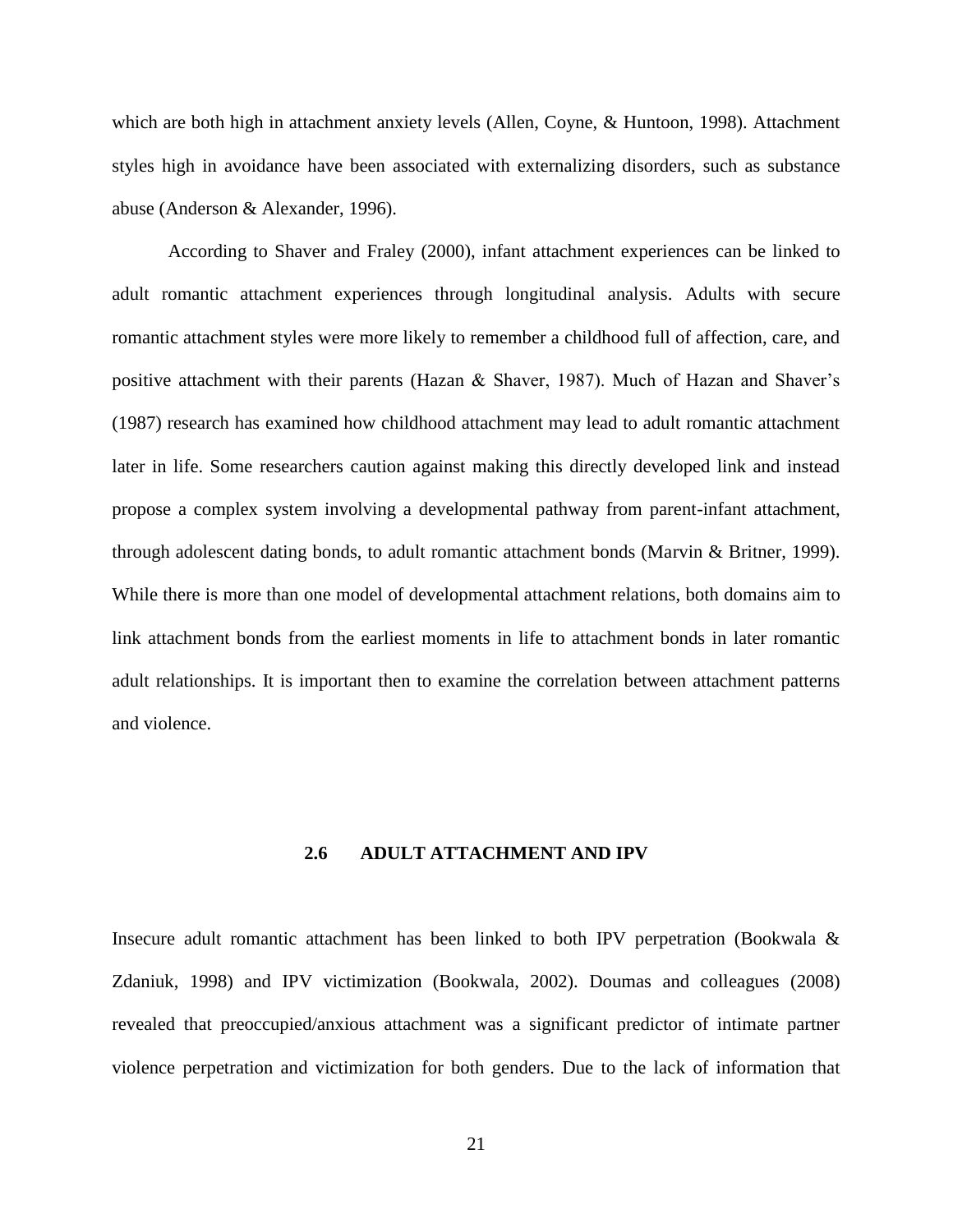which are both high in attachment anxiety levels (Allen, Coyne, & Huntoon, 1998). Attachment styles high in avoidance have been associated with externalizing disorders, such as substance abuse (Anderson & Alexander, 1996).

According to Shaver and Fraley (2000), infant attachment experiences can be linked to adult romantic attachment experiences through longitudinal analysis. Adults with secure romantic attachment styles were more likely to remember a childhood full of affection, care, and positive attachment with their parents (Hazan & Shaver, 1987). Much of Hazan and Shaver's (1987) research has examined how childhood attachment may lead to adult romantic attachment later in life. Some researchers caution against making this directly developed link and instead propose a complex system involving a developmental pathway from parent-infant attachment, through adolescent dating bonds, to adult romantic attachment bonds (Marvin & Britner, 1999). While there is more than one model of developmental attachment relations, both domains aim to link attachment bonds from the earliest moments in life to attachment bonds in later romantic adult relationships. It is important then to examine the correlation between attachment patterns and violence.

## 2.6 ADULT ATTACHMENT AND IPV

Insecure adult romantic attachment has been linked to both IPV perpetration (Bookwala & Zdaniuk, 1998) and IPV victimization (Bookwala, 2002). Doumas and colleagues (2008) revealed that preoccupied/anxious attachment was a significant predictor of intimate partner violence perpetration and victimization for both genders. Due to the lack of information that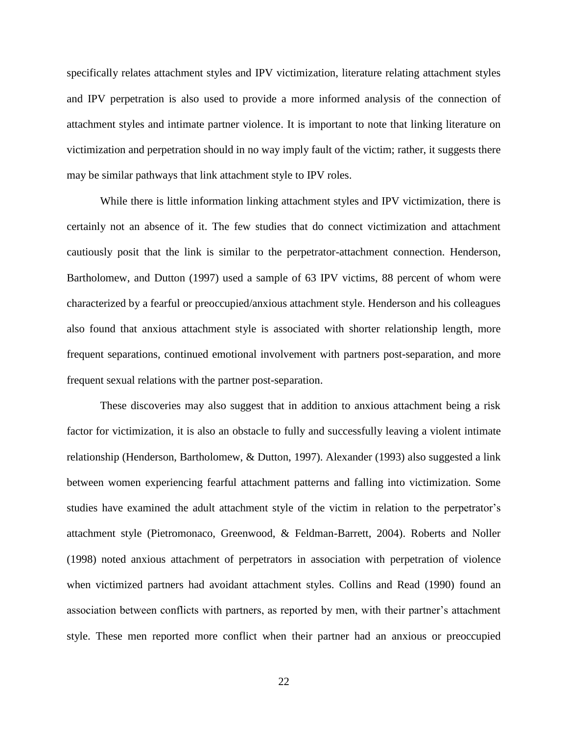specifically relates attachment styles and IPV victimization, literature relating attachment styles and IPV perpetration is also used to provide a more informed analysis of the connection of attachment styles and intimate partner violence. It is important to note that linking literature on victimization and perpetration should in no way imply fault of the victim; rather, it suggests there may be similar pathways that link attachment style to IPV roles.

While there is little information linking attachment styles and IPV victimization, there is certainly not an absence of it. The few studies that do connect victimization and attachment cautiously posit that the link is similar to the perpetrator-attachment connection. Henderson, Bartholomew, and Dutton (1997) used a sample of 63 IPV victims, 88 percent of whom were characterized by a fearful or preoccupied/anxious attachment style. Henderson and his colleagues also found that anxious attachment style is associated with shorter relationship length, more frequent separations, continued emotional involvement with partners post-separation, and more frequent sexual relations with the partner post-separation.

These discoveries may also suggest that in addition to anxious attachment being a risk factor for victimization, it is also an obstacle to fully and successfully leaving a violent intimate relationship (Henderson, Bartholomew, & Dutton, 1997). Alexander (1993) also suggested a link between women experiencing fearful attachment patterns and falling into victimization. Some studies have examined the adult attachment style of the victim in relation to the perpetrator's attachment style (Pietromonaco, Greenwood, & Feldman-Barrett, 2004). Roberts and Noller (1998) noted anxious attachment of perpetrators in association with perpetration of violence when victimized partners had avoidant attachment styles. Collins and Read (1990) found an association between conflicts with partners, as reported by men, with their partner's attachment style. These men reported more conflict when their partner had an anxious or preoccupied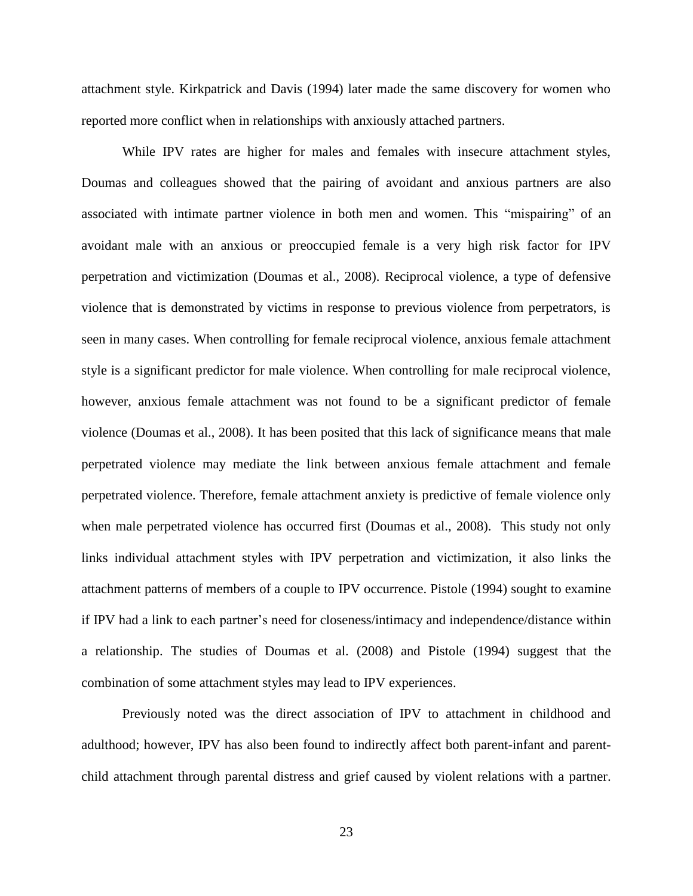attachment style. Kirkpatrick and Davis (1994) later made the same discovery for women who reported more conflict when in relationships with anxiously attached partners.

While IPV rates are higher for males and females with insecure attachment styles, Doumas and colleagues showed that the pairing of avoidant and anxious partners are also associated with intimate partner violence in both men and women. This "mispairing" of an avoidant male with an anxious or preoccupied female is a very high risk factor for IPV perpetration and victimization (Doumas et al., 2008). Reciprocal violence, a type of defensive violence that is demonstrated by victims in response to previous violence from perpetrators, is seen in many cases. When controlling for female reciprocal violence, anxious female attachment style is a significant predictor for male violence. When controlling for male reciprocal violence, however, anxious female attachment was not found to be a significant predictor of female violence (Doumas et al., 2008). It has been posited that this lack of significance means that male perpetrated violence may mediate the link between anxious female attachment and female perpetrated violence. Therefore, female attachment anxiety is predictive of female violence only when male perpetrated violence has occurred first (Doumas et al., 2008). This study not only links individual attachment styles with IPV perpetration and victimization, it also links the attachment patterns of members of a couple to IPV occurrence. Pistole (1994) sought to examine if IPV had a link to each partner's need for closeness/intimacy and independence/distance within a relationship. The studies of Doumas et al. (2008) and Pistole (1994) suggest that the combination of some attachment styles may lead to IPV experiences.

Previously noted was the direct association of IPV to attachment in childhood and adulthood; however, IPV has also been found to indirectly affect both parent-infant and parent-child attachment through parental distress and grief caused by violent relations with a partner.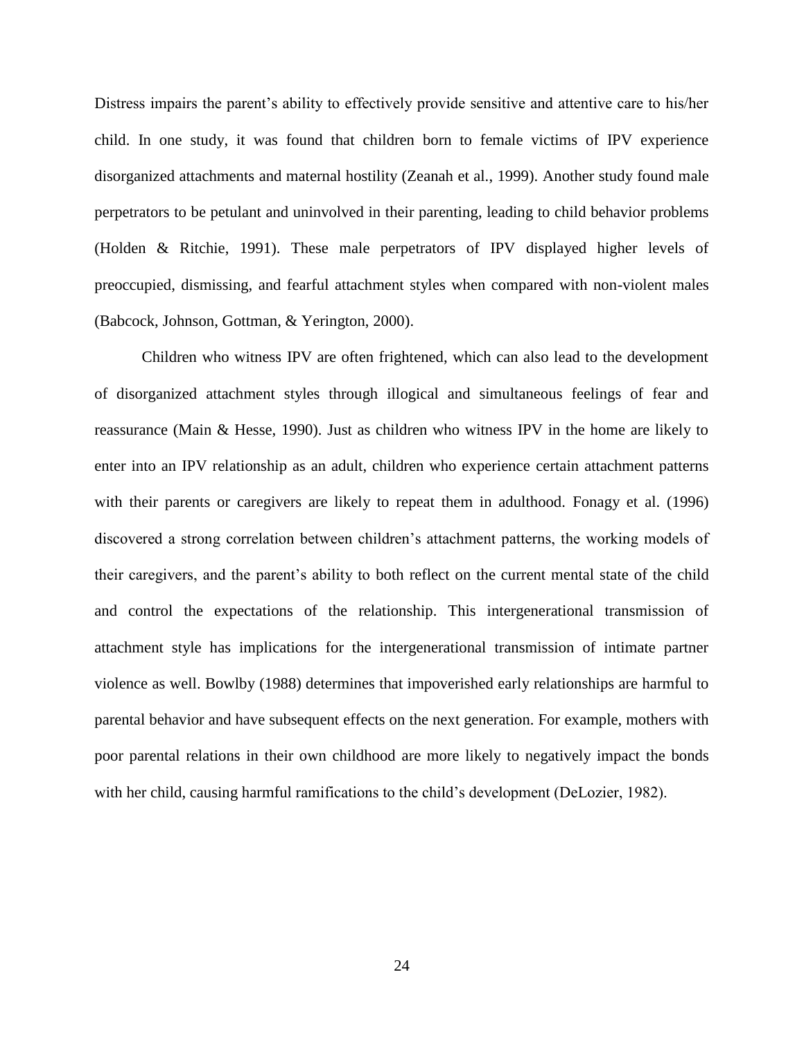Distress impairs the parent's ability to effectively provide sensitive and attentive care to his/her child. In one study, it was found that children born to female victims of IPV experience disorganized attachments and maternal hostility (Zeanah et al., 1999). Another study found male perpetrators to be petulant and uninvolved in their parenting, leading to child behavior problems (Holden & Ritchie, 1991). These male perpetrators of IPV displayed higher levels of preoccupied, dismissing, and fearful attachment styles when compared with non-violent males (Babcock, Johnson, Gottman, & Yerington, 2000).

Children who witness IPV are often frightened, which can also lead to the development of disorganized attachment styles through illogical and simultaneous feelings of fear and reassurance (Main & Hesse, 1990). Just as children who witness IPV in the home are likely to enter into an IPV relationship as an adult, children who experience certain attachment patterns with their parents or caregivers are likely to repeat them in adulthood. Fonagy et al. (1996) discovered a strong correlation between children's attachment patterns, the working models of their caregivers, and the parent's ability to both reflect on the current mental state of the child and control the expectations of the relationship. This intergenerational transmission of attachment style has implications for the intergenerational transmission of intimate partner violence as well. Bowlby (1988) determines that impoverished early relationships are harmful to parental behavior and have subsequent effects on the next generation. For example, mothers with poor parental relations in their own childhood are more likely to negatively impact the bonds with her child, causing harmful ramifications to the child's development (DeLozier, 1982).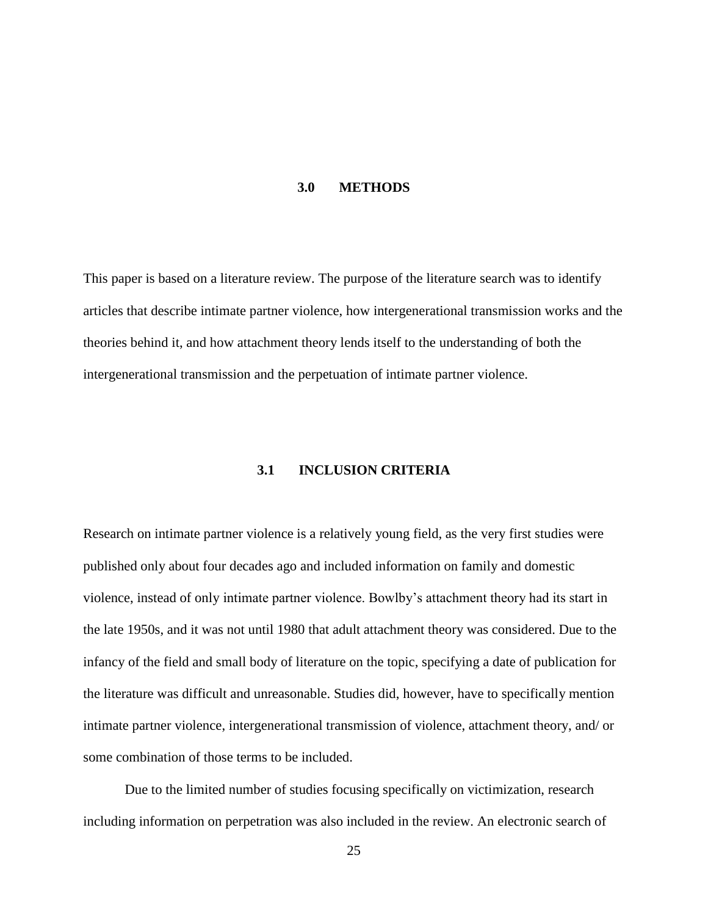# 3.0 METHODS

This paper is based on a literature review. The purpose of the literature search was to identify articles that describe intimate partner violence, how intergenerational transmission works and the theories behind it, and how attachment theory lends itself to the understanding of both the intergenerational transmission and the perpetuation of intimate partner violence.

## 3.1 INCLUSION CRITERIA

Research on intimate partner violence is a relatively young field, as the very first studies were published only about four decades ago and included information on family and domestic violence, instead of only intimate partner violence. Bowlby's attachment theory had its start in the late 1950s, and it was not until 1980 that adult attachment theory was considered. Due to the infancy of the field and small body of literature on the topic, specifying a date of publication for the literature was difficult and unreasonable. Studies did, however, have to specifically mention intimate partner violence, intergenerational transmission of violence, attachment theory, and/ or some combination of those terms to be included.

Due to the limited number of studies focusing specifically on victimization, research including information on perpetration was also included in the review. An electronic search of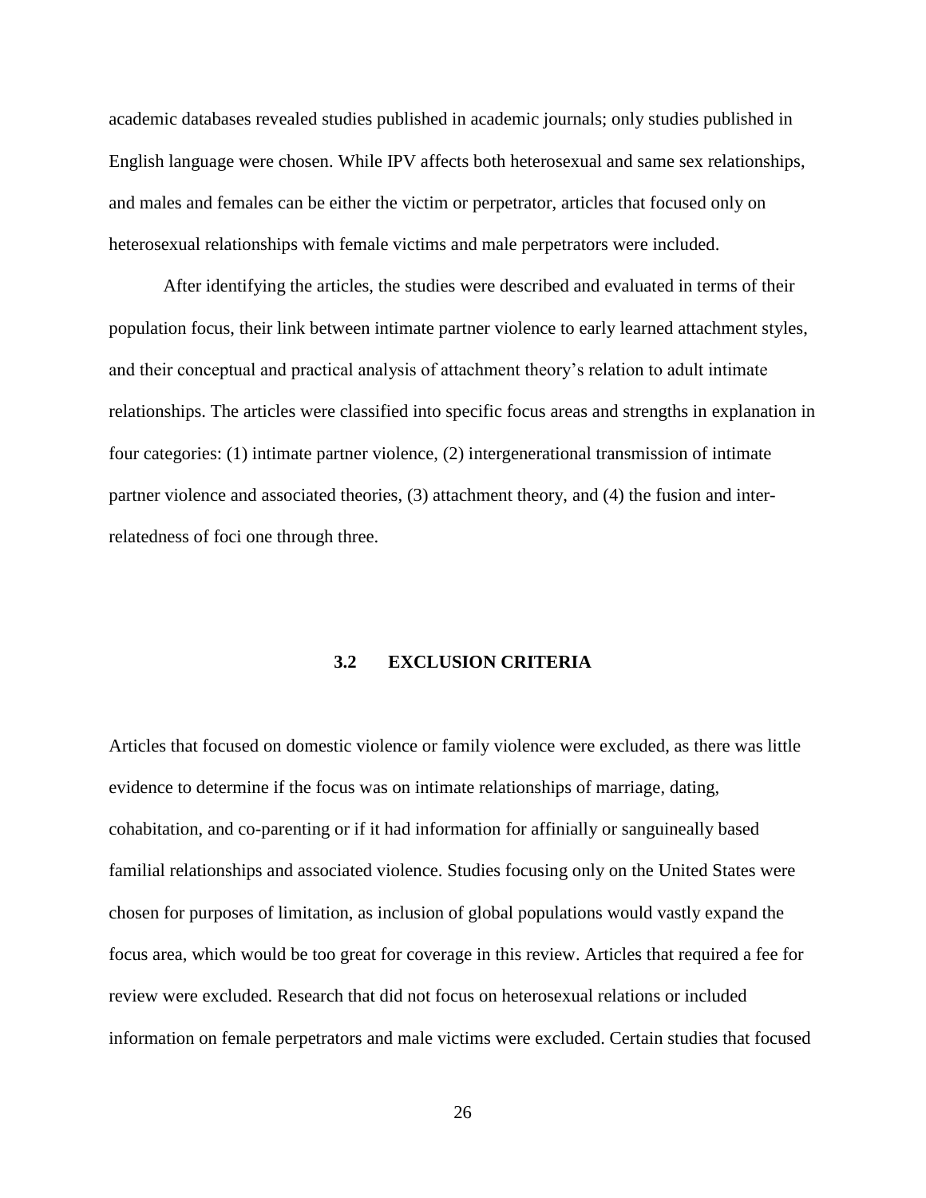academic databases revealed studies published in academic journals; only studies published in English language were chosen. While IPV affects both heterosexual and same sex relationships, and males and females can be either the victim or perpetrator, articles that focused only on heterosexual relationships with female victims and male perpetrators were included.

After identifying the articles, the studies were described and evaluated in terms of their population focus, their link between intimate partner violence to early learned attachment styles, and their conceptual and practical analysis of attachment theory's relation to adult intimate relationships. The articles were classified into specific focus areas and strengths in explanation in four categories: (1) intimate partner violence, (2) intergenerational transmission of intimate partner violence and associated theories, (3) attachment theory, and (4) the fusion and inter-relatedness of foci one through three.

## 3.2 EXCLUSION CRITERIA

Articles that focused on domestic violence or family violence were excluded, as there was little evidence to determine if the focus was on intimate relationships of marriage, dating, cohabitation, and co-parenting or if it had information for affinially or sanguineally based familial relationships and associated violence. Studies focusing only on the United States were chosen for purposes of limitation, as inclusion of global populations would vastly expand the focus area, which would be too great for coverage in this review. Articles that required a fee for review were excluded. Research that did not focus on heterosexual relations or included information on female perpetrators and male victims were excluded. Certain studies that focused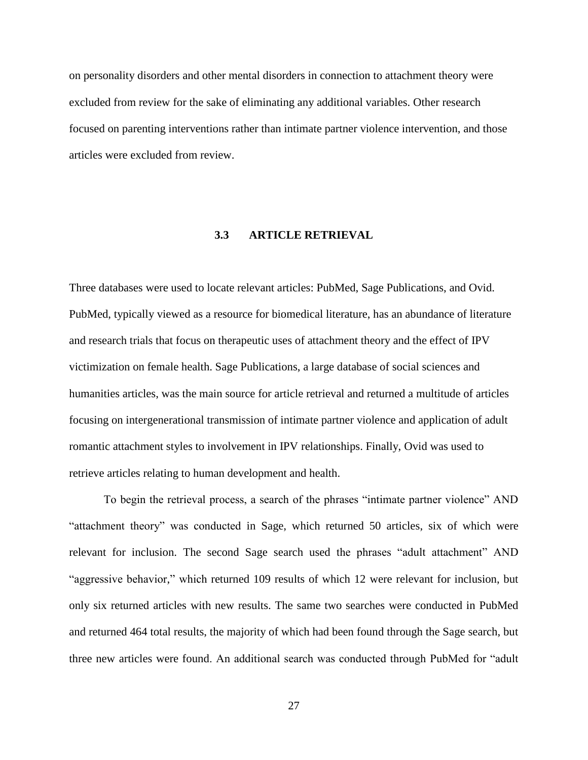on personality disorders and other mental disorders in connection to attachment theory were excluded from review for the sake of eliminating any additional variables. Other research focused on parenting interventions rather than intimate partner violence intervention, and those articles were excluded from review.

### 3.3 ARTICLE RETRIEVAL

Three databases were used to locate relevant articles: PubMed, Sage Publications, and Ovid. PubMed, typically viewed as a resource for biomedical literature, has an abundance of literature and research trials that focus on therapeutic uses of attachment theory and the effect of IPV victimization on female health. Sage Publications, a large database of social sciences and humanities articles, was the main source for article retrieval and returned a multitude of articles focusing on intergenerational transmission of intimate partner violence and application of adult romantic attachment styles to involvement in IPV relationships. Finally, Ovid was used to retrieve articles relating to human development and health.

To begin the retrieval process, a search of the phrases "intimate partner violence" AND "attachment theory" was conducted in Sage, which returned 50 articles, six of which were relevant for inclusion. The second Sage search used the phrases "adult attachment" AND "aggressive behavior," which returned 109 results of which 12 were relevant for inclusion, but only six returned articles with new results. The same two searches were conducted in PubMed and returned 464 total results, the majority of which had been found through the Sage search, but three new articles were found. An additional search was conducted through PubMed for "adult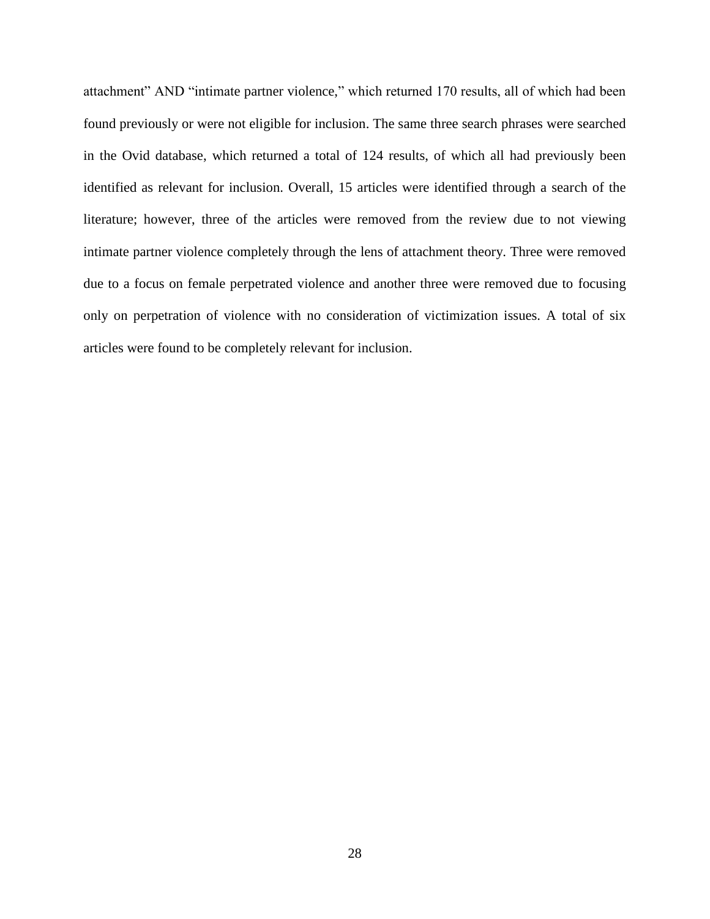attachment" AND "intimate partner violence," which returned 170 results, all of which had been found previously or were not eligible for inclusion. The same three search phrases were searched in the Ovid database, which returned a total of 124 results, of which all had previously been identified as relevant for inclusion. Overall, 15 articles were identified through a search of the literature; however, three of the articles were removed from the review due to not viewing intimate partner violence completely through the lens of attachment theory. Three were removed due to a focus on female perpetrated violence and another three were removed due to focusing only on perpetration of violence with no consideration of victimization issues. A total of six articles were found to be completely relevant for inclusion.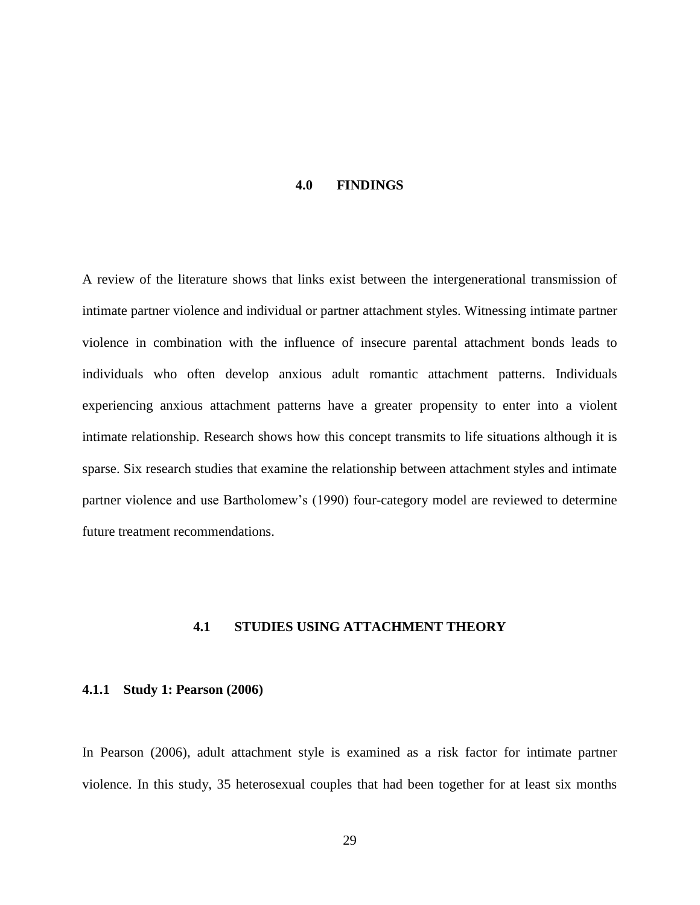# 4.0 FINDINGS

A review of the literature shows that links exist between the intergenerational transmission of intimate partner violence and individual or partner attachment styles. Witnessing intimate partner violence in combination with the influence of insecure parental attachment bonds leads to individuals who often develop anxious adult romantic attachment patterns. Individuals experiencing anxious attachment patterns have a greater propensity to enter into a violent intimate relationship. Research shows how this concept transmits to life situations although it is sparse. Six research studies that examine the relationship between attachment styles and intimate partner violence and use Bartholomew's (1990) four-category model are reviewed to determine future treatment recommendations.

## 4.1 STUDIES USING ATTACHMENT THEORY

### 4.1.1 Study 1: Pearson (2006)

In Pearson (2006), adult attachment style is examined as a risk factor for intimate partner violence. In this study, 35 heterosexual couples that had been together for at least six months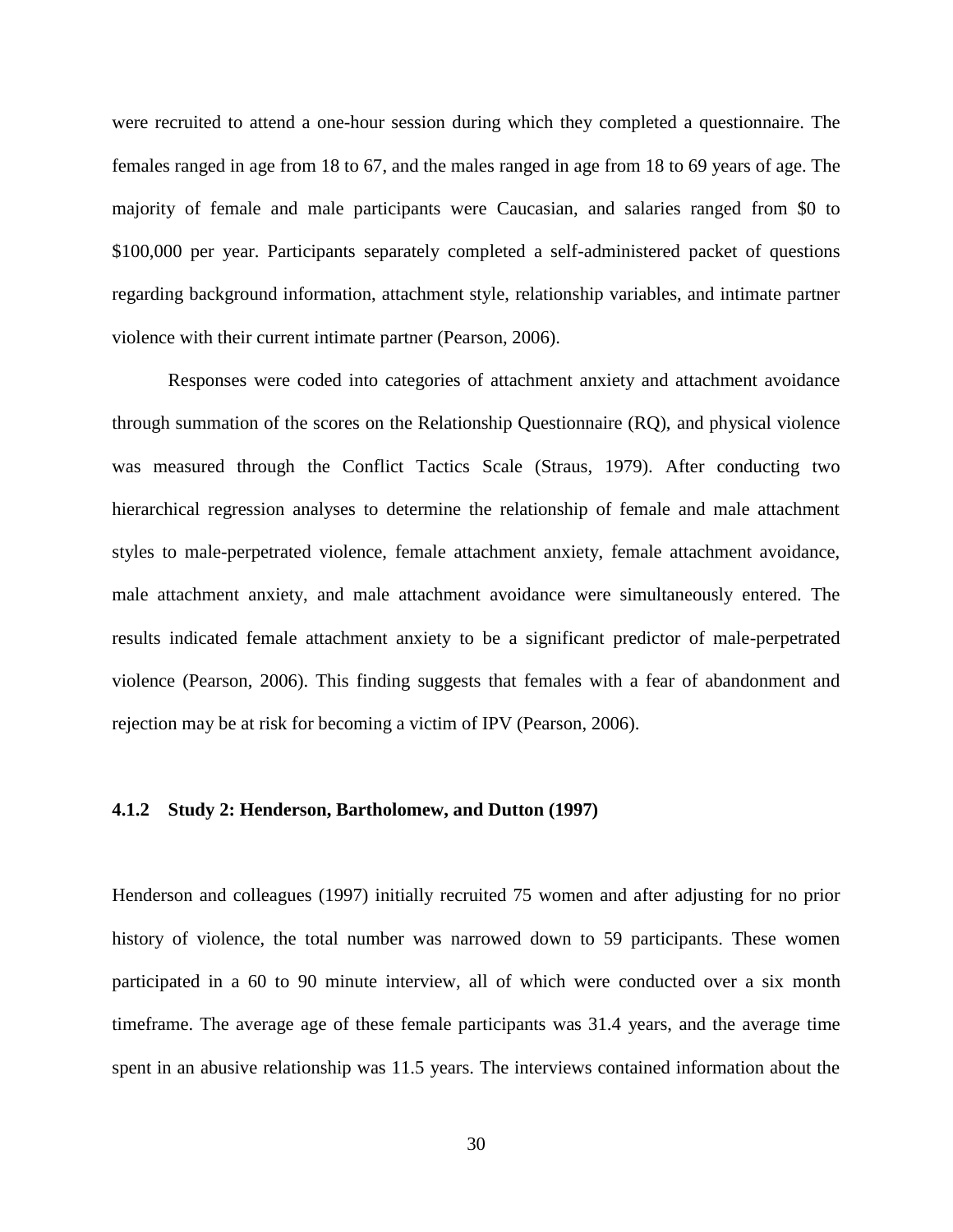were recruited to attend a one-hour session during which they completed a questionnaire. The females ranged in age from 18 to 67, and the males ranged in age from 18 to 69 years of age. The majority of female and male participants were Caucasian, and salaries ranged from $0 to $100,000 per year. Participants separately completed a self-administered packet of questions regarding background information, attachment style, relationship variables, and intimate partner violence with their current intimate partner (Pearson, 2006).

Responses were coded into categories of attachment anxiety and attachment avoidance through summation of the scores on the Relationship Questionnaire (RQ), and physical violence was measured through the Conflict Tactics Scale (Straus, 1979). After conducting two hierarchical regression analyses to determine the relationship of female and male attachment styles to male-perpetrated violence, female attachment anxiety, female attachment avoidance, male attachment anxiety, and male attachment avoidance were simultaneously entered. The results indicated female attachment anxiety to be a significant predictor of male-perpetrated violence (Pearson, 2006). This finding suggests that females with a fear of abandonment and rejection may be at risk for becoming a victim of IPV (Pearson, 2006).

### 4.1.2 Study 2: Henderson, Bartholomew, and Dutton (1997)

Henderson and colleagues (1997) initially recruited 75 women and after adjusting for no prior history of violence, the total number was narrowed down to 59 participants. These women participated in a 60 to 90 minute interview, all of which were conducted over a six month timeframe. The average age of these female participants was 31.4 years, and the average time spent in an abusive relationship was 11.5 years. The interviews contained information about the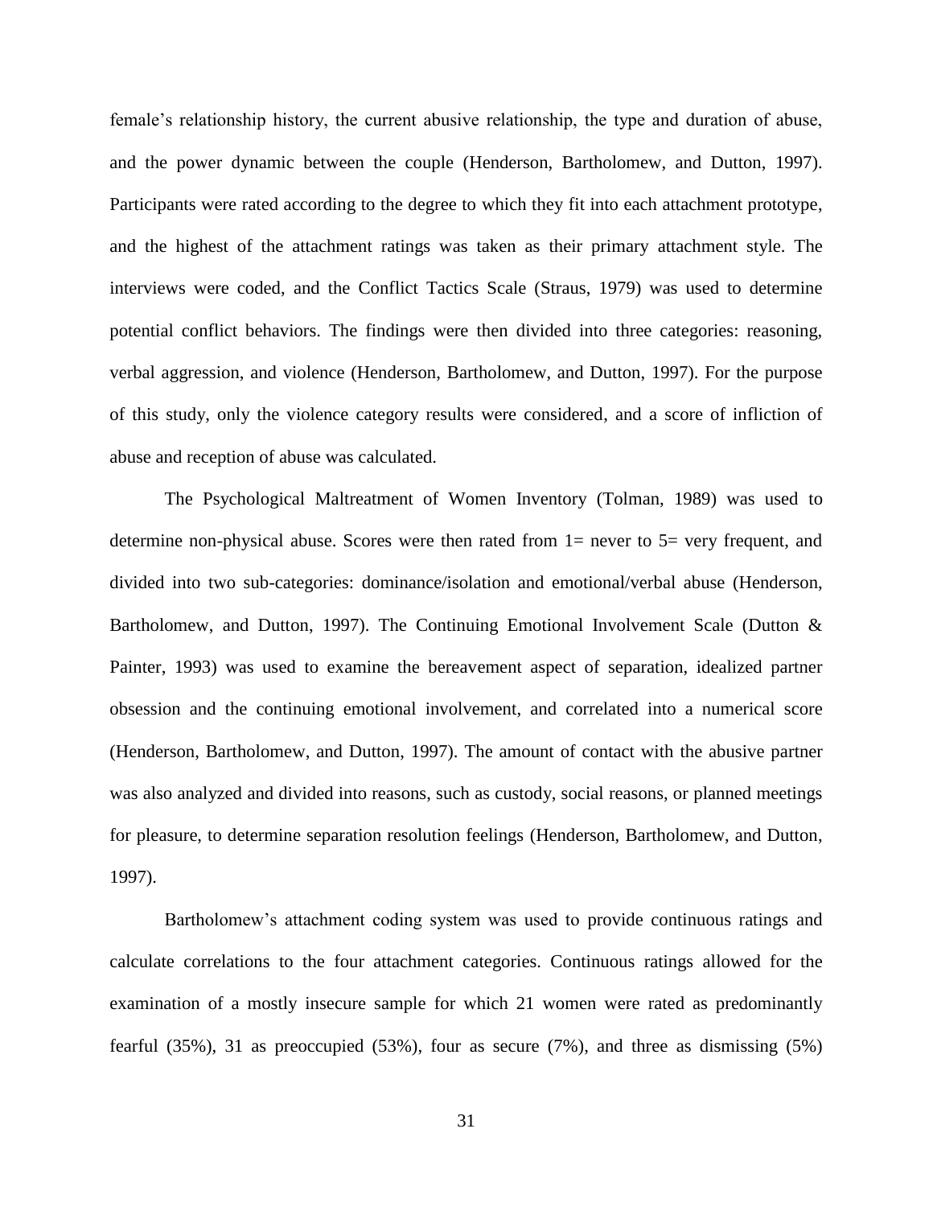female's relationship history, the current abusive relationship, the type and duration of abuse, and the power dynamic between the couple (Henderson, Bartholomew, and Dutton, 1997). Participants were rated according to the degree to which they fit into each attachment prototype, and the highest of the attachment ratings was taken as their primary attachment style. The interviews were coded, and the Conflict Tactics Scale (Straus, 1979) was used to determine potential conflict behaviors. The findings were then divided into three categories: reasoning, verbal aggression, and violence (Henderson, Bartholomew, and Dutton, 1997). For the purpose of this study, only the violence category results were considered, and a score of infliction of abuse and reception of abuse was calculated.

The Psychological Maltreatment of Women Inventory (Tolman, 1989) was used to determine non-physical abuse. Scores were then rated from 1= never to 5= very frequent, and divided into two sub-categories: dominance/isolation and emotional/verbal abuse (Henderson, Bartholomew, and Dutton, 1997). The Continuing Emotional Involvement Scale (Dutton & Painter, 1993) was used to examine the bereavement aspect of separation, idealized partner obsession and the continuing emotional involvement, and correlated into a numerical score (Henderson, Bartholomew, and Dutton, 1997). The amount of contact with the abusive partner was also analyzed and divided into reasons, such as custody, social reasons, or planned meetings for pleasure, to determine separation resolution feelings (Henderson, Bartholomew, and Dutton, 1997).

Bartholomew's attachment coding system was used to provide continuous ratings and calculate correlations to the four attachment categories. Continuous ratings allowed for the examination of a mostly insecure sample for which 21 women were rated as predominantly fearful (35%), 31 as preoccupied (53%), four as secure (7%), and three as dismissing (5%)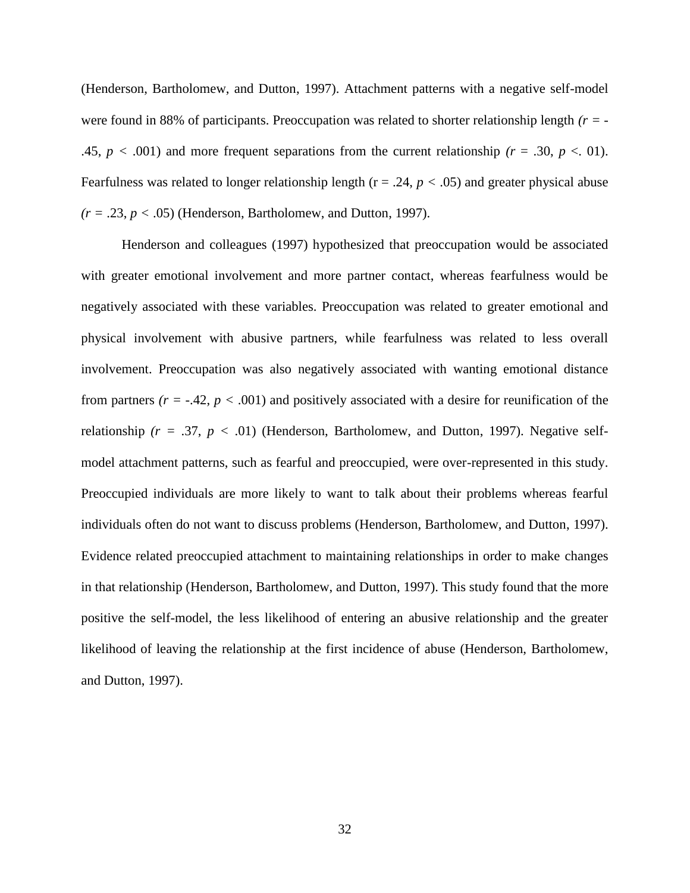(Henderson, Bartholomew, and Dutton, 1997). Attachment patterns with a negative self-model were found in 88% of participants. Preoccupation was related to shorter relationship length ($r = -.45$, $p < .001$) and more frequent separations from the current relationship ($r = .30$, $p < .01$). Fearfulness was related to longer relationship length ($r = .24$, $p < .05$) and greater physical abuse ($r = .23$, $p < .05$) (Henderson, Bartholomew, and Dutton, 1997).

Henderson and colleagues (1997) hypothesized that preoccupation would be associated with greater emotional involvement and more partner contact, whereas fearfulness would be negatively associated with these variables. Preoccupation was related to greater emotional and physical involvement with abusive partners, while fearfulness was related to less overall involvement. Preoccupation was also negatively associated with wanting emotional distance from partners ($r = -.42$, $p < .001$) and positively associated with a desire for reunification of the relationship ($r = .37$, $p < .01$) (Henderson, Bartholomew, and Dutton, 1997). Negative self-model attachment patterns, such as fearful and preoccupied, were over-represented in this study. Preoccupied individuals are more likely to want to talk about their problems whereas fearful individuals often do not want to discuss problems (Henderson, Bartholomew, and Dutton, 1997). Evidence related preoccupied attachment to maintaining relationships in order to make changes in that relationship (Henderson, Bartholomew, and Dutton, 1997). This study found that the more positive the self-model, the less likelihood of entering an abusive relationship and the greater likelihood of leaving the relationship at the first incidence of abuse (Henderson, Bartholomew, and Dutton, 1997).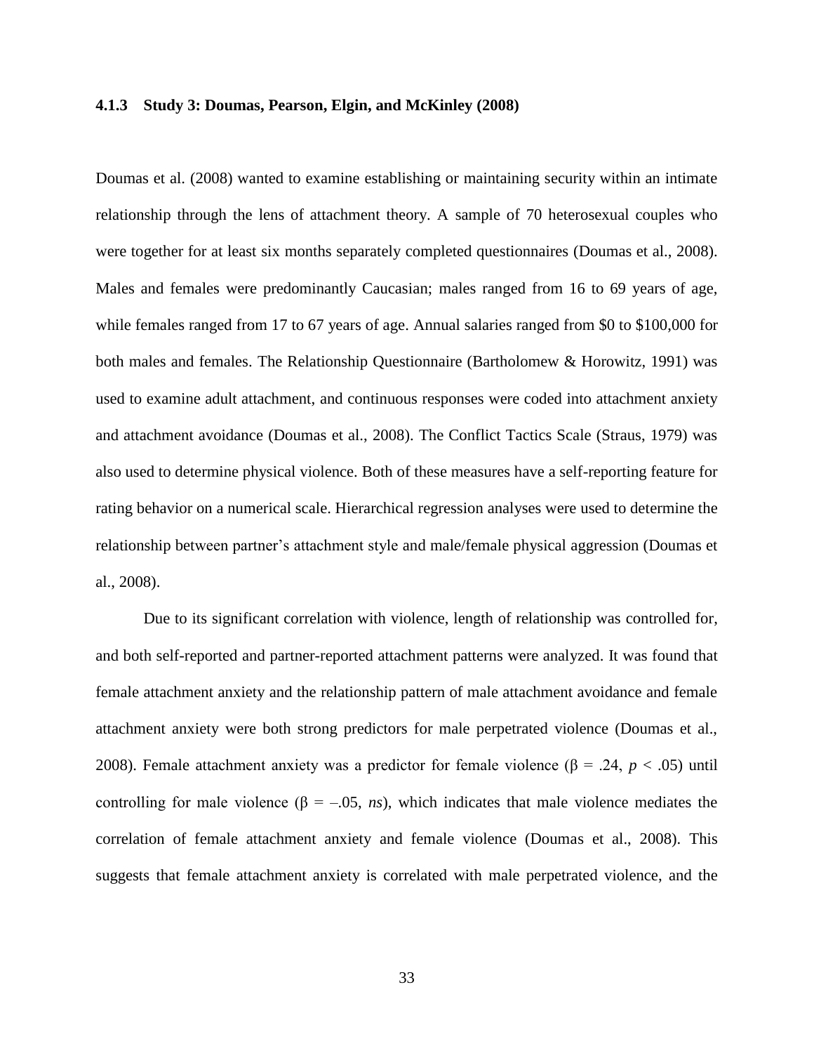### 4.1.3 Study 3: Doumas, Pearson, Elgin, and McKinley (2008)

Doumas et al. (2008) wanted to examine establishing or maintaining security within an intimate relationship through the lens of attachment theory. A sample of 70 heterosexual couples who were together for at least six months separately completed questionnaires (Doumas et al., 2008). Males and females were predominantly Caucasian; males ranged from 16 to 69 years of age, while females ranged from 17 to 67 years of age. Annual salaries ranged from $0 to $100,000 for both males and females. The Relationship Questionnaire (Bartholomew & Horowitz, 1991) was used to examine adult attachment, and continuous responses were coded into attachment anxiety and attachment avoidance (Doumas et al., 2008). The Conflict Tactics Scale (Straus, 1979) was also used to determine physical violence. Both of these measures have a self-reporting feature for rating behavior on a numerical scale. Hierarchical regression analyses were used to determine the relationship between partner's attachment style and male/female physical aggression (Doumas et al., 2008).

Due to its significant correlation with violence, length of relationship was controlled for, and both self-reported and partner-reported attachment patterns were analyzed. It was found that female attachment anxiety and the relationship pattern of male attachment avoidance and female attachment anxiety were both strong predictors for male perpetrated violence (Doumas et al., 2008). Female attachment anxiety was a predictor for female violence ($\beta = .24$, $p < .05$) until controlling for male violence ($\beta = -.05$, *ns*), which indicates that male violence mediates the correlation of female attachment anxiety and female violence (Doumas et al., 2008). This suggests that female attachment anxiety is correlated with male perpetrated violence, and the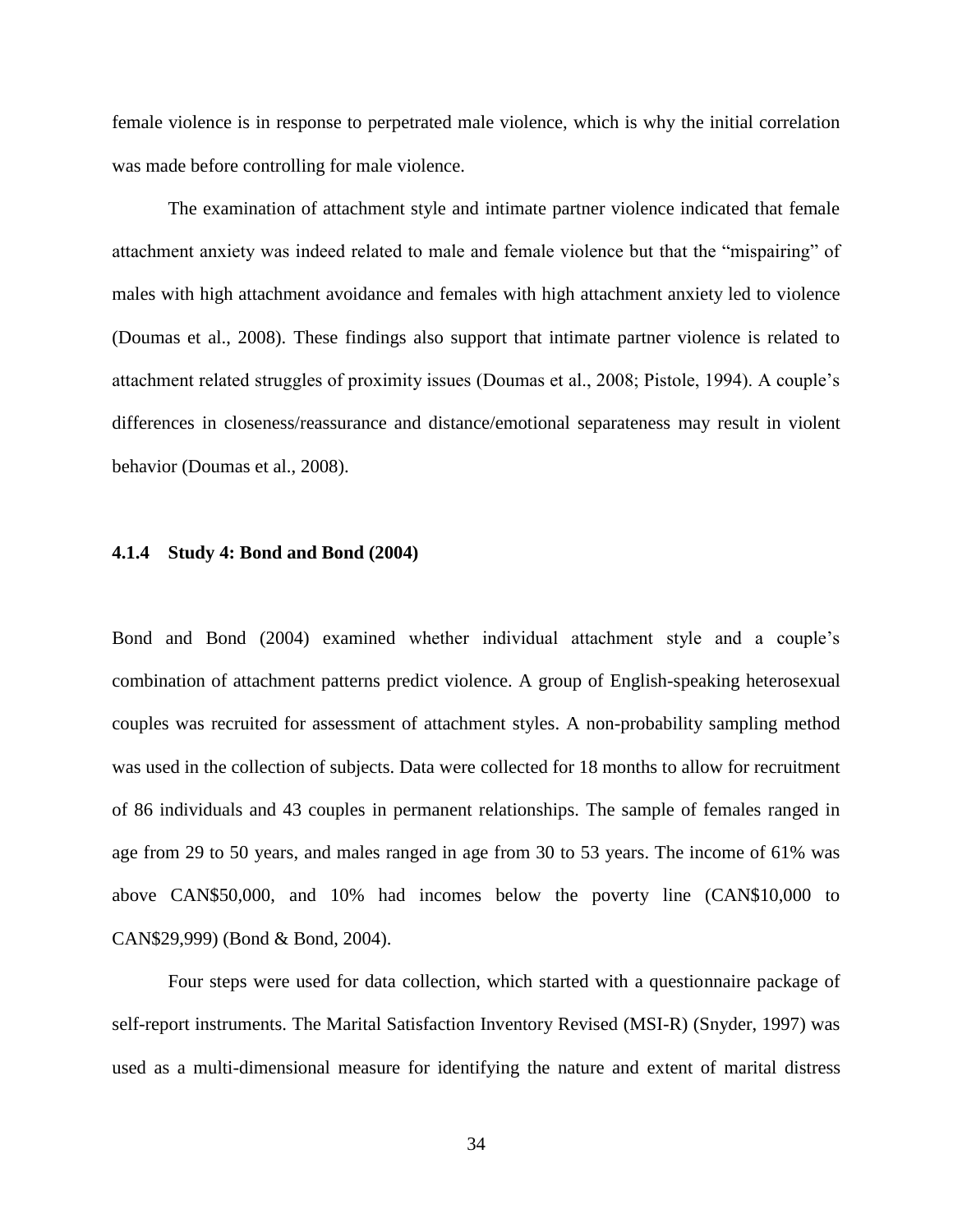female violence is in response to perpetrated male violence, which is why the initial correlation was made before controlling for male violence.

The examination of attachment style and intimate partner violence indicated that female attachment anxiety was indeed related to male and female violence but that the "mispairing" of males with high attachment avoidance and females with high attachment anxiety led to violence (Doumas et al., 2008). These findings also support that intimate partner violence is related to attachment related struggles of proximity issues (Doumas et al., 2008; Pistole, 1994). A couple's differences in closeness/reassurance and distance/emotional separateness may result in violent behavior (Doumas et al., 2008).

### 4.1.4 Study 4: Bond and Bond (2004)

Bond and Bond (2004) examined whether individual attachment style and a couple's combination of attachment patterns predict violence. A group of English-speaking heterosexual couples was recruited for assessment of attachment styles. A non-probability sampling method was used in the collection of subjects. Data were collected for 18 months to allow for recruitment of 86 individuals and 43 couples in permanent relationships. The sample of females ranged in age from 29 to 50 years, and males ranged in age from 30 to 53 years. The income of 61% was above CAN$50,000, and 10% had incomes below the poverty line (CAN$10,000 to CAN$29,999) (Bond & Bond, 2004).

Four steps were used for data collection, which started with a questionnaire package of self-report instruments. The Marital Satisfaction Inventory Revised (MSI-R) (Snyder, 1997) was used as a multi-dimensional measure for identifying the nature and extent of marital distress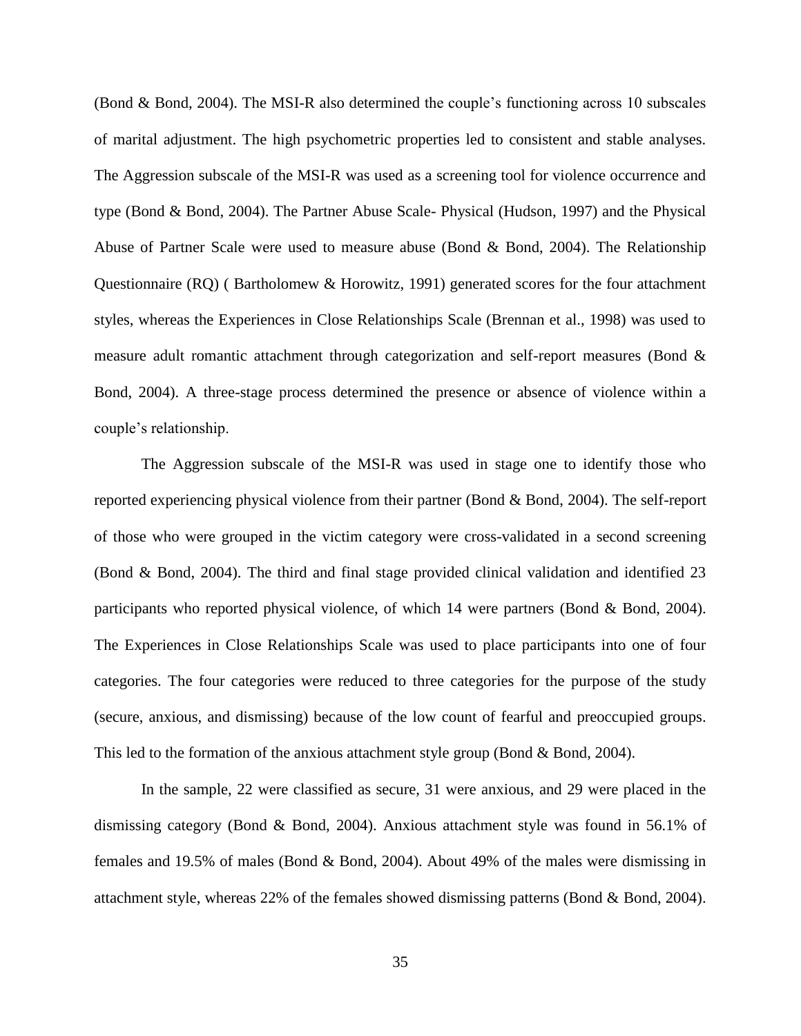(Bond & Bond, 2004). The MSI-R also determined the couple's functioning across 10 subscales of marital adjustment. The high psychometric properties led to consistent and stable analyses. The Aggression subscale of the MSI-R was used as a screening tool for violence occurrence and type (Bond & Bond, 2004). The Partner Abuse Scale- Physical (Hudson, 1997) and the Physical Abuse of Partner Scale were used to measure abuse (Bond & Bond, 2004). The Relationship Questionnaire (RQ) ( Bartholomew & Horowitz, 1991) generated scores for the four attachment styles, whereas the Experiences in Close Relationships Scale (Brennan et al., 1998) was used to measure adult romantic attachment through categorization and self-report measures (Bond & Bond, 2004). A three-stage process determined the presence or absence of violence within a couple's relationship.

The Aggression subscale of the MSI-R was used in stage one to identify those who reported experiencing physical violence from their partner (Bond & Bond, 2004). The self-report of those who were grouped in the victim category were cross-validated in a second screening (Bond & Bond, 2004). The third and final stage provided clinical validation and identified 23 participants who reported physical violence, of which 14 were partners (Bond & Bond, 2004). The Experiences in Close Relationships Scale was used to place participants into one of four categories. The four categories were reduced to three categories for the purpose of the study (secure, anxious, and dismissing) because of the low count of fearful and preoccupied groups. This led to the formation of the anxious attachment style group (Bond & Bond, 2004).

In the sample, 22 were classified as secure, 31 were anxious, and 29 were placed in the dismissing category (Bond & Bond, 2004). Anxious attachment style was found in 56.1% of females and 19.5% of males (Bond & Bond, 2004). About 49% of the males were dismissing in attachment style, whereas 22% of the females showed dismissing patterns (Bond & Bond, 2004).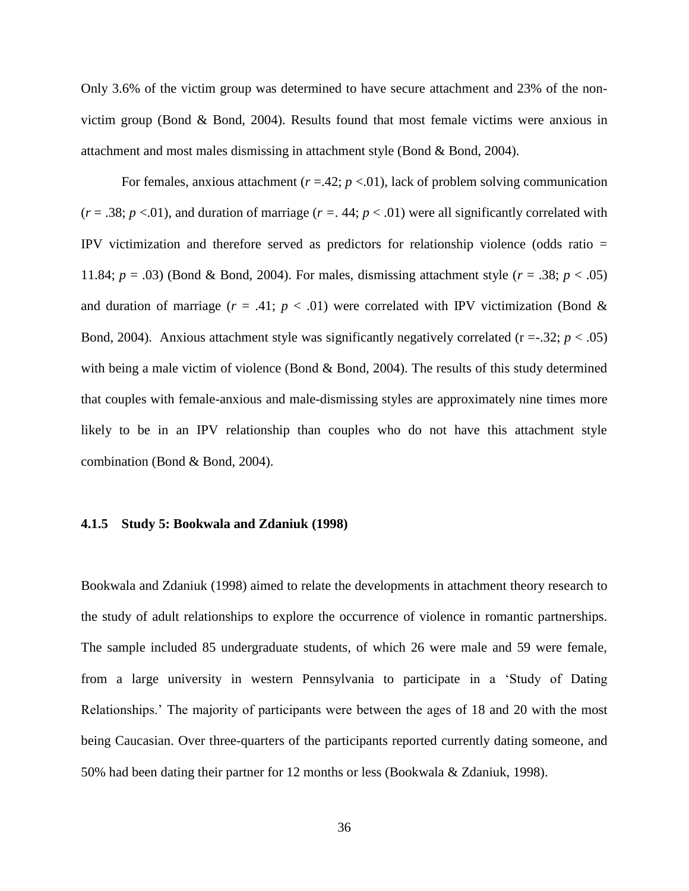Only 3.6% of the victim group was determined to have secure attachment and 23% of the non-victim group (Bond & Bond, 2004). Results found that most female victims were anxious in attachment and most males dismissing in attachment style (Bond & Bond, 2004).

For females, anxious attachment ($r$ =.42; $p$ <.01), lack of problem solving communication ($r$ = .38; $p$ <.01), and duration of marriage ($r$ =. 44; $p$ < .01) were all significantly correlated with IPV victimization and therefore served as predictors for relationship violence (odds ratio = 11.84; $p$ = .03) (Bond & Bond, 2004). For males, dismissing attachment style ($r$ = .38; $p$ < .05) and duration of marriage ($r$ = .41; $p$ < .01) were correlated with IPV victimization (Bond & Bond, 2004). Anxious attachment style was significantly negatively correlated (r =-.32; $p$ < .05) with being a male victim of violence (Bond & Bond, 2004). The results of this study determined that couples with female-anxious and male-dismissing styles are approximately nine times more likely to be in an IPV relationship than couples who do not have this attachment style combination (Bond & Bond, 2004).

### 4.1.5 Study 5: Bookwala and Zdaniuk (1998)

Bookwala and Zdaniuk (1998) aimed to relate the developments in attachment theory research to the study of adult relationships to explore the occurrence of violence in romantic partnerships. The sample included 85 undergraduate students, of which 26 were male and 59 were female, from a large university in western Pennsylvania to participate in a 'Study of Dating Relationships.' The majority of participants were between the ages of 18 and 20 with the most being Caucasian. Over three-quarters of the participants reported currently dating someone, and 50% had been dating their partner for 12 months or less (Bookwala & Zdaniuk, 1998).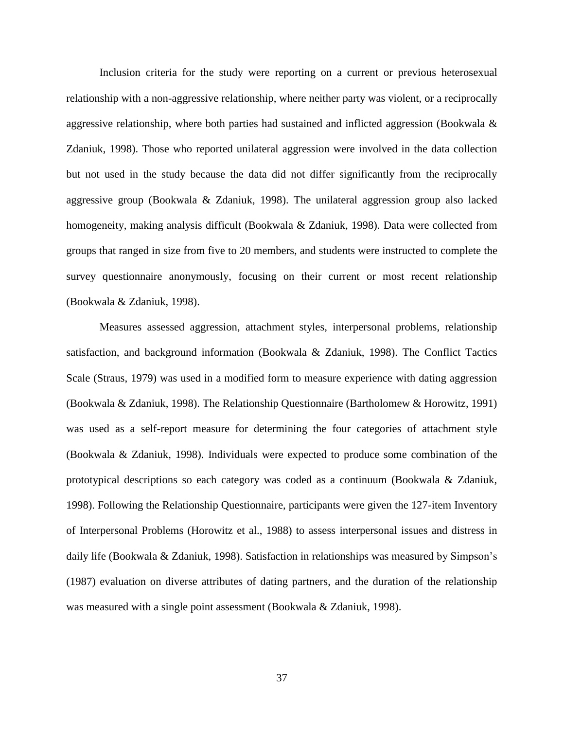Inclusion criteria for the study were reporting on a current or previous heterosexual relationship with a non-aggressive relationship, where neither party was violent, or a reciprocally aggressive relationship, where both parties had sustained and inflicted aggression (Bookwala & Zdaniuk, 1998). Those who reported unilateral aggression were involved in the data collection but not used in the study because the data did not differ significantly from the reciprocally aggressive group (Bookwala & Zdaniuk, 1998). The unilateral aggression group also lacked homogeneity, making analysis difficult (Bookwala & Zdaniuk, 1998). Data were collected from groups that ranged in size from five to 20 members, and students were instructed to complete the survey questionnaire anonymously, focusing on their current or most recent relationship (Bookwala & Zdaniuk, 1998).

Measures assessed aggression, attachment styles, interpersonal problems, relationship satisfaction, and background information (Bookwala & Zdaniuk, 1998). The Conflict Tactics Scale (Straus, 1979) was used in a modified form to measure experience with dating aggression (Bookwala & Zdaniuk, 1998). The Relationship Questionnaire (Bartholomew & Horowitz, 1991) was used as a self-report measure for determining the four categories of attachment style (Bookwala & Zdaniuk, 1998). Individuals were expected to produce some combination of the prototypical descriptions so each category was coded as a continuum (Bookwala & Zdaniuk, 1998). Following the Relationship Questionnaire, participants were given the 127-item Inventory of Interpersonal Problems (Horowitz et al., 1988) to assess interpersonal issues and distress in daily life (Bookwala & Zdaniuk, 1998). Satisfaction in relationships was measured by Simpson's (1987) evaluation on diverse attributes of dating partners, and the duration of the relationship was measured with a single point assessment (Bookwala & Zdaniuk, 1998).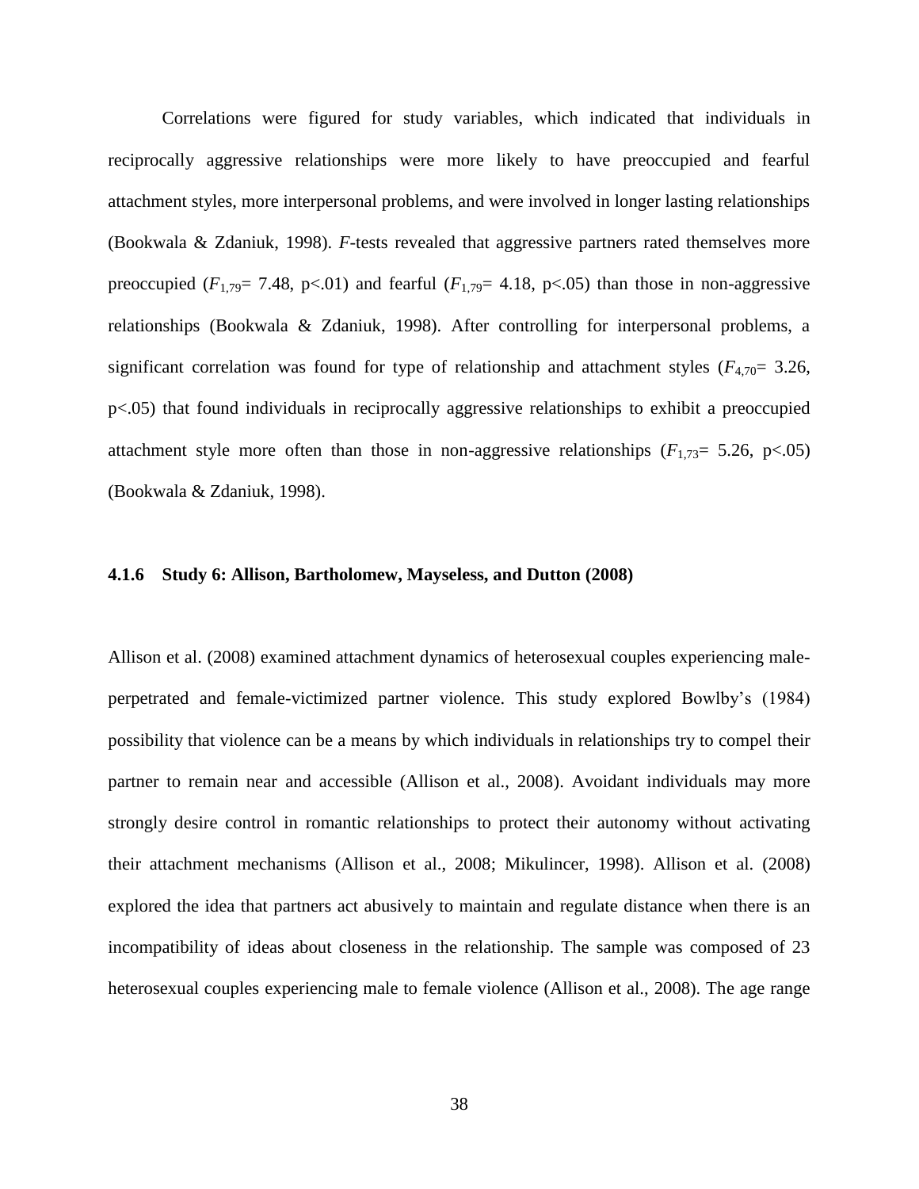Correlations were figured for study variables, which indicated that individuals in reciprocally aggressive relationships were more likely to have preoccupied and fearful attachment styles, more interpersonal problems, and were involved in longer lasting relationships (Bookwala & Zdaniuk, 1998). *F*-tests revealed that aggressive partners rated themselves more preoccupied ($F_{1,79}$= 7.48, p<.01) and fearful ($F_{1,79}$= 4.18, p<.05) than those in non-aggressive relationships (Bookwala & Zdaniuk, 1998). After controlling for interpersonal problems, a significant correlation was found for type of relationship and attachment styles ($F_{4,70}$= 3.26, p<.05) that found individuals in reciprocally aggressive relationships to exhibit a preoccupied attachment style more often than those in non-aggressive relationships ($F_{1,73}$= 5.26, p<.05) (Bookwala & Zdaniuk, 1998).

### 4.1.6 Study 6: Allison, Bartholomew, Mayseless, and Dutton (2008)

Allison et al. (2008) examined attachment dynamics of heterosexual couples experiencing male-perpetrated and female-victimized partner violence. This study explored Bowlby's (1984) possibility that violence can be a means by which individuals in relationships try to compel their partner to remain near and accessible (Allison et al., 2008). Avoidant individuals may more strongly desire control in romantic relationships to protect their autonomy without activating their attachment mechanisms (Allison et al., 2008; Mikulincer, 1998). Allison et al. (2008) explored the idea that partners act abusively to maintain and regulate distance when there is an incompatibility of ideas about closeness in the relationship. The sample was composed of 23 heterosexual couples experiencing male to female violence (Allison et al., 2008). The age range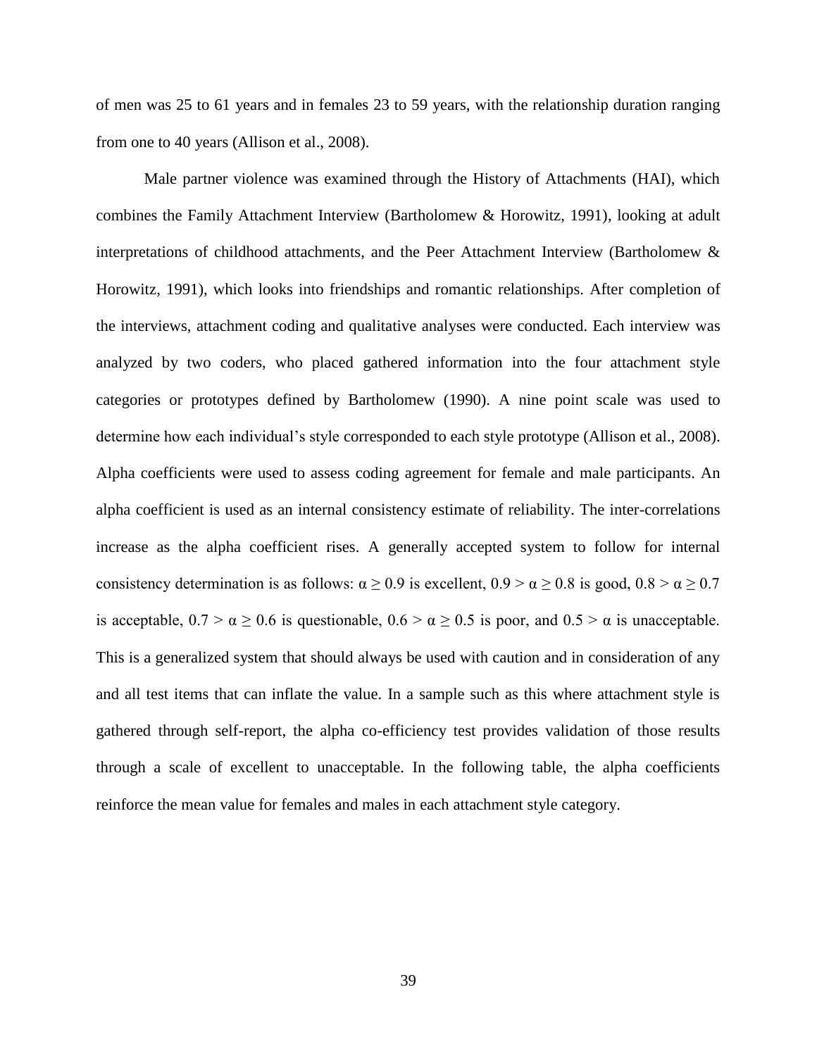of men was 25 to 61 years and in females 23 to 59 years, with the relationship duration ranging from one to 40 years (Allison et al., 2008).

Male partner violence was examined through the History of Attachments (HAI), which combines the Family Attachment Interview (Bartholomew & Horowitz, 1991), looking at adult interpretations of childhood attachments, and the Peer Attachment Interview (Bartholomew & Horowitz, 1991), which looks into friendships and romantic relationships. After completion of the interviews, attachment coding and qualitative analyses were conducted. Each interview was analyzed by two coders, who placed gathered information into the four attachment style categories or prototypes defined by Bartholomew (1990). A nine point scale was used to determine how each individual's style corresponded to each style prototype (Allison et al., 2008). Alpha coefficients were used to assess coding agreement for female and male participants. An alpha coefficient is used as an internal consistency estimate of reliability. The inter-correlations increase as the alpha coefficient rises. A generally accepted system to follow for internal consistency determination is as follows: $\alpha \geq 0.9$ is excellent, $0.9 > \alpha \geq 0.8$ is good, $0.8 > \alpha \geq 0.7$ is acceptable, $0.7 > \alpha \geq 0.6$ is questionable, $0.6 > \alpha \geq 0.5$ is poor, and $0.5 > \alpha$ is unacceptable. This is a generalized system that should always be used with caution and in consideration of any and all test items that can inflate the value. In a sample such as this where attachment style is gathered through self-report, the alpha co-efficiency test provides validation of those results through a scale of excellent to unacceptable. In the following table, the alpha coefficients reinforce the mean value for females and males in each attachment style category.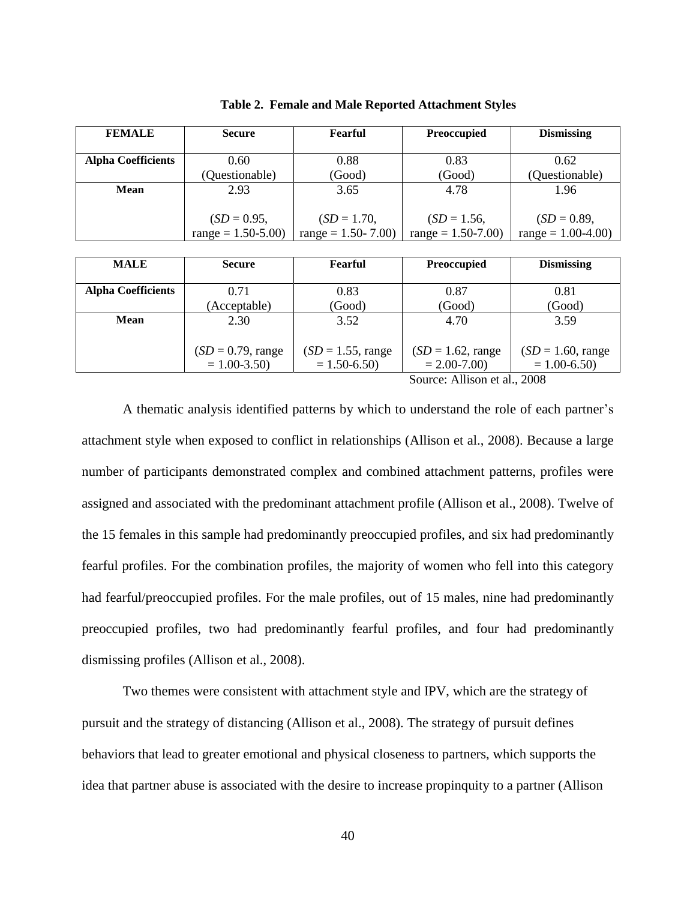**Table 2. Female and Male Reported Attachment Styles**

| FEMALE | Secure | Fearful | Preoccupied | Dismissing |
|---|---|---|---|---|
| **Alpha Coefficients** | 0.60 (Questionable) | 0.88 (Good) | 0.83 (Good) | 0.62 (Questionable) |
| **Mean** | 2.93 (*SD* = 0.95, range = 1.50-5.00) | 3.65 (*SD* = 1.70, range = 1.50- 7.00) | 4.78 (*SD* = 1.56, range = 1.50-7.00) | 1.96 (*SD* = 0.89, range = 1.00-4.00) |

| MALE | Secure | Fearful | Preoccupied | Dismissing |
|---|---|---|---|---|
| **Alpha Coefficients** | 0.71 (Acceptable) | 0.83 (Good) | 0.87 (Good) | 0.81 (Good) |
| **Mean** | 2.30 (*SD* = 0.79, range = 1.00-3.50) | 3.52 (*SD* = 1.55, range = 1.50-6.50) | 4.70 (*SD* = 1.62, range = 2.00-7.00) | 3.59 (*SD* = 1.60, range = 1.00-6.50) |

Source: Allison et al., 2008

A thematic analysis identified patterns by which to understand the role of each partner's attachment style when exposed to conflict in relationships (Allison et al., 2008). Because a large number of participants demonstrated complex and combined attachment patterns, profiles were assigned and associated with the predominant attachment profile (Allison et al., 2008). Twelve of the 15 females in this sample had predominantly preoccupied profiles, and six had predominantly fearful profiles. For the combination profiles, the majority of women who fell into this category had fearful/preoccupied profiles. For the male profiles, out of 15 males, nine had predominantly preoccupied profiles, two had predominantly fearful profiles, and four had predominantly dismissing profiles (Allison et al., 2008).

Two themes were consistent with attachment style and IPV, which are the strategy of pursuit and the strategy of distancing (Allison et al., 2008). The strategy of pursuit defines behaviors that lead to greater emotional and physical closeness to partners, which supports the idea that partner abuse is associated with the desire to increase propinquity to a partner (Allison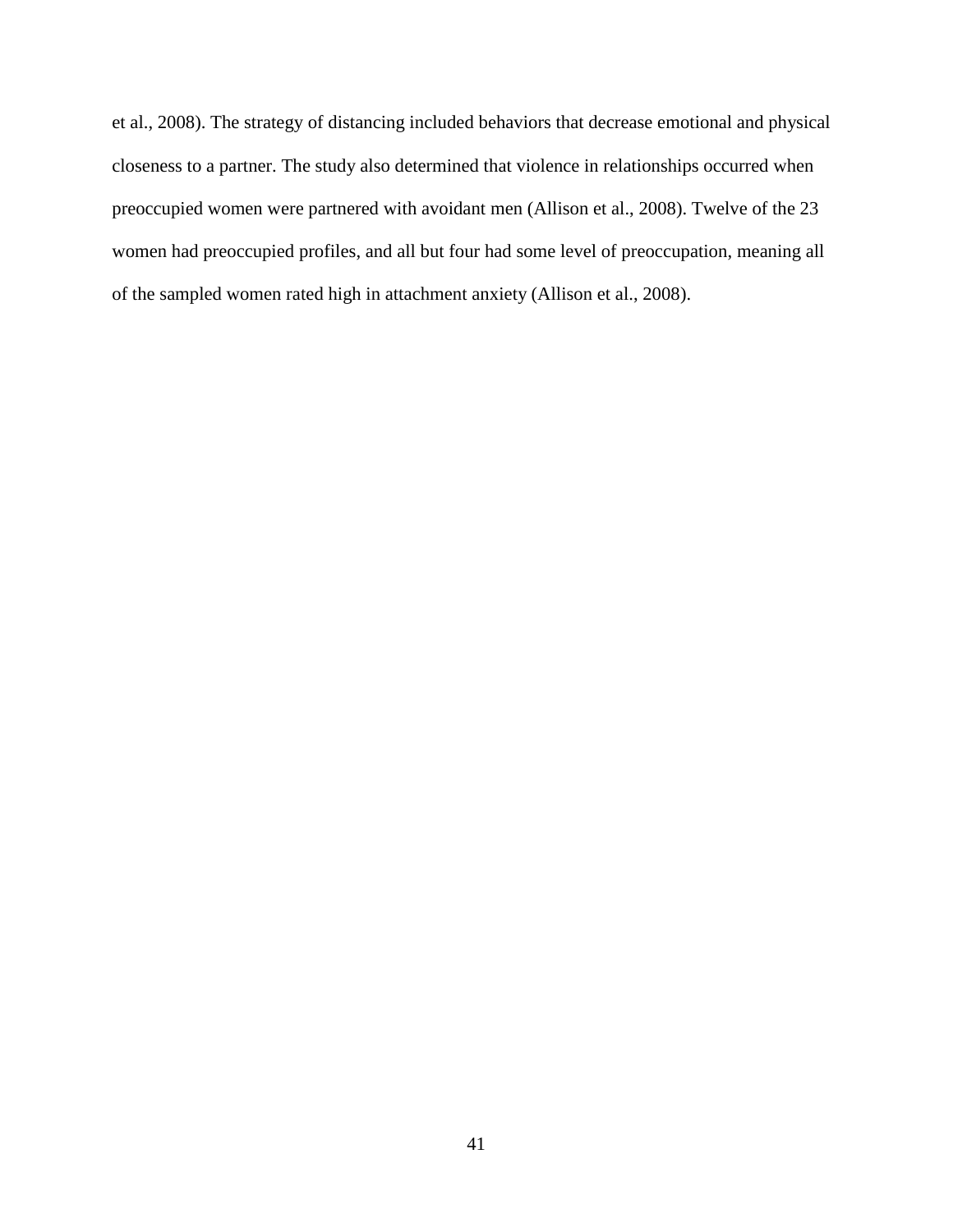et al., 2008). The strategy of distancing included behaviors that decrease emotional and physical closeness to a partner. The study also determined that violence in relationships occurred when preoccupied women were partnered with avoidant men (Allison et al., 2008). Twelve of the 23 women had preoccupied profiles, and all but four had some level of preoccupation, meaning all of the sampled women rated high in attachment anxiety (Allison et al., 2008).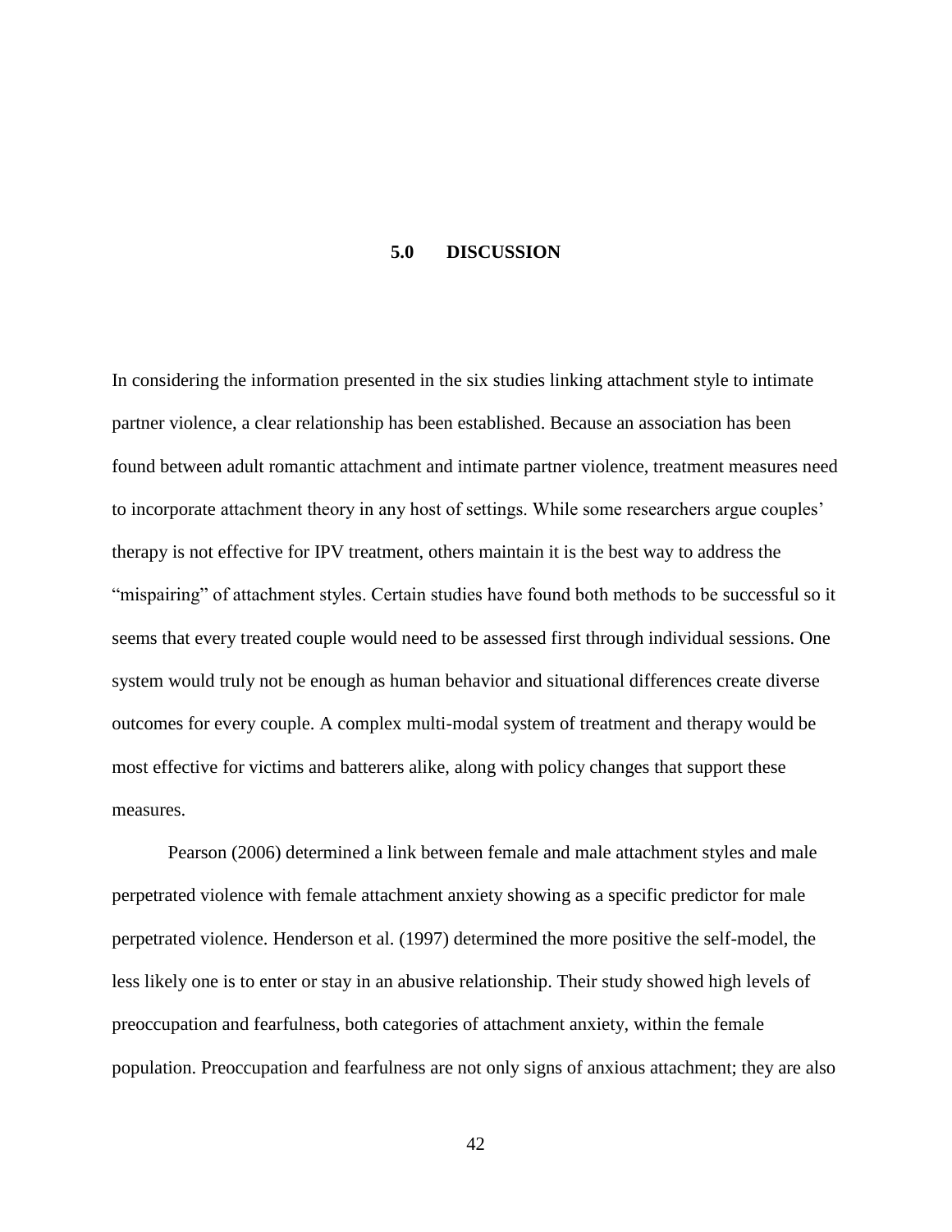# 5.0 DISCUSSION

In considering the information presented in the six studies linking attachment style to intimate partner violence, a clear relationship has been established. Because an association has been found between adult romantic attachment and intimate partner violence, treatment measures need to incorporate attachment theory in any host of settings. While some researchers argue couples' therapy is not effective for IPV treatment, others maintain it is the best way to address the "mispairing" of attachment styles. Certain studies have found both methods to be successful so it seems that every treated couple would need to be assessed first through individual sessions. One system would truly not be enough as human behavior and situational differences create diverse outcomes for every couple. A complex multi-modal system of treatment and therapy would be most effective for victims and batterers alike, along with policy changes that support these measures.

Pearson (2006) determined a link between female and male attachment styles and male perpetrated violence with female attachment anxiety showing as a specific predictor for male perpetrated violence. Henderson et al. (1997) determined the more positive the self-model, the less likely one is to enter or stay in an abusive relationship. Their study showed high levels of preoccupation and fearfulness, both categories of attachment anxiety, within the female population. Preoccupation and fearfulness are not only signs of anxious attachment; they are also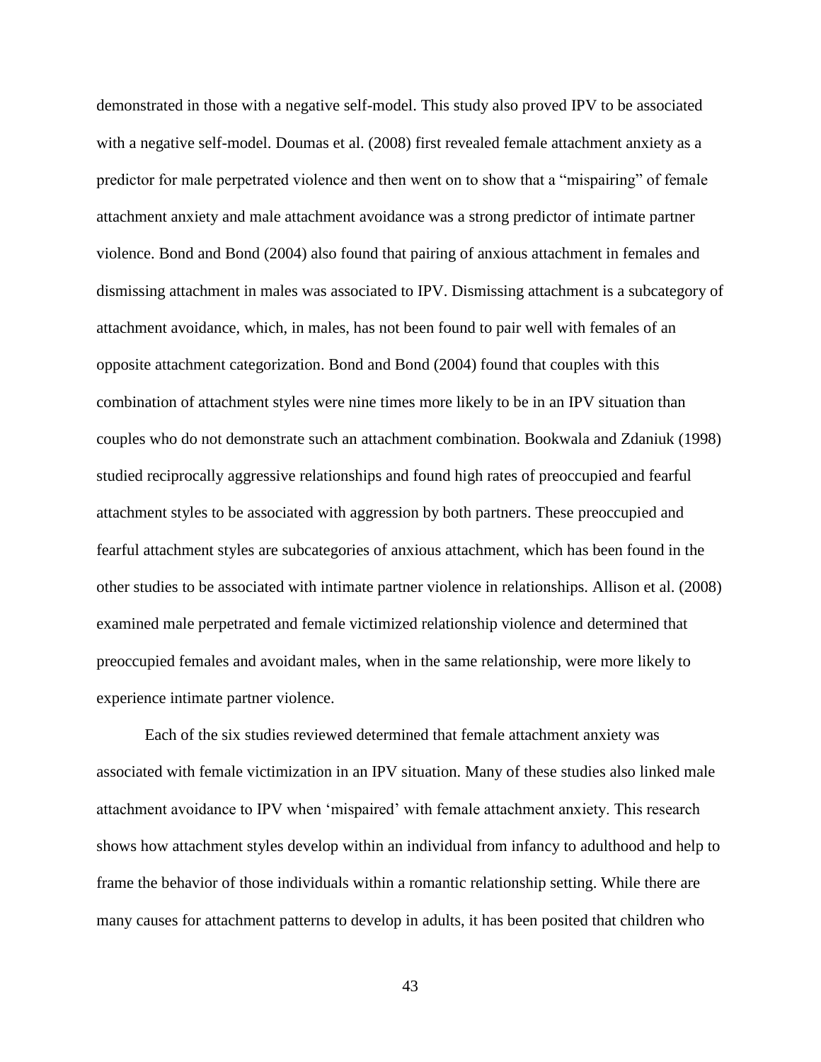demonstrated in those with a negative self-model. This study also proved IPV to be associated with a negative self-model. Doumas et al. (2008) first revealed female attachment anxiety as a predictor for male perpetrated violence and then went on to show that a "mispairing" of female attachment anxiety and male attachment avoidance was a strong predictor of intimate partner violence. Bond and Bond (2004) also found that pairing of anxious attachment in females and dismissing attachment in males was associated to IPV. Dismissing attachment is a subcategory of attachment avoidance, which, in males, has not been found to pair well with females of an opposite attachment categorization. Bond and Bond (2004) found that couples with this combination of attachment styles were nine times more likely to be in an IPV situation than couples who do not demonstrate such an attachment combination. Bookwala and Zdaniuk (1998) studied reciprocally aggressive relationships and found high rates of preoccupied and fearful attachment styles to be associated with aggression by both partners. These preoccupied and fearful attachment styles are subcategories of anxious attachment, which has been found in the other studies to be associated with intimate partner violence in relationships. Allison et al. (2008) examined male perpetrated and female victimized relationship violence and determined that preoccupied females and avoidant males, when in the same relationship, were more likely to experience intimate partner violence.

Each of the six studies reviewed determined that female attachment anxiety was associated with female victimization in an IPV situation. Many of these studies also linked male attachment avoidance to IPV when 'mispaired' with female attachment anxiety. This research shows how attachment styles develop within an individual from infancy to adulthood and help to frame the behavior of those individuals within a romantic relationship setting. While there are many causes for attachment patterns to develop in adults, it has been posited that children who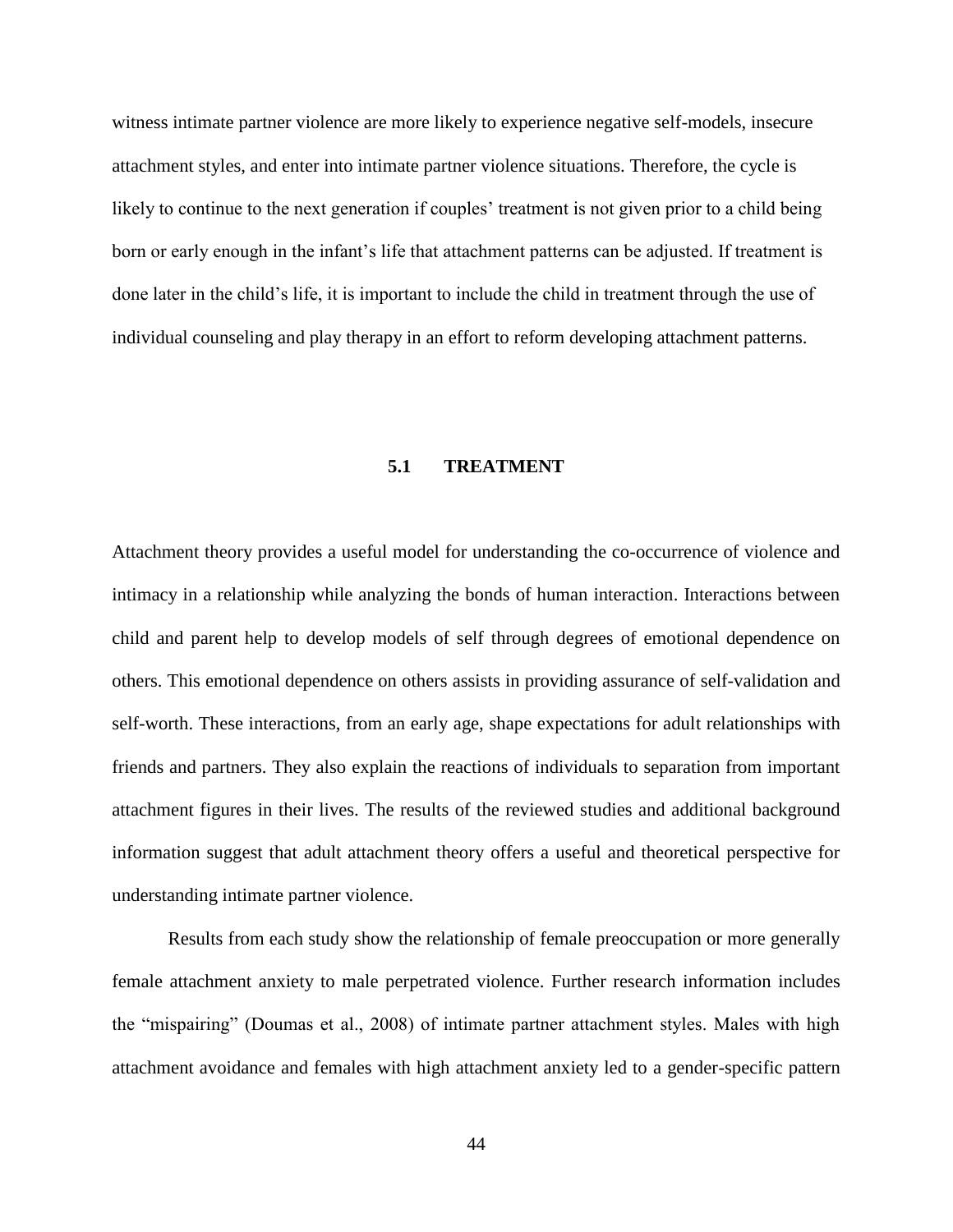witness intimate partner violence are more likely to experience negative self-models, insecure attachment styles, and enter into intimate partner violence situations. Therefore, the cycle is likely to continue to the next generation if couples' treatment is not given prior to a child being born or early enough in the infant's life that attachment patterns can be adjusted. If treatment is done later in the child's life, it is important to include the child in treatment through the use of individual counseling and play therapy in an effort to reform developing attachment patterns.

## 5.1 TREATMENT

Attachment theory provides a useful model for understanding the co-occurrence of violence and intimacy in a relationship while analyzing the bonds of human interaction. Interactions between child and parent help to develop models of self through degrees of emotional dependence on others. This emotional dependence on others assists in providing assurance of self-validation and self-worth. These interactions, from an early age, shape expectations for adult relationships with friends and partners. They also explain the reactions of individuals to separation from important attachment figures in their lives. The results of the reviewed studies and additional background information suggest that adult attachment theory offers a useful and theoretical perspective for understanding intimate partner violence.

Results from each study show the relationship of female preoccupation or more generally female attachment anxiety to male perpetrated violence. Further research information includes the "mispairing" (Doumas et al., 2008) of intimate partner attachment styles. Males with high attachment avoidance and females with high attachment anxiety led to a gender-specific pattern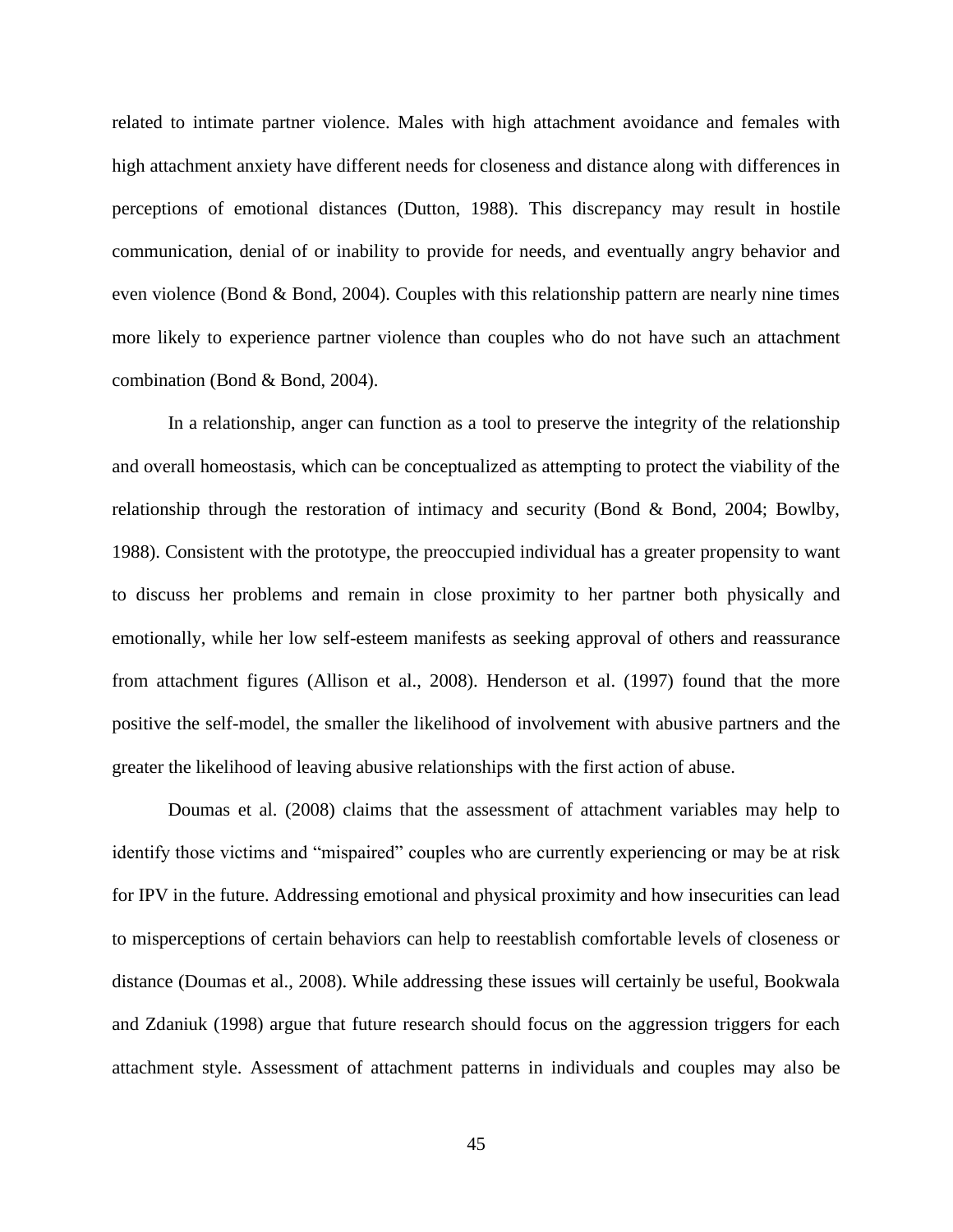related to intimate partner violence. Males with high attachment avoidance and females with high attachment anxiety have different needs for closeness and distance along with differences in perceptions of emotional distances (Dutton, 1988). This discrepancy may result in hostile communication, denial of or inability to provide for needs, and eventually angry behavior and even violence (Bond & Bond, 2004). Couples with this relationship pattern are nearly nine times more likely to experience partner violence than couples who do not have such an attachment combination (Bond & Bond, 2004).

In a relationship, anger can function as a tool to preserve the integrity of the relationship and overall homeostasis, which can be conceptualized as attempting to protect the viability of the relationship through the restoration of intimacy and security (Bond & Bond, 2004; Bowlby, 1988). Consistent with the prototype, the preoccupied individual has a greater propensity to want to discuss her problems and remain in close proximity to her partner both physically and emotionally, while her low self-esteem manifests as seeking approval of others and reassurance from attachment figures (Allison et al., 2008). Henderson et al. (1997) found that the more positive the self-model, the smaller the likelihood of involvement with abusive partners and the greater the likelihood of leaving abusive relationships with the first action of abuse.

Doumas et al. (2008) claims that the assessment of attachment variables may help to identify those victims and "mispaired" couples who are currently experiencing or may be at risk for IPV in the future. Addressing emotional and physical proximity and how insecurities can lead to misperceptions of certain behaviors can help to reestablish comfortable levels of closeness or distance (Doumas et al., 2008). While addressing these issues will certainly be useful, Bookwala and Zdaniuk (1998) argue that future research should focus on the aggression triggers for each attachment style. Assessment of attachment patterns in individuals and couples may also be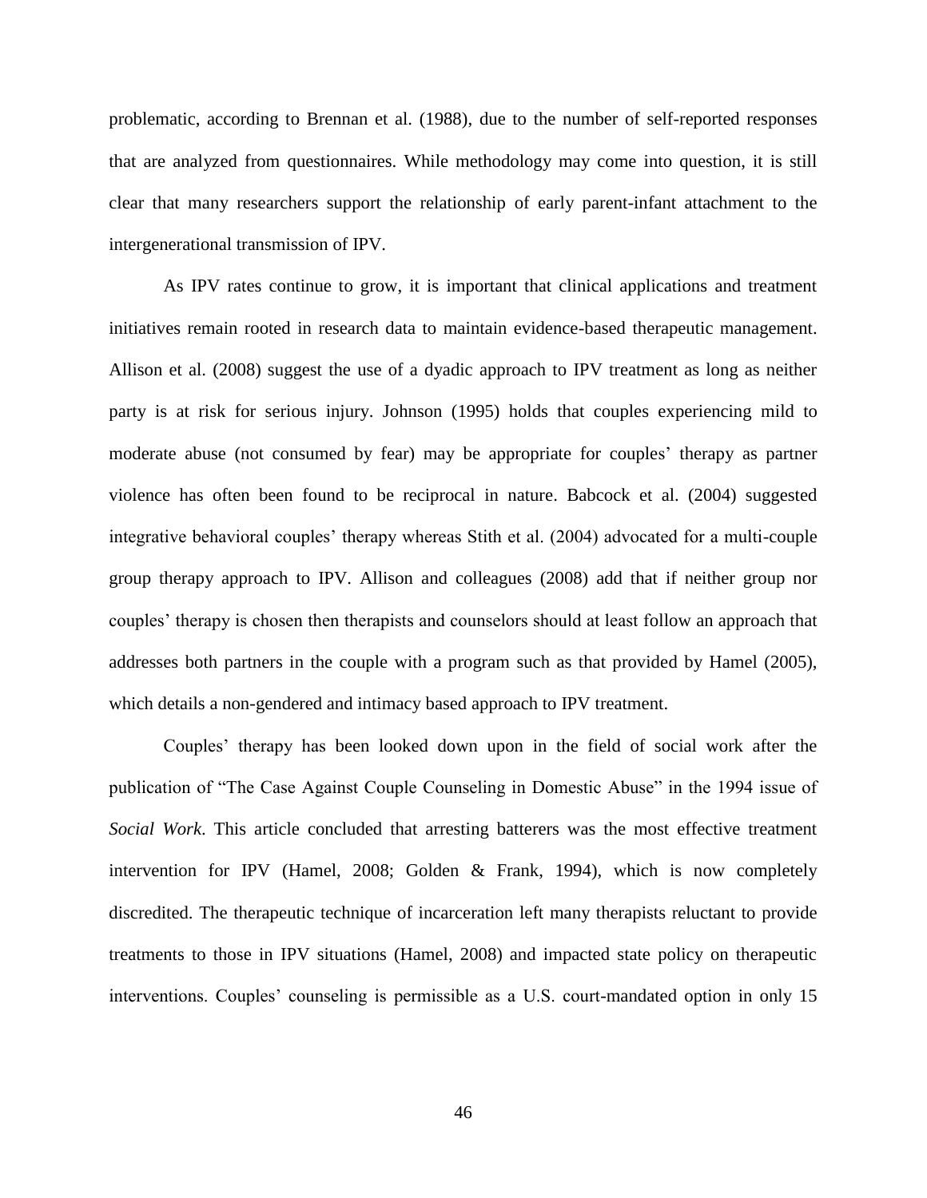problematic, according to Brennan et al. (1988), due to the number of self-reported responses that are analyzed from questionnaires. While methodology may come into question, it is still clear that many researchers support the relationship of early parent-infant attachment to the intergenerational transmission of IPV.

As IPV rates continue to grow, it is important that clinical applications and treatment initiatives remain rooted in research data to maintain evidence-based therapeutic management. Allison et al. (2008) suggest the use of a dyadic approach to IPV treatment as long as neither party is at risk for serious injury. Johnson (1995) holds that couples experiencing mild to moderate abuse (not consumed by fear) may be appropriate for couples' therapy as partner violence has often been found to be reciprocal in nature. Babcock et al. (2004) suggested integrative behavioral couples' therapy whereas Stith et al. (2004) advocated for a multi-couple group therapy approach to IPV. Allison and colleagues (2008) add that if neither group nor couples' therapy is chosen then therapists and counselors should at least follow an approach that addresses both partners in the couple with a program such as that provided by Hamel (2005), which details a non-gendered and intimacy based approach to IPV treatment.

Couples' therapy has been looked down upon in the field of social work after the publication of "The Case Against Couple Counseling in Domestic Abuse" in the 1994 issue of *Social Work*. This article concluded that arresting batterers was the most effective treatment intervention for IPV (Hamel, 2008; Golden & Frank, 1994), which is now completely discredited. The therapeutic technique of incarceration left many therapists reluctant to provide treatments to those in IPV situations (Hamel, 2008) and impacted state policy on therapeutic interventions. Couples' counseling is permissible as a U.S. court-mandated option in only 15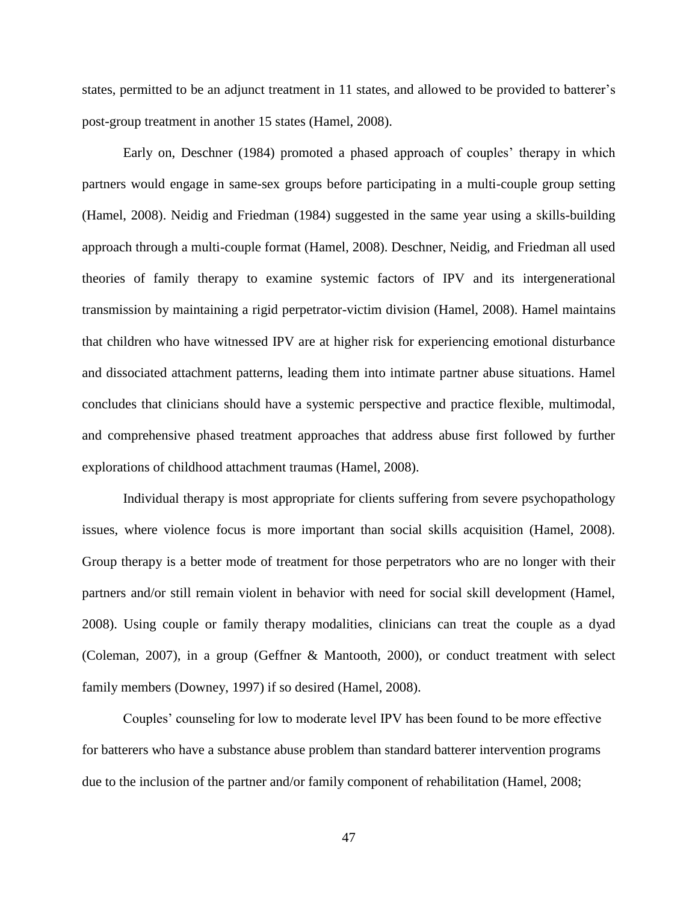states, permitted to be an adjunct treatment in 11 states, and allowed to be provided to batterer's post-group treatment in another 15 states (Hamel, 2008).

Early on, Deschner (1984) promoted a phased approach of couples' therapy in which partners would engage in same-sex groups before participating in a multi-couple group setting (Hamel, 2008). Neidig and Friedman (1984) suggested in the same year using a skills-building approach through a multi-couple format (Hamel, 2008). Deschner, Neidig, and Friedman all used theories of family therapy to examine systemic factors of IPV and its intergenerational transmission by maintaining a rigid perpetrator-victim division (Hamel, 2008). Hamel maintains that children who have witnessed IPV are at higher risk for experiencing emotional disturbance and dissociated attachment patterns, leading them into intimate partner abuse situations. Hamel concludes that clinicians should have a systemic perspective and practice flexible, multimodal, and comprehensive phased treatment approaches that address abuse first followed by further explorations of childhood attachment traumas (Hamel, 2008).

Individual therapy is most appropriate for clients suffering from severe psychopathology issues, where violence focus is more important than social skills acquisition (Hamel, 2008). Group therapy is a better mode of treatment for those perpetrators who are no longer with their partners and/or still remain violent in behavior with need for social skill development (Hamel, 2008). Using couple or family therapy modalities, clinicians can treat the couple as a dyad (Coleman, 2007), in a group (Geffner & Mantooth, 2000), or conduct treatment with select family members (Downey, 1997) if so desired (Hamel, 2008).

Couples' counseling for low to moderate level IPV has been found to be more effective for batterers who have a substance abuse problem than standard batterer intervention programs due to the inclusion of the partner and/or family component of rehabilitation (Hamel, 2008;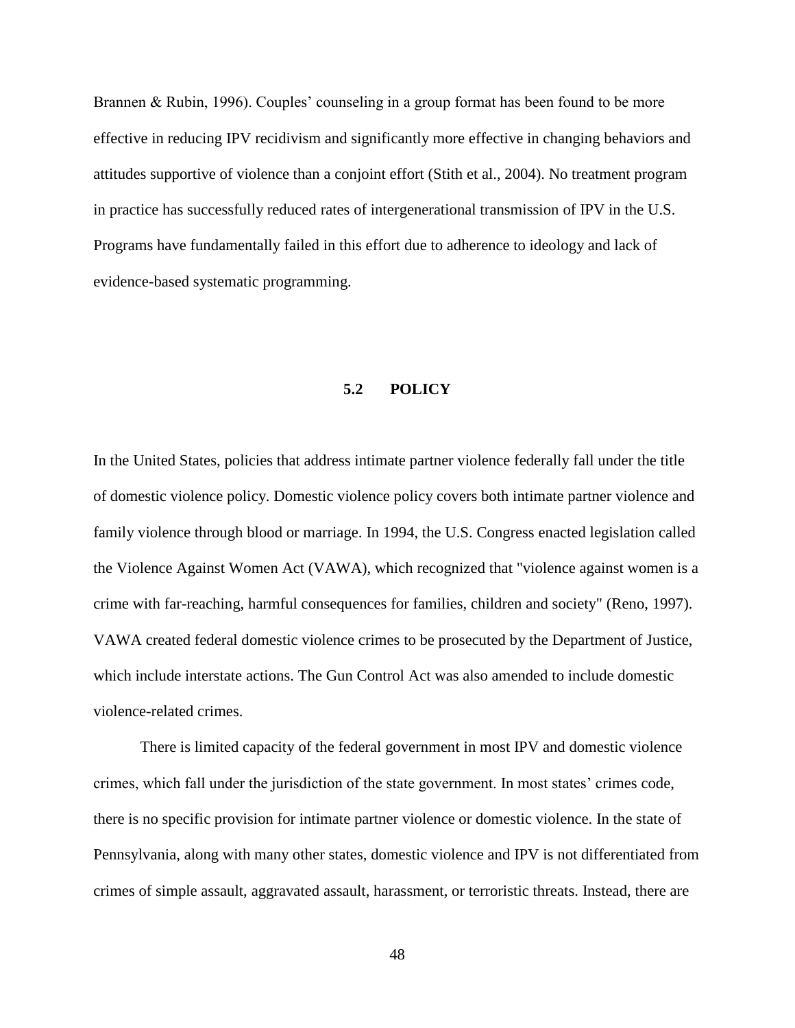Brannen & Rubin, 1996). Couples' counseling in a group format has been found to be more effective in reducing IPV recidivism and significantly more effective in changing behaviors and attitudes supportive of violence than a conjoint effort (Stith et al., 2004). No treatment program in practice has successfully reduced rates of intergenerational transmission of IPV in the U.S. Programs have fundamentally failed in this effort due to adherence to ideology and lack of evidence-based systematic programming.

## 5.2 POLICY

In the United States, policies that address intimate partner violence federally fall under the title of domestic violence policy. Domestic violence policy covers both intimate partner violence and family violence through blood or marriage. In 1994, the U.S. Congress enacted legislation called the Violence Against Women Act (VAWA), which recognized that "violence against women is a crime with far-reaching, harmful consequences for families, children and society" (Reno, 1997). VAWA created federal domestic violence crimes to be prosecuted by the Department of Justice, which include interstate actions. The Gun Control Act was also amended to include domestic violence-related crimes.

There is limited capacity of the federal government in most IPV and domestic violence crimes, which fall under the jurisdiction of the state government. In most states' crimes code, there is no specific provision for intimate partner violence or domestic violence. In the state of Pennsylvania, along with many other states, domestic violence and IPV is not differentiated from crimes of simple assault, aggravated assault, harassment, or terroristic threats. Instead, there are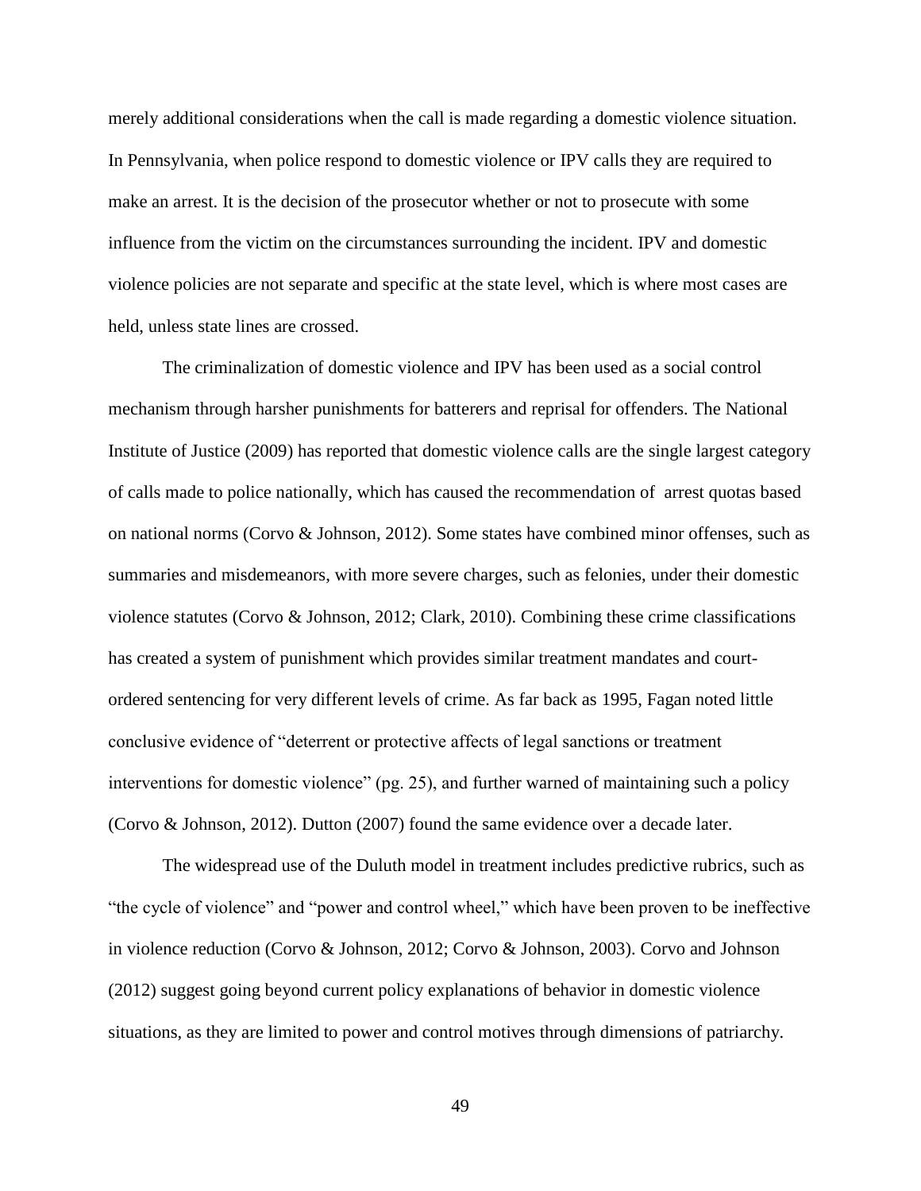merely additional considerations when the call is made regarding a domestic violence situation. In Pennsylvania, when police respond to domestic violence or IPV calls they are required to make an arrest. It is the decision of the prosecutor whether or not to prosecute with some influence from the victim on the circumstances surrounding the incident. IPV and domestic violence policies are not separate and specific at the state level, which is where most cases are held, unless state lines are crossed.

The criminalization of domestic violence and IPV has been used as a social control mechanism through harsher punishments for batterers and reprisal for offenders. The National Institute of Justice (2009) has reported that domestic violence calls are the single largest category of calls made to police nationally, which has caused the recommendation of  arrest quotas based on national norms (Corvo & Johnson, 2012). Some states have combined minor offenses, such as summaries and misdemeanors, with more severe charges, such as felonies, under their domestic violence statutes (Corvo & Johnson, 2012; Clark, 2010). Combining these crime classifications has created a system of punishment which provides similar treatment mandates and court-ordered sentencing for very different levels of crime. As far back as 1995, Fagan noted little conclusive evidence of "deterrent or protective affects of legal sanctions or treatment interventions for domestic violence" (pg. 25), and further warned of maintaining such a policy (Corvo & Johnson, 2012). Dutton (2007) found the same evidence over a decade later.

The widespread use of the Duluth model in treatment includes predictive rubrics, such as "the cycle of violence" and "power and control wheel," which have been proven to be ineffective in violence reduction (Corvo & Johnson, 2012; Corvo & Johnson, 2003). Corvo and Johnson (2012) suggest going beyond current policy explanations of behavior in domestic violence situations, as they are limited to power and control motives through dimensions of patriarchy.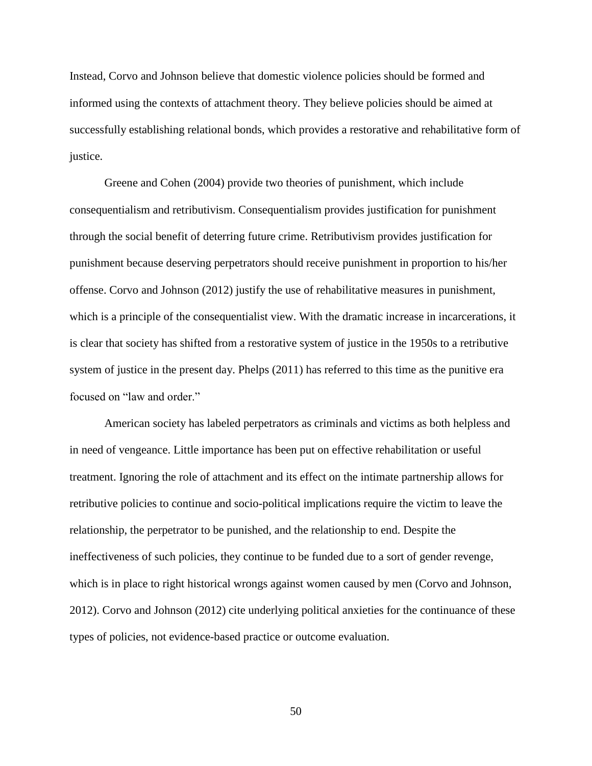Instead, Corvo and Johnson believe that domestic violence policies should be formed and informed using the contexts of attachment theory. They believe policies should be aimed at successfully establishing relational bonds, which provides a restorative and rehabilitative form of justice.

Greene and Cohen (2004) provide two theories of punishment, which include consequentialism and retributivism. Consequentialism provides justification for punishment through the social benefit of deterring future crime. Retributivism provides justification for punishment because deserving perpetrators should receive punishment in proportion to his/her offense. Corvo and Johnson (2012) justify the use of rehabilitative measures in punishment, which is a principle of the consequentialist view. With the dramatic increase in incarcerations, it is clear that society has shifted from a restorative system of justice in the 1950s to a retributive system of justice in the present day. Phelps (2011) has referred to this time as the punitive era focused on "law and order."

American society has labeled perpetrators as criminals and victims as both helpless and in need of vengeance. Little importance has been put on effective rehabilitation or useful treatment. Ignoring the role of attachment and its effect on the intimate partnership allows for retributive policies to continue and socio-political implications require the victim to leave the relationship, the perpetrator to be punished, and the relationship to end. Despite the ineffectiveness of such policies, they continue to be funded due to a sort of gender revenge, which is in place to right historical wrongs against women caused by men (Corvo and Johnson, 2012). Corvo and Johnson (2012) cite underlying political anxieties for the continuance of these types of policies, not evidence-based practice or outcome evaluation.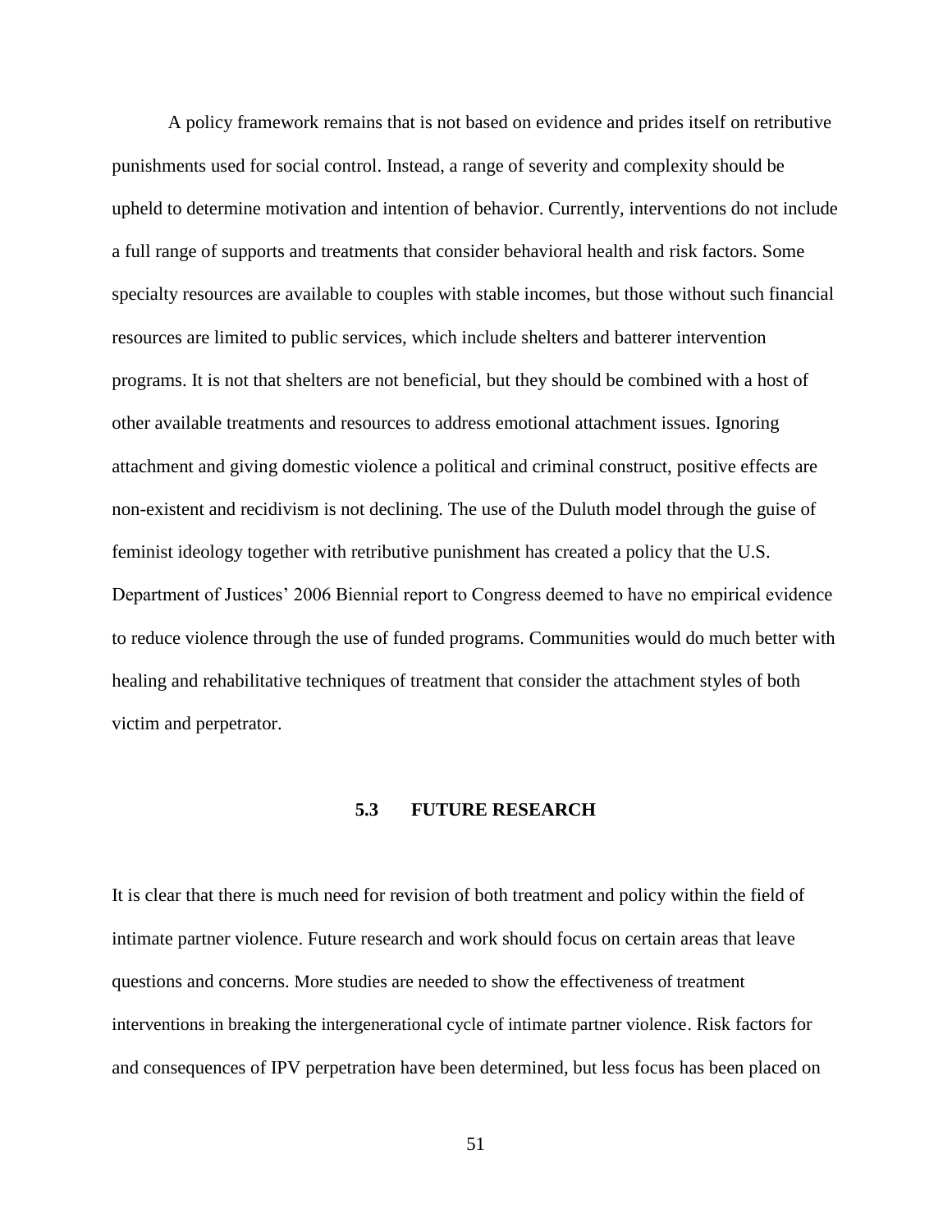A policy framework remains that is not based on evidence and prides itself on retributive punishments used for social control. Instead, a range of severity and complexity should be upheld to determine motivation and intention of behavior. Currently, interventions do not include a full range of supports and treatments that consider behavioral health and risk factors. Some specialty resources are available to couples with stable incomes, but those without such financial resources are limited to public services, which include shelters and batterer intervention programs. It is not that shelters are not beneficial, but they should be combined with a host of other available treatments and resources to address emotional attachment issues. Ignoring attachment and giving domestic violence a political and criminal construct, positive effects are non-existent and recidivism is not declining. The use of the Duluth model through the guise of feminist ideology together with retributive punishment has created a policy that the U.S. Department of Justices' 2006 Biennial report to Congress deemed to have no empirical evidence to reduce violence through the use of funded programs. Communities would do much better with healing and rehabilitative techniques of treatment that consider the attachment styles of both victim and perpetrator.

## 5.3 FUTURE RESEARCH

It is clear that there is much need for revision of both treatment and policy within the field of intimate partner violence. Future research and work should focus on certain areas that leave questions and concerns. More studies are needed to show the effectiveness of treatment interventions in breaking the intergenerational cycle of intimate partner violence. Risk factors for and consequences of IPV perpetration have been determined, but less focus has been placed on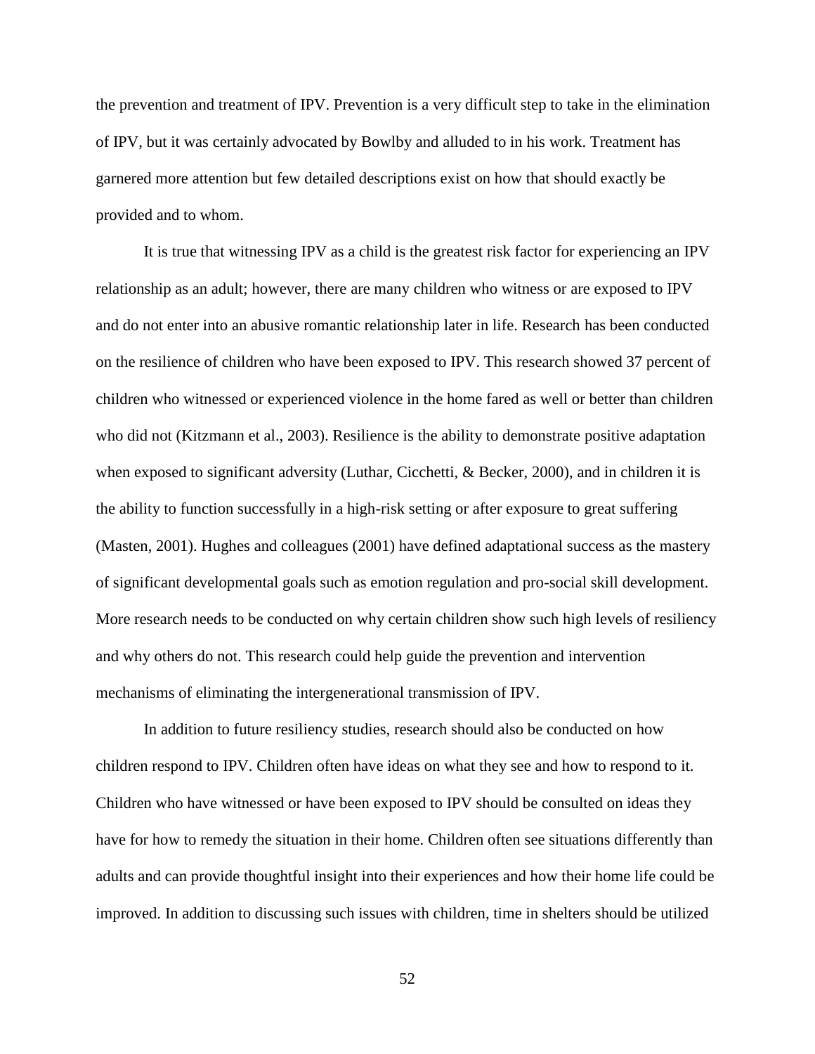the prevention and treatment of IPV. Prevention is a very difficult step to take in the elimination of IPV, but it was certainly advocated by Bowlby and alluded to in his work. Treatment has garnered more attention but few detailed descriptions exist on how that should exactly be provided and to whom.

It is true that witnessing IPV as a child is the greatest risk factor for experiencing an IPV relationship as an adult; however, there are many children who witness or are exposed to IPV and do not enter into an abusive romantic relationship later in life. Research has been conducted on the resilience of children who have been exposed to IPV. This research showed 37 percent of children who witnessed or experienced violence in the home fared as well or better than children who did not (Kitzmann et al., 2003). Resilience is the ability to demonstrate positive adaptation when exposed to significant adversity (Luthar, Cicchetti, & Becker, 2000), and in children it is the ability to function successfully in a high-risk setting or after exposure to great suffering (Masten, 2001). Hughes and colleagues (2001) have defined adaptational success as the mastery of significant developmental goals such as emotion regulation and pro-social skill development. More research needs to be conducted on why certain children show such high levels of resiliency and why others do not. This research could help guide the prevention and intervention mechanisms of eliminating the intergenerational transmission of IPV.

In addition to future resiliency studies, research should also be conducted on how children respond to IPV. Children often have ideas on what they see and how to respond to it. Children who have witnessed or have been exposed to IPV should be consulted on ideas they have for how to remedy the situation in their home. Children often see situations differently than adults and can provide thoughtful insight into their experiences and how their home life could be improved. In addition to discussing such issues with children, time in shelters should be utilized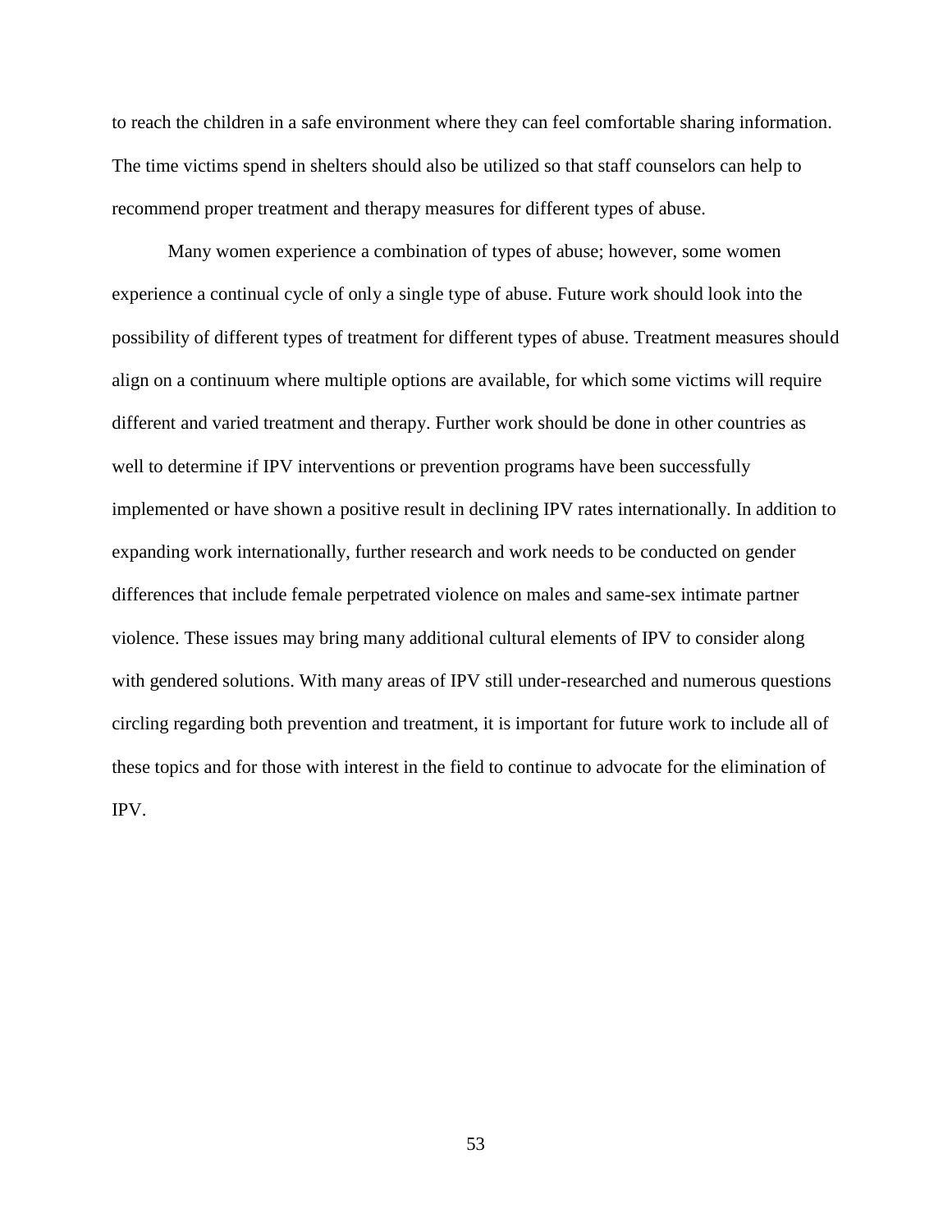to reach the children in a safe environment where they can feel comfortable sharing information. The time victims spend in shelters should also be utilized so that staff counselors can help to recommend proper treatment and therapy measures for different types of abuse.

Many women experience a combination of types of abuse; however, some women experience a continual cycle of only a single type of abuse. Future work should look into the possibility of different types of treatment for different types of abuse. Treatment measures should align on a continuum where multiple options are available, for which some victims will require different and varied treatment and therapy. Further work should be done in other countries as well to determine if IPV interventions or prevention programs have been successfully implemented or have shown a positive result in declining IPV rates internationally. In addition to expanding work internationally, further research and work needs to be conducted on gender differences that include female perpetrated violence on males and same-sex intimate partner violence. These issues may bring many additional cultural elements of IPV to consider along with gendered solutions. With many areas of IPV still under-researched and numerous questions circling regarding both prevention and treatment, it is important for future work to include all of these topics and for those with interest in the field to continue to advocate for the elimination of IPV.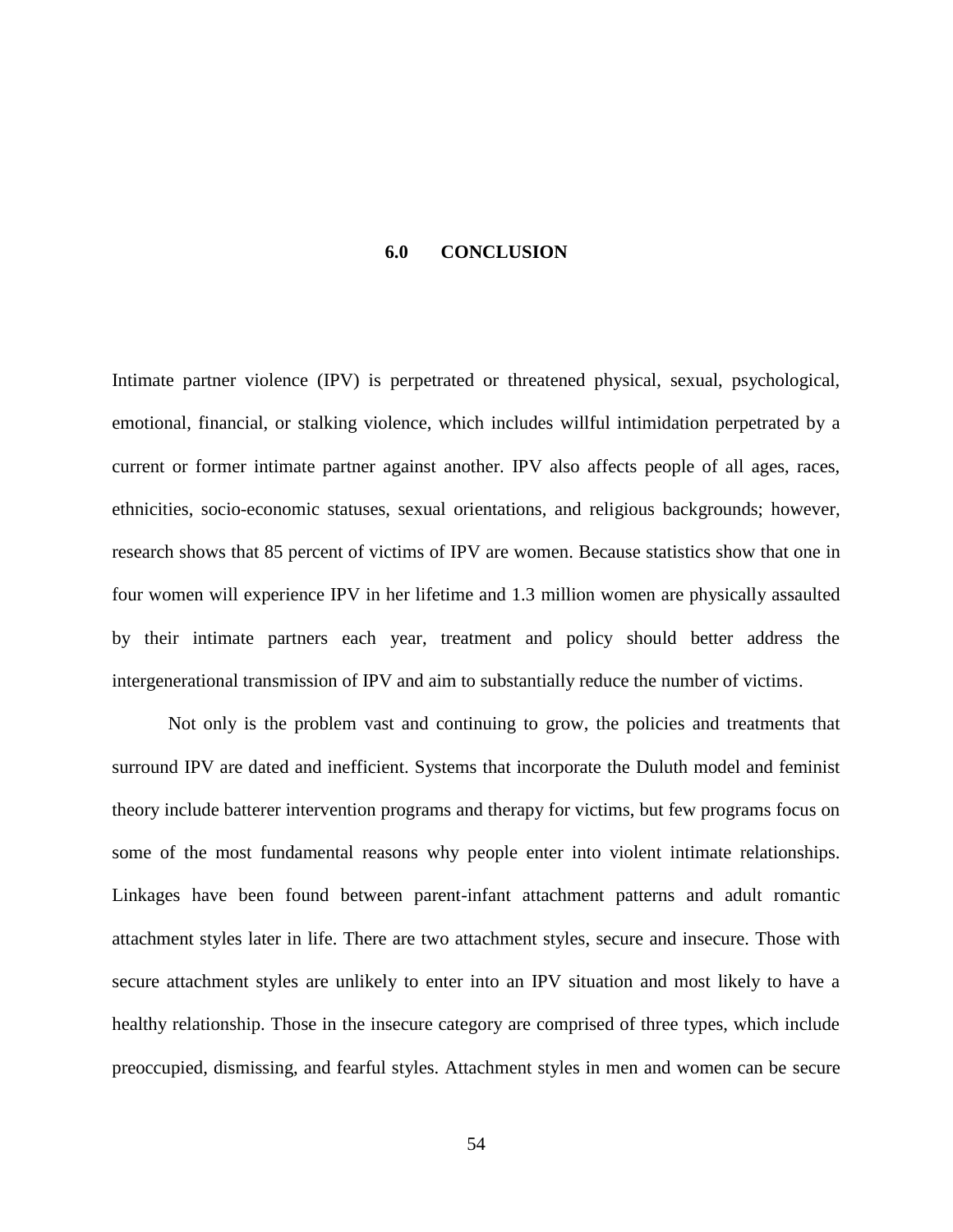# 6.0 CONCLUSION

Intimate partner violence (IPV) is perpetrated or threatened physical, sexual, psychological, emotional, financial, or stalking violence, which includes willful intimidation perpetrated by a current or former intimate partner against another. IPV also affects people of all ages, races, ethnicities, socio-economic statuses, sexual orientations, and religious backgrounds; however, research shows that 85 percent of victims of IPV are women. Because statistics show that one in four women will experience IPV in her lifetime and 1.3 million women are physically assaulted by their intimate partners each year, treatment and policy should better address the intergenerational transmission of IPV and aim to substantially reduce the number of victims.

Not only is the problem vast and continuing to grow, the policies and treatments that surround IPV are dated and inefficient. Systems that incorporate the Duluth model and feminist theory include batterer intervention programs and therapy for victims, but few programs focus on some of the most fundamental reasons why people enter into violent intimate relationships. Linkages have been found between parent-infant attachment patterns and adult romantic attachment styles later in life. There are two attachment styles, secure and insecure. Those with secure attachment styles are unlikely to enter into an IPV situation and most likely to have a healthy relationship. Those in the insecure category are comprised of three types, which include preoccupied, dismissing, and fearful styles. Attachment styles in men and women can be secure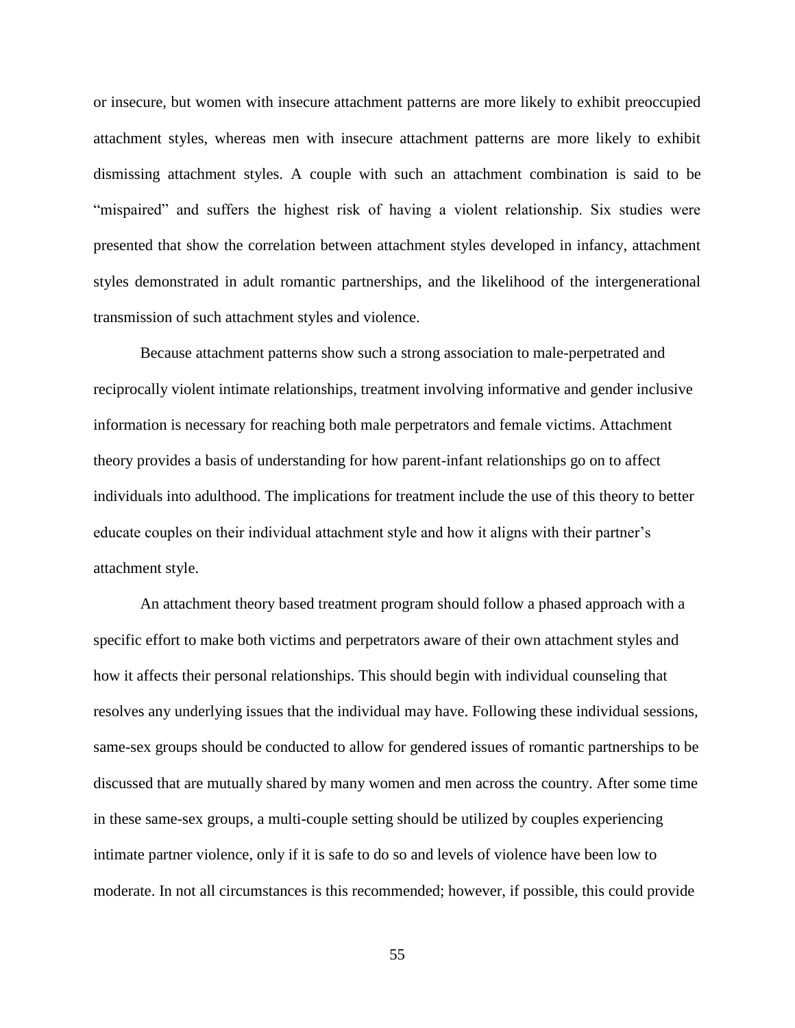or insecure, but women with insecure attachment patterns are more likely to exhibit preoccupied attachment styles, whereas men with insecure attachment patterns are more likely to exhibit dismissing attachment styles. A couple with such an attachment combination is said to be "mispaired" and suffers the highest risk of having a violent relationship. Six studies were presented that show the correlation between attachment styles developed in infancy, attachment styles demonstrated in adult romantic partnerships, and the likelihood of the intergenerational transmission of such attachment styles and violence.

Because attachment patterns show such a strong association to male-perpetrated and reciprocally violent intimate relationships, treatment involving informative and gender inclusive information is necessary for reaching both male perpetrators and female victims. Attachment theory provides a basis of understanding for how parent-infant relationships go on to affect individuals into adulthood. The implications for treatment include the use of this theory to better educate couples on their individual attachment style and how it aligns with their partner's attachment style.

An attachment theory based treatment program should follow a phased approach with a specific effort to make both victims and perpetrators aware of their own attachment styles and how it affects their personal relationships. This should begin with individual counseling that resolves any underlying issues that the individual may have. Following these individual sessions, same-sex groups should be conducted to allow for gendered issues of romantic partnerships to be discussed that are mutually shared by many women and men across the country. After some time in these same-sex groups, a multi-couple setting should be utilized by couples experiencing intimate partner violence, only if it is safe to do so and levels of violence have been low to moderate. In not all circumstances is this recommended; however, if possible, this could provide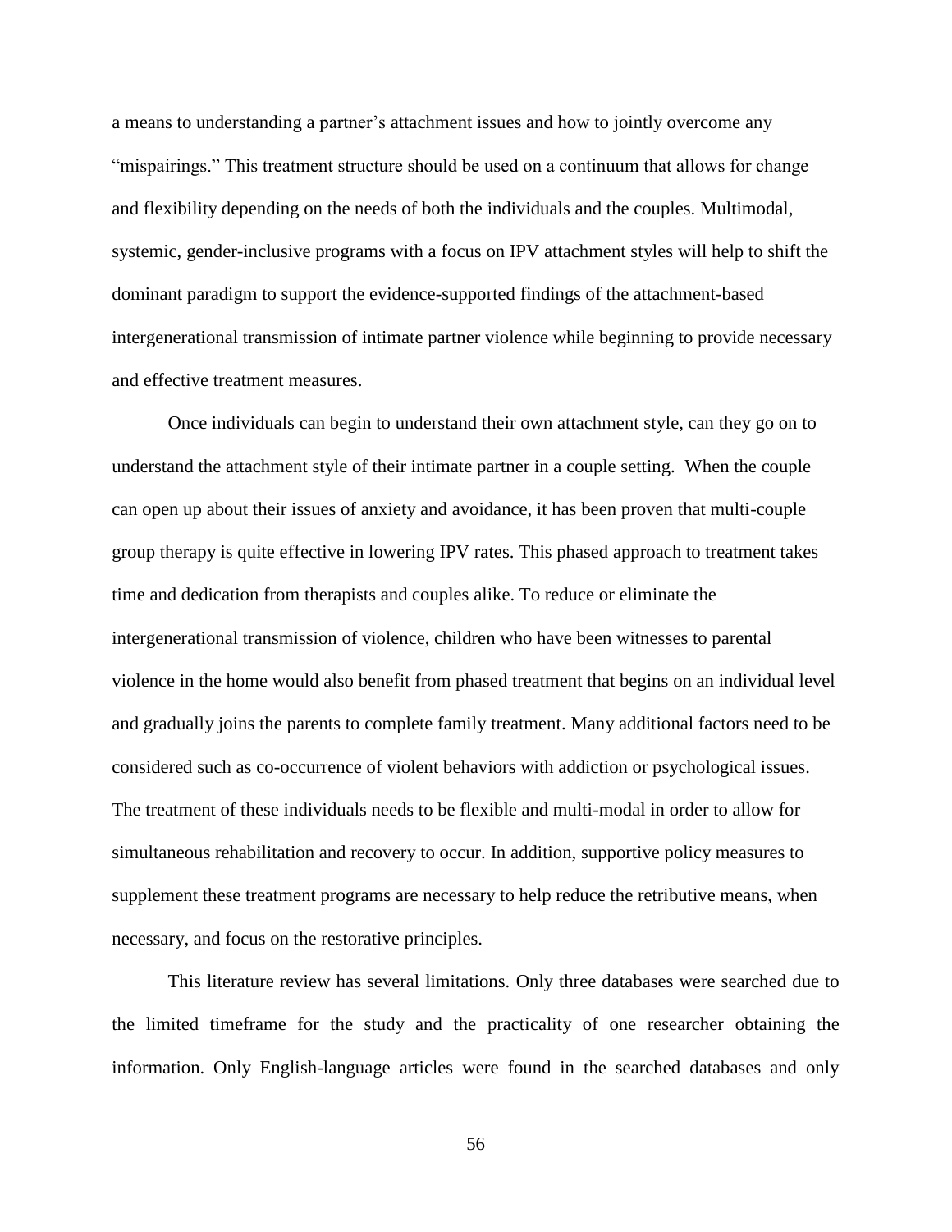a means to understanding a partner's attachment issues and how to jointly overcome any "mispairings." This treatment structure should be used on a continuum that allows for change and flexibility depending on the needs of both the individuals and the couples. Multimodal, systemic, gender-inclusive programs with a focus on IPV attachment styles will help to shift the dominant paradigm to support the evidence-supported findings of the attachment-based intergenerational transmission of intimate partner violence while beginning to provide necessary and effective treatment measures.

Once individuals can begin to understand their own attachment style, can they go on to understand the attachment style of their intimate partner in a couple setting. When the couple can open up about their issues of anxiety and avoidance, it has been proven that multi-couple group therapy is quite effective in lowering IPV rates. This phased approach to treatment takes time and dedication from therapists and couples alike. To reduce or eliminate the intergenerational transmission of violence, children who have been witnesses to parental violence in the home would also benefit from phased treatment that begins on an individual level and gradually joins the parents to complete family treatment. Many additional factors need to be considered such as co-occurrence of violent behaviors with addiction or psychological issues. The treatment of these individuals needs to be flexible and multi-modal in order to allow for simultaneous rehabilitation and recovery to occur. In addition, supportive policy measures to supplement these treatment programs are necessary to help reduce the retributive means, when necessary, and focus on the restorative principles.

This literature review has several limitations. Only three databases were searched due to the limited timeframe for the study and the practicality of one researcher obtaining the information. Only English-language articles were found in the searched databases and only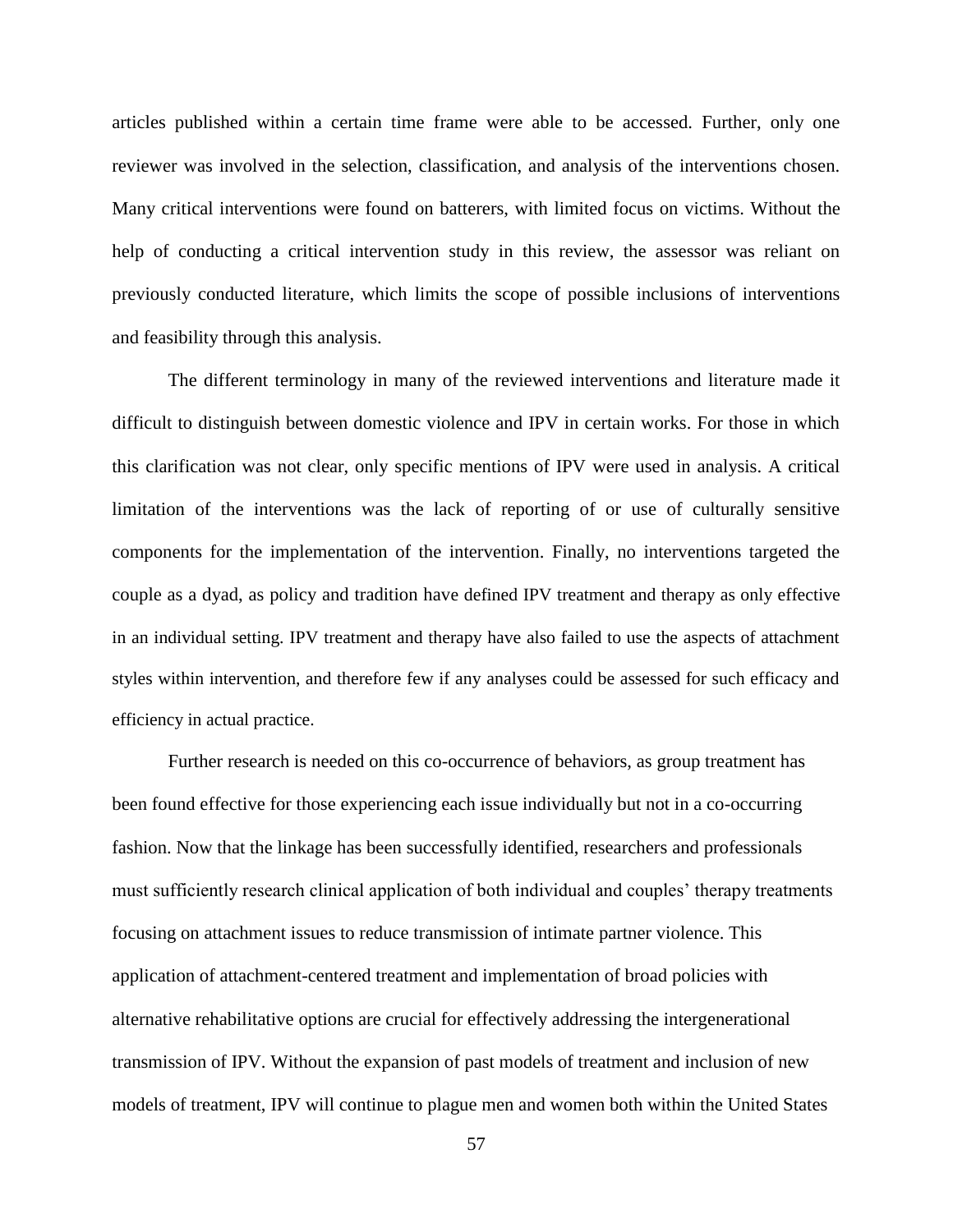articles published within a certain time frame were able to be accessed. Further, only one reviewer was involved in the selection, classification, and analysis of the interventions chosen. Many critical interventions were found on batterers, with limited focus on victims. Without the help of conducting a critical intervention study in this review, the assessor was reliant on previously conducted literature, which limits the scope of possible inclusions of interventions and feasibility through this analysis.

The different terminology in many of the reviewed interventions and literature made it difficult to distinguish between domestic violence and IPV in certain works. For those in which this clarification was not clear, only specific mentions of IPV were used in analysis. A critical limitation of the interventions was the lack of reporting of or use of culturally sensitive components for the implementation of the intervention. Finally, no interventions targeted the couple as a dyad, as policy and tradition have defined IPV treatment and therapy as only effective in an individual setting. IPV treatment and therapy have also failed to use the aspects of attachment styles within intervention, and therefore few if any analyses could be assessed for such efficacy and efficiency in actual practice.

Further research is needed on this co-occurrence of behaviors, as group treatment has been found effective for those experiencing each issue individually but not in a co-occurring fashion. Now that the linkage has been successfully identified, researchers and professionals must sufficiently research clinical application of both individual and couples' therapy treatments focusing on attachment issues to reduce transmission of intimate partner violence. This application of attachment-centered treatment and implementation of broad policies with alternative rehabilitative options are crucial for effectively addressing the intergenerational transmission of IPV. Without the expansion of past models of treatment and inclusion of new models of treatment, IPV will continue to plague men and women both within the United States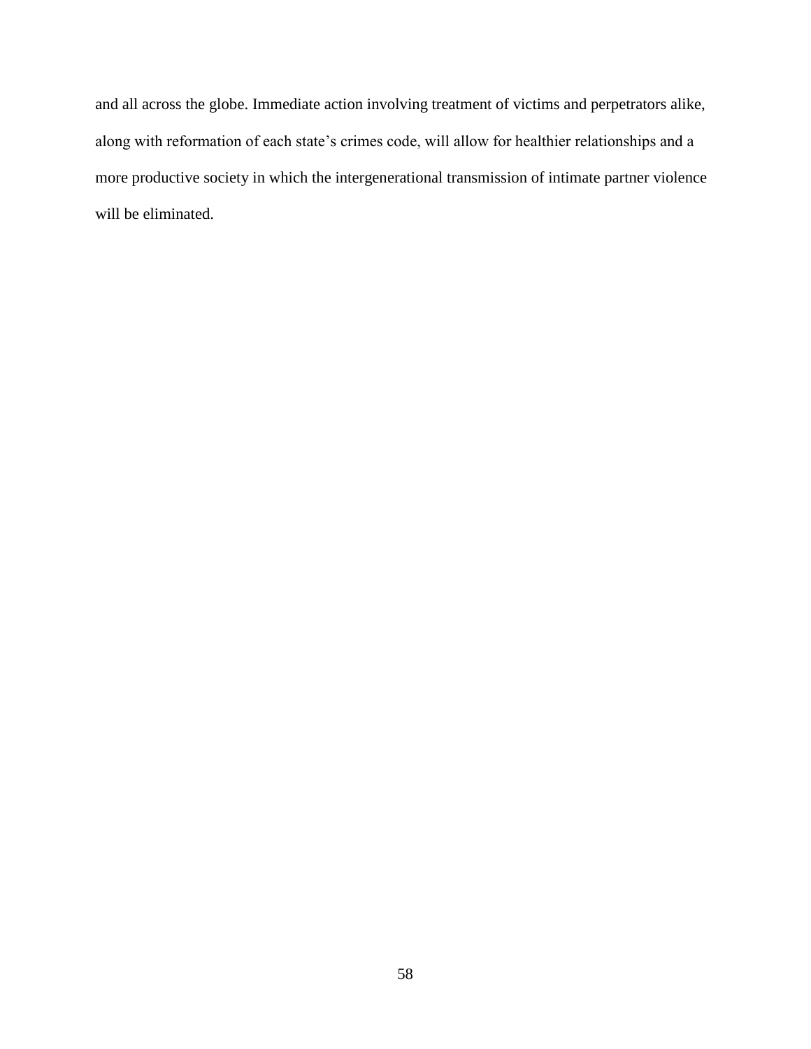and all across the globe. Immediate action involving treatment of victims and perpetrators alike, along with reformation of each state's crimes code, will allow for healthier relationships and a more productive society in which the intergenerational transmission of intimate partner violence will be eliminated.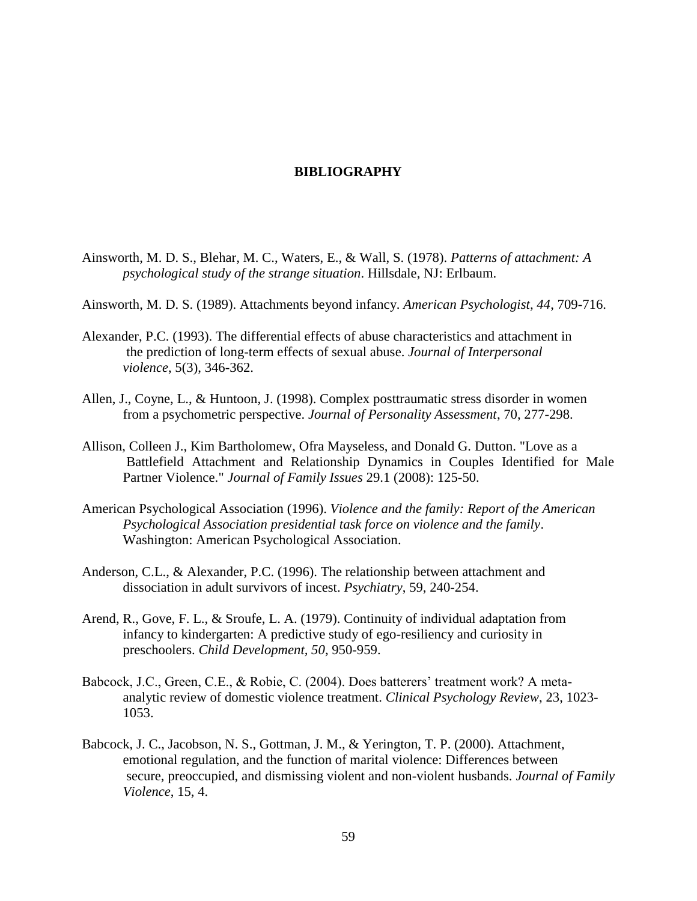# BIBLIOGRAPHY

Ainsworth, M. D. S., Blehar, M. C., Waters, E., & Wall, S. (1978). *Patterns of attachment: A psychological study of the strange situation*. Hillsdale, NJ: Erlbaum.

Ainsworth, M. D. S. (1989). Attachments beyond infancy. *American Psychologist, 44*, 709-716.

Alexander, P.C. (1993). The differential effects of abuse characteristics and attachment in the prediction of long-term effects of sexual abuse. *Journal of Interpersonal violence*, 5(3), 346-362.

Allen, J., Coyne, L., & Huntoon, J. (1998). Complex posttraumatic stress disorder in women from a psychometric perspective. *Journal of Personality Assessment*, 70, 277-298.

Allison, Colleen J., Kim Bartholomew, Ofra Mayseless, and Donald G. Dutton. "Love as a Battlefield Attachment and Relationship Dynamics in Couples Identified for Male Partner Violence." *Journal of Family Issues* 29.1 (2008): 125-50.

American Psychological Association (1996). *Violence and the family: Report of the American Psychological Association presidential task force on violence and the family*. Washington: American Psychological Association.

Anderson, C.L., & Alexander, P.C. (1996). The relationship between attachment and dissociation in adult survivors of incest. *Psychiatry*, 59, 240-254.

Arend, R., Gove, F. L., & Sroufe, L. A. (1979). Continuity of individual adaptation from infancy to kindergarten: A predictive study of ego-resiliency and curiosity in preschoolers. *Child Development, 50*, 950-959.

Babcock, J.C., Green, C.E., & Robie, C. (2004). Does batterers' treatment work? A meta-analytic review of domestic violence treatment. *Clinical Psychology Review*, 23, 1023-1053.

Babcock, J. C., Jacobson, N. S., Gottman, J. M., & Yerington, T. P. (2000). Attachment, emotional regulation, and the function of marital violence: Differences between secure, preoccupied, and dismissing violent and non-violent husbands. *Journal of Family Violence*, 15, 4.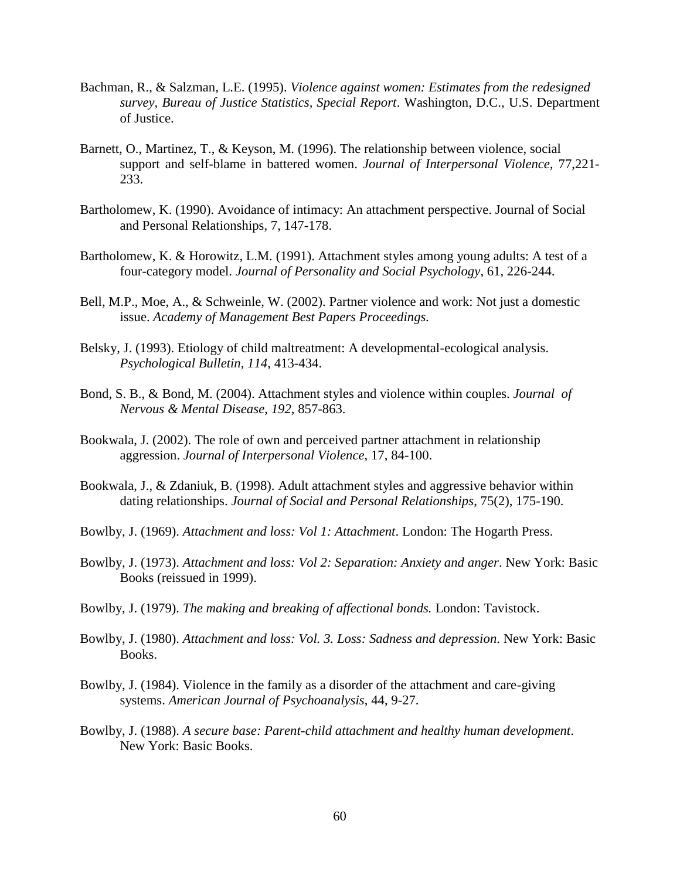Bachman, R., & Salzman, L.E. (1995). *Violence against women: Estimates from the redesigned survey, Bureau of Justice Statistics, Special Report*. Washington, D.C., U.S. Department of Justice.

Barnett, O., Martinez, T., & Keyson, M. (1996). The relationship between violence, social support and self-blame in battered women. *Journal of Interpersonal Violence*, 77,221-233.

Bartholomew, K. (1990). Avoidance of intimacy: An attachment perspective. Journal of Social and Personal Relationships, 7, 147-178.

Bartholomew, K. & Horowitz, L.M. (1991). Attachment styles among young adults: A test of a four-category model. *Journal of Personality and Social Psychology*, 61, 226-244.

Bell, M.P., Moe, A., & Schweinle, W. (2002). Partner violence and work: Not just a domestic issue. *Academy of Management Best Papers Proceedings.*

Belsky, J. (1993). Etiology of child maltreatment: A developmental-ecological analysis. *Psychological Bulletin, 114*, 413-434.

Bond, S. B., & Bond, M. (2004). Attachment styles and violence within couples. *Journal of Nervous & Mental Disease*, *192*, 857-863.

Bookwala, J. (2002). The role of own and perceived partner attachment in relationship aggression. *Journal of Interpersonal Violence*, 17, 84-100.

Bookwala, J., & Zdaniuk, B. (1998). Adult attachment styles and aggressive behavior within dating relationships. *Journal of Social and Personal Relationships*, 75(2), 175-190.

Bowlby, J. (1969). *Attachment and loss: Vol 1: Attachment*. London: The Hogarth Press.

Bowlby, J. (1973). *Attachment and loss: Vol 2: Separation: Anxiety and anger*. New York: Basic Books (reissued in 1999).

Bowlby, J. (1979). *The making and breaking of affectional bonds.* London: Tavistock.

Bowlby, J. (1980). *Attachment and loss: Vol. 3. Loss: Sadness and depression*. New York: Basic Books.

Bowlby, J. (1984). Violence in the family as a disorder of the attachment and care-giving systems. *American Journal of Psychoanalysis*, 44, 9-27.

Bowlby, J. (1988). *A secure base: Parent-child attachment and healthy human development*. New York: Basic Books.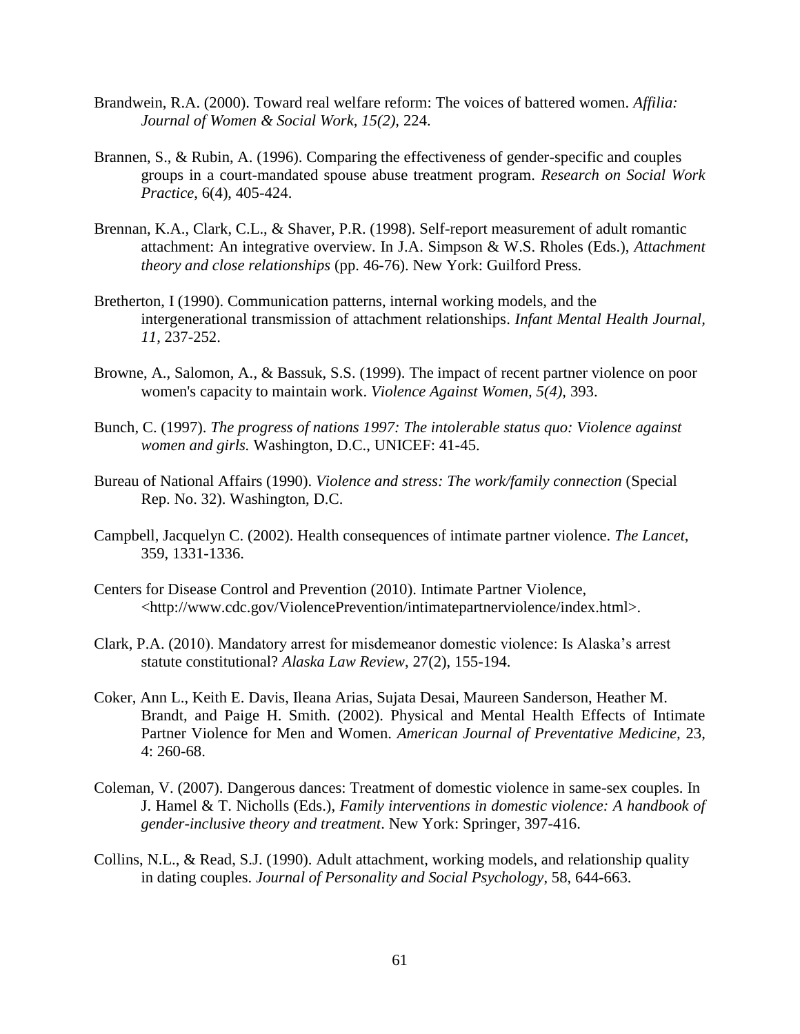Brandwein, R.A. (2000). Toward real welfare reform: The voices of battered women. *Affilia: Journal of Women & Social Work, 15(2),* 224.

Brannen, S., & Rubin, A. (1996). Comparing the effectiveness of gender-specific and couples groups in a court-mandated spouse abuse treatment program. *Research on Social Work Practice*, 6(4), 405-424.

Brennan, K.A., Clark, C.L., & Shaver, P.R. (1998). Self-report measurement of adult romantic attachment: An integrative overview. In J.A. Simpson & W.S. Rholes (Eds.), *Attachment theory and close relationships* (pp. 46-76). New York: Guilford Press.

Bretherton, I (1990). Communication patterns, internal working models, and the intergenerational transmission of attachment relationships. *Infant Mental Health Journal, 11*, 237-252.

Browne, A., Salomon, A., & Bassuk, S.S. (1999). The impact of recent partner violence on poor women's capacity to maintain work. *Violence Against Women, 5(4),* 393.

Bunch, C. (1997). *The progress of nations 1997: The intolerable status quo: Violence against women and girls.* Washington, D.C., UNICEF: 41-45.

Bureau of National Affairs (1990). *Violence and stress: The work/family connection* (Special Rep. No. 32). Washington, D.C.

Campbell, Jacquelyn C. (2002). Health consequences of intimate partner violence. *The Lancet*, 359, 1331-1336.

Centers for Disease Control and Prevention (2010). Intimate Partner Violence, <http://www.cdc.gov/ViolencePrevention/intimatepartnerviolence/index.html>.

Clark, P.A. (2010). Mandatory arrest for misdemeanor domestic violence: Is Alaska's arrest statute constitutional? *Alaska Law Review*, 27(2), 155-194.

Coker, Ann L., Keith E. Davis, Ileana Arias, Sujata Desai, Maureen Sanderson, Heather M. Brandt, and Paige H. Smith. (2002). Physical and Mental Health Effects of Intimate Partner Violence for Men and Women. *American Journal of Preventative Medicine*, 23, 4: 260-68.

Coleman, V. (2007). Dangerous dances: Treatment of domestic violence in same-sex couples. In J. Hamel & T. Nicholls (Eds.), *Family interventions in domestic violence: A handbook of gender-inclusive theory and treatment*. New York: Springer, 397-416.

Collins, N.L., & Read, S.J. (1990). Adult attachment, working models, and relationship quality in dating couples. *Journal of Personality and Social Psychology*, 58, 644-663.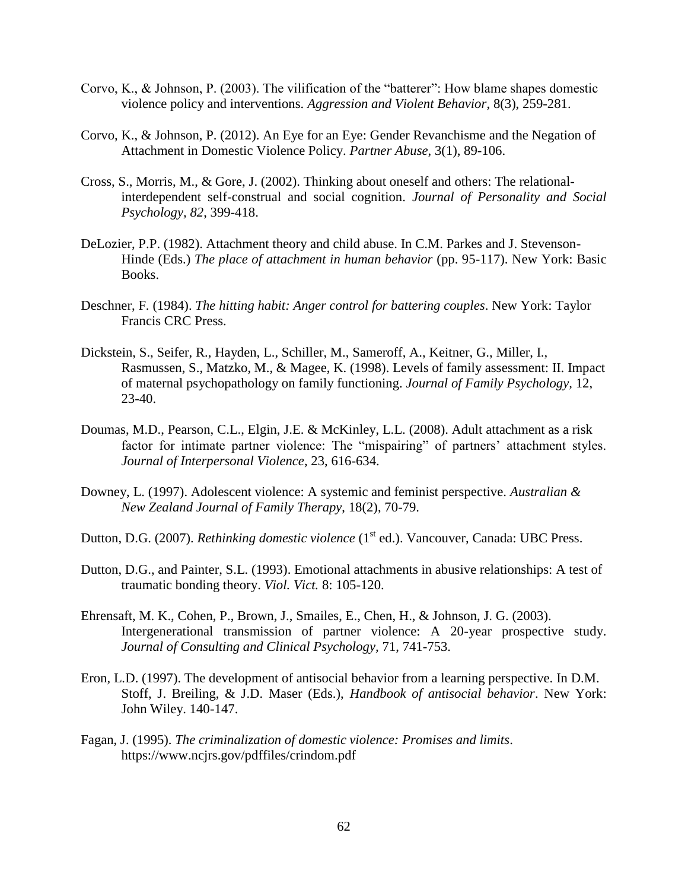Corvo, K., & Johnson, P. (2003). The vilification of the "batterer": How blame shapes domestic violence policy and interventions. *Aggression and Violent Behavior*, 8(3), 259-281.

Corvo, K., & Johnson, P. (2012). An Eye for an Eye: Gender Revanchisme and the Negation of Attachment in Domestic Violence Policy. *Partner Abuse*, 3(1), 89-106.

Cross, S., Morris, M., & Gore, J. (2002). Thinking about oneself and others: The relational-interdependent self-construal and social cognition. *Journal of Personality and Social Psychology, 82*, 399-418.

DeLozier, P.P. (1982). Attachment theory and child abuse. In C.M. Parkes and J. Stevenson-Hinde (Eds.) *The place of attachment in human behavior* (pp. 95-117). New York: Basic Books.

Deschner, F. (1984). *The hitting habit: Anger control for battering couples*. New York: Taylor Francis CRC Press.

Dickstein, S., Seifer, R., Hayden, L., Schiller, M., Sameroff, A., Keitner, G., Miller, I., Rasmussen, S., Matzko, M., & Magee, K. (1998). Levels of family assessment: II. Impact of maternal psychopathology on family functioning. *Journal of Family Psychology*, 12, 23-40.

Doumas, M.D., Pearson, C.L., Elgin, J.E. & McKinley, L.L. (2008). Adult attachment as a risk factor for intimate partner violence: The "mispairing" of partners' attachment styles. *Journal of Interpersonal Violence*, 23, 616-634.

Downey, L. (1997). Adolescent violence: A systemic and feminist perspective. *Australian & New Zealand Journal of Family Therapy*, 18(2), 70-79.

Dutton, D.G. (2007). *Rethinking domestic violence* (1st ed.). Vancouver, Canada: UBC Press.

Dutton, D.G., and Painter, S.L. (1993). Emotional attachments in abusive relationships: A test of traumatic bonding theory. *Viol. Vict.* 8: 105-120.

Ehrensaft, M. K., Cohen, P., Brown, J., Smailes, E., Chen, H., & Johnson, J. G. (2003). Intergenerational transmission of partner violence: A 20-year prospective study. *Journal of Consulting and Clinical Psychology*, 71, 741-753.

Eron, L.D. (1997). The development of antisocial behavior from a learning perspective. In D.M. Stoff, J. Breiling, & J.D. Maser (Eds.), *Handbook of antisocial behavior*. New York: John Wiley. 140-147.

Fagan, J. (1995). *The criminalization of domestic violence: Promises and limits*. https://www.ncjrs.gov/pdffiles/crindom.pdf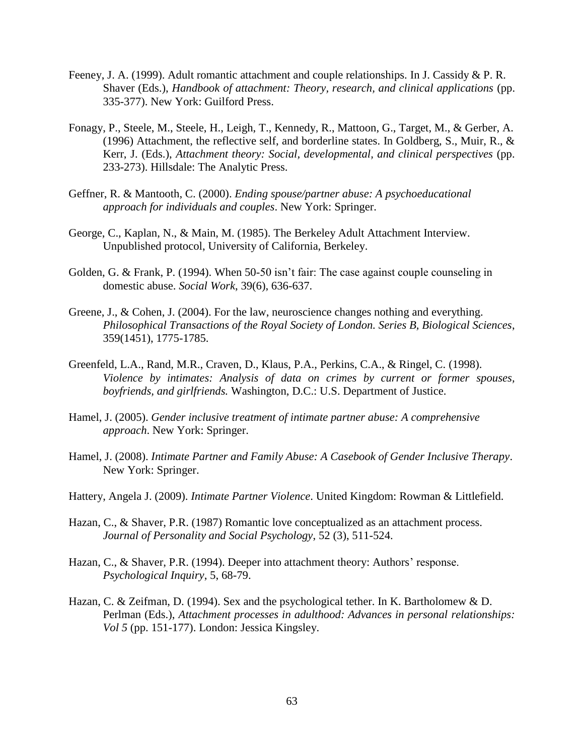Feeney, J. A. (1999). Adult romantic attachment and couple relationships. In J. Cassidy & P. R. Shaver (Eds.), *Handbook of attachment: Theory, research, and clinical applications* (pp. 335-377). New York: Guilford Press.

Fonagy, P., Steele, M., Steele, H., Leigh, T., Kennedy, R., Mattoon, G., Target, M., & Gerber, A. (1996) Attachment, the reflective self, and borderline states. In Goldberg, S., Muir, R., & Kerr, J. (Eds.), *Attachment theory: Social, developmental, and clinical perspectives* (pp. 233-273). Hillsdale: The Analytic Press.

Geffner, R. & Mantooth, C. (2000). *Ending spouse/partner abuse: A psychoeducational approach for individuals and couples*. New York: Springer.

George, C., Kaplan, N., & Main, M. (1985). The Berkeley Adult Attachment Interview. Unpublished protocol, University of California, Berkeley.

Golden, G. & Frank, P. (1994). When 50-50 isn't fair: The case against couple counseling in domestic abuse. *Social Work*, 39(6), 636-637.

Greene, J., & Cohen, J. (2004). For the law, neuroscience changes nothing and everything. *Philosophical Transactions of the Royal Society of London. Series B, Biological Sciences*, 359(1451), 1775-1785.

Greenfeld, L.A., Rand, M.R., Craven, D., Klaus, P.A., Perkins, C.A., & Ringel, C. (1998). *Violence by intimates: Analysis of data on crimes by current or former spouses, boyfriends, and girlfriends.* Washington, D.C.: U.S. Department of Justice.

Hamel, J. (2005). *Gender inclusive treatment of intimate partner abuse: A comprehensive approach*. New York: Springer.

Hamel, J. (2008). *Intimate Partner and Family Abuse: A Casebook of Gender Inclusive Therapy*. New York: Springer.

Hattery, Angela J. (2009). *Intimate Partner Violence*. United Kingdom: Rowman & Littlefield.

Hazan, C., & Shaver, P.R. (1987) Romantic love conceptualized as an attachment process. *Journal of Personality and Social Psychology*, 52 (3), 511-524.

Hazan, C., & Shaver, P.R. (1994). Deeper into attachment theory: Authors' response. *Psychological Inquiry*, 5, 68-79.

Hazan, C. & Zeifman, D. (1994). Sex and the psychological tether. In K. Bartholomew & D. Perlman (Eds.), *Attachment processes in adulthood: Advances in personal relationships: Vol 5* (pp. 151-177). London: Jessica Kingsley.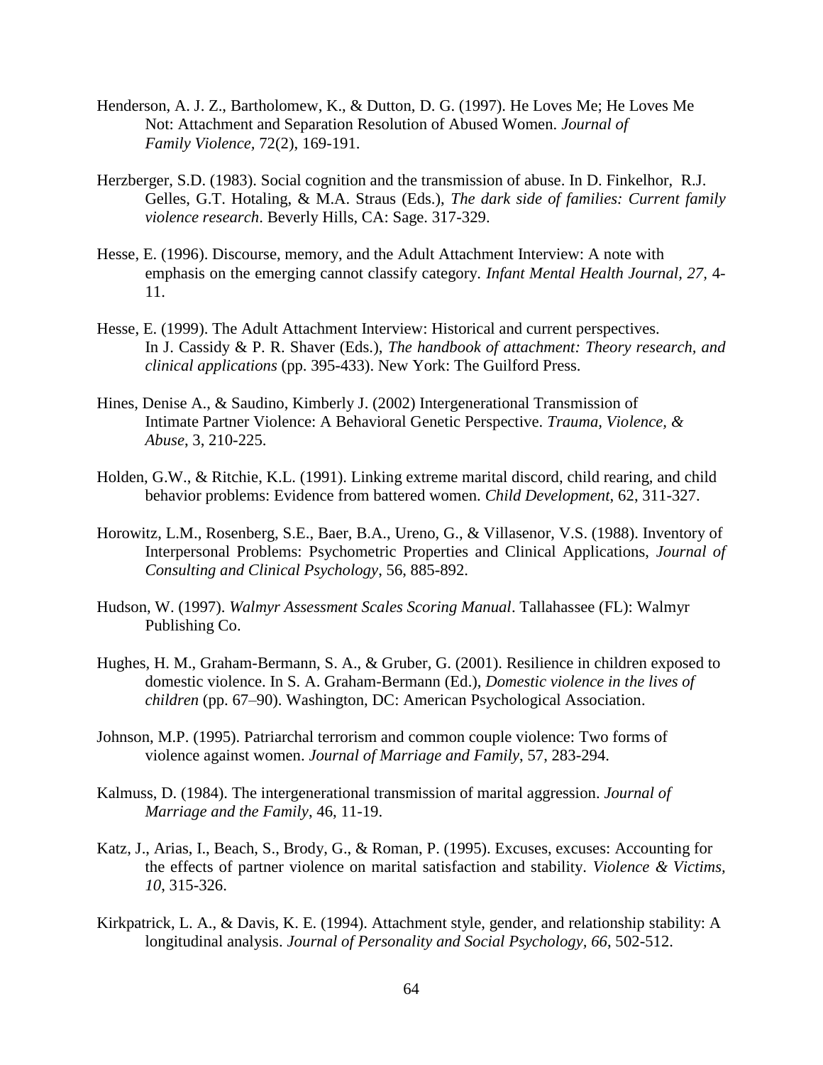Henderson, A. J. Z., Bartholomew, K., & Dutton, D. G. (1997). He Loves Me; He Loves Me Not: Attachment and Separation Resolution of Abused Women. *Journal of Family Violence*, 72(2), 169-191.

Herzberger, S.D. (1983). Social cognition and the transmission of abuse. In D. Finkelhor, R.J. Gelles, G.T. Hotaling, & M.A. Straus (Eds.), *The dark side of families: Current family violence research*. Beverly Hills, CA: Sage. 317-329.

Hesse, E. (1996). Discourse, memory, and the Adult Attachment Interview: A note with emphasis on the emerging cannot classify category. *Infant Mental Health Journal, 27*, 4-11.

Hesse, E. (1999). The Adult Attachment Interview: Historical and current perspectives. In J. Cassidy & P. R. Shaver (Eds.), *The handbook of attachment: Theory research, and clinical applications* (pp. 395-433). New York: The Guilford Press.

Hines, Denise A., & Saudino, Kimberly J. (2002) Intergenerational Transmission of Intimate Partner Violence: A Behavioral Genetic Perspective. *Trauma, Violence, & Abuse*, 3, 210-225.

Holden, G.W., & Ritchie, K.L. (1991). Linking extreme marital discord, child rearing, and child behavior problems: Evidence from battered women. *Child Development*, 62, 311-327.

Horowitz, L.M., Rosenberg, S.E., Baer, B.A., Ureno, G., & Villasenor, V.S. (1988). Inventory of Interpersonal Problems: Psychometric Properties and Clinical Applications, *Journal of Consulting and Clinical Psychology*, 56, 885-892.

Hudson, W. (1997). *Walmyr Assessment Scales Scoring Manual*. Tallahassee (FL): Walmyr Publishing Co.

Hughes, H. M., Graham-Bermann, S. A., & Gruber, G. (2001). Resilience in children exposed to domestic violence. In S. A. Graham-Bermann (Ed.), *Domestic violence in the lives of children* (pp. 67–90). Washington, DC: American Psychological Association.

Johnson, M.P. (1995). Patriarchal terrorism and common couple violence: Two forms of violence against women. *Journal of Marriage and Family*, 57, 283-294.

Kalmuss, D. (1984). The intergenerational transmission of marital aggression. *Journal of Marriage and the Family*, 46, 11-19.

Katz, J., Arias, I., Beach, S., Brody, G., & Roman, P. (1995). Excuses, excuses: Accounting for the effects of partner violence on marital satisfaction and stability. *Violence & Victims, 10*, 315-326.

Kirkpatrick, L. A., & Davis, K. E. (1994). Attachment style, gender, and relationship stability: A longitudinal analysis. *Journal of Personality and Social Psychology, 66*, 502-512.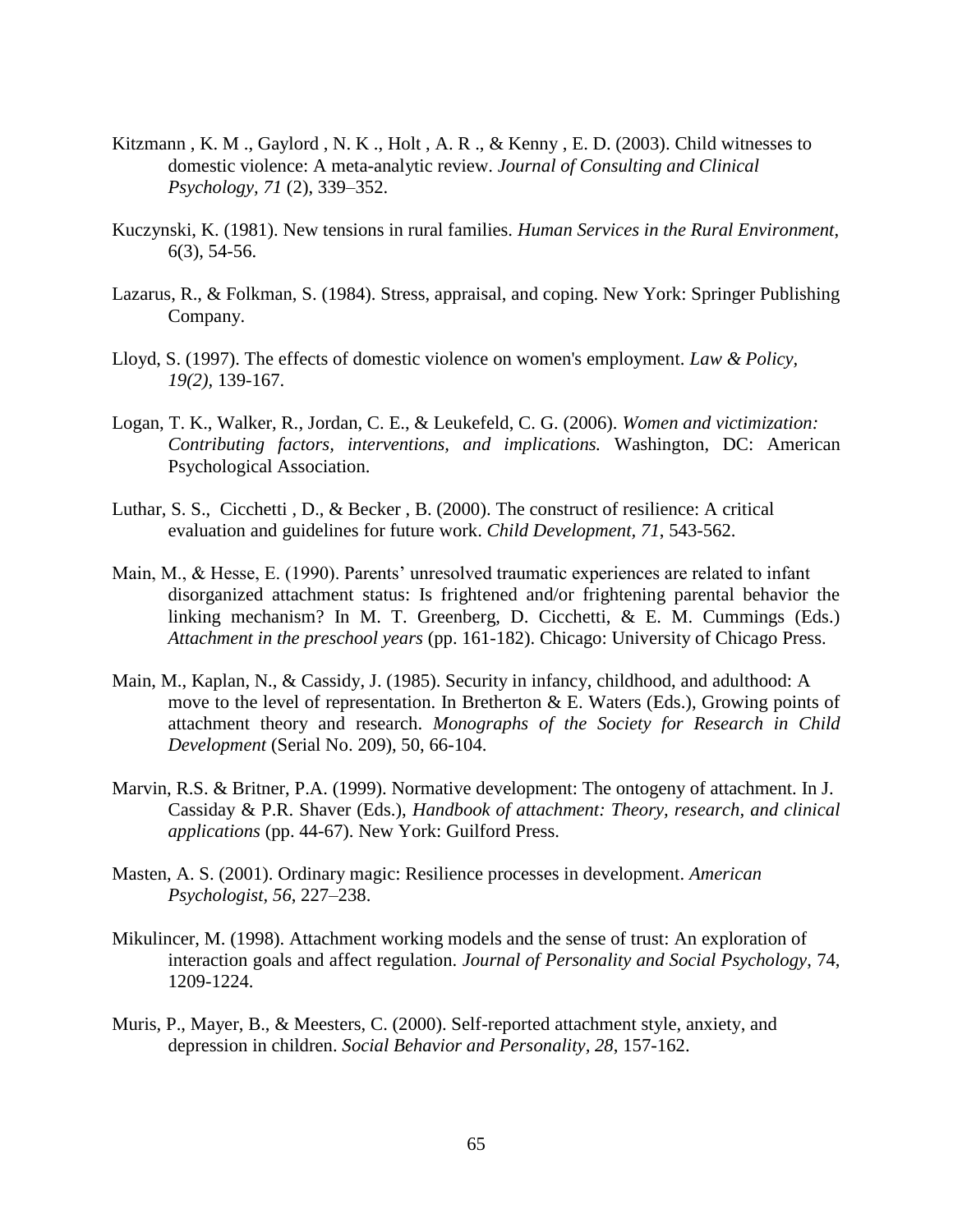Kitzmann , K. M ., Gaylord , N. K ., Holt , A. R ., & Kenny , E. D. (2003). Child witnesses to domestic violence: A meta-analytic review. *Journal of Consulting and Clinical Psychology, 71* (2), 339–352.

Kuczynski, K. (1981). New tensions in rural families. *Human Services in the Rural Environment*, 6(3), 54-56.

Lazarus, R., & Folkman, S. (1984). Stress, appraisal, and coping. New York: Springer Publishing Company.

Lloyd, S. (1997). The effects of domestic violence on women's employment. *Law & Policy, 19(2),* 139-167.

Logan, T. K., Walker, R., Jordan, C. E., & Leukefeld, C. G. (2006). *Women and victimization: Contributing factors, interventions, and implications.* Washington, DC: American Psychological Association.

Luthar, S. S., Cicchetti , D., & Becker , B. (2000). The construct of resilience: A critical evaluation and guidelines for future work. *Child Development, 71*, 543-562.

Main, M., & Hesse, E. (1990). Parents' unresolved traumatic experiences are related to infant disorganized attachment status: Is frightened and/or frightening parental behavior the linking mechanism? In M. T. Greenberg, D. Cicchetti, & E. M. Cummings (Eds.) *Attachment in the preschool years* (pp. 161-182). Chicago: University of Chicago Press.

Main, M., Kaplan, N., & Cassidy, J. (1985). Security in infancy, childhood, and adulthood: A move to the level of representation. In Bretherton & E. Waters (Eds.), Growing points of attachment theory and research. *Monographs of the Society for Research in Child Development* (Serial No. 209), 50, 66-104.

Marvin, R.S. & Britner, P.A. (1999). Normative development: The ontogeny of attachment. In J. Cassiday & P.R. Shaver (Eds.), *Handbook of attachment: Theory, research, and clinical applications* (pp. 44-67). New York: Guilford Press.

Masten, A. S. (2001). Ordinary magic: Resilience processes in development. *American Psychologist, 56*, 227–238.

Mikulincer, M. (1998). Attachment working models and the sense of trust: An exploration of interaction goals and affect regulation. *Journal of Personality and Social Psychology*, 74, 1209-1224.

Muris, P., Mayer, B., & Meesters, C. (2000). Self-reported attachment style, anxiety, and depression in children. *Social Behavior and Personality, 28*, 157-162.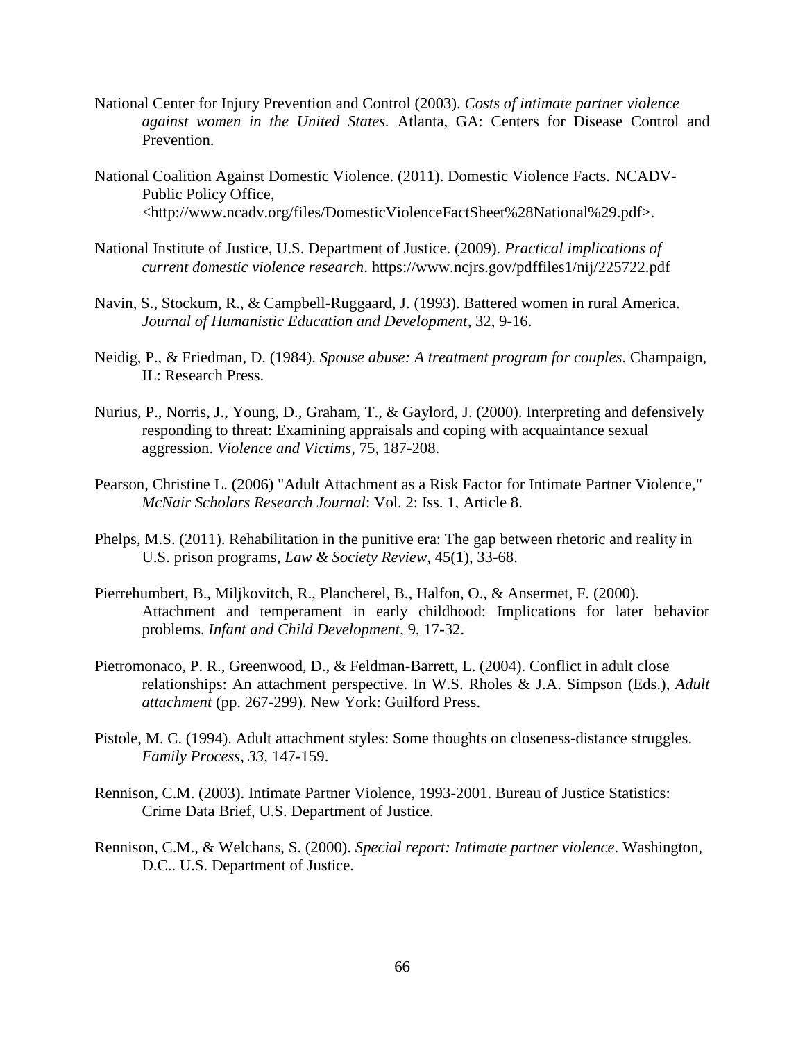National Center for Injury Prevention and Control (2003). *Costs of intimate partner violence against women in the United States*. Atlanta, GA: Centers for Disease Control and Prevention.

National Coalition Against Domestic Violence. (2011). Domestic Violence Facts. NCADV-Public Policy Office, <http://www.ncadv.org/files/DomesticViolenceFactSheet%28National%29.pdf>.

National Institute of Justice, U.S. Department of Justice. (2009). *Practical implications of current domestic violence research*. https://www.ncjrs.gov/pdffiles1/nij/225722.pdf

Navin, S., Stockum, R., & Campbell-Ruggaard, J. (1993). Battered women in rural America. *Journal of Humanistic Education and Development*, 32, 9-16.

Neidig, P., & Friedman, D. (1984). *Spouse abuse: A treatment program for couples*. Champaign, IL: Research Press.

Nurius, P., Norris, J., Young, D., Graham, T., & Gaylord, J. (2000). Interpreting and defensively responding to threat: Examining appraisals and coping with acquaintance sexual aggression. *Violence and Victims*, 75, 187-208.

Pearson, Christine L. (2006) "Adult Attachment as a Risk Factor for Intimate Partner Violence," *McNair Scholars Research Journal*: Vol. 2: Iss. 1, Article 8.

Phelps, M.S. (2011). Rehabilitation in the punitive era: The gap between rhetoric and reality in U.S. prison programs, *Law & Society Review*, 45(1), 33-68.

Pierrehumbert, B., Miljkovitch, R., Plancherel, B., Halfon, O., & Ansermet, F. (2000). Attachment and temperament in early childhood: Implications for later behavior problems. *Infant and Child Development*, 9, 17-32.

Pietromonaco, P. R., Greenwood, D., & Feldman-Barrett, L. (2004). Conflict in adult close relationships: An attachment perspective. In W.S. Rholes & J.A. Simpson (Eds.), *Adult attachment* (pp. 267-299). New York: Guilford Press.

Pistole, M. C. (1994). Adult attachment styles: Some thoughts on closeness-distance struggles. *Family Process, 33,* 147-159.

Rennison, C.M. (2003). Intimate Partner Violence, 1993-2001. Bureau of Justice Statistics: Crime Data Brief, U.S. Department of Justice.

Rennison, C.M., & Welchans, S. (2000). *Special report: Intimate partner violence*. Washington, D.C.. U.S. Department of Justice.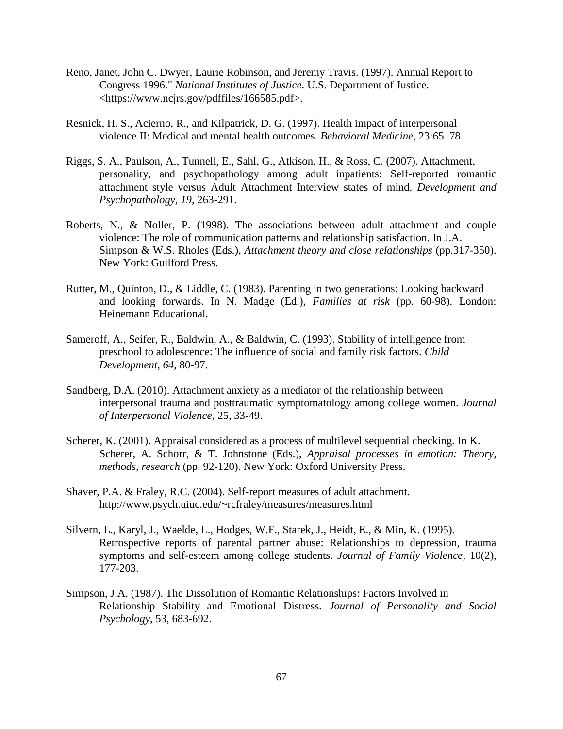Reno, Janet, John C. Dwyer, Laurie Robinson, and Jeremy Travis. (1997). Annual Report to Congress 1996." *National Institutes of Justice*. U.S. Department of Justice. <https://www.ncjrs.gov/pdffiles/166585.pdf>.

Resnick, H. S., Acierno, R., and Kilpatrick, D. G. (1997). Health impact of interpersonal violence II: Medical and mental health outcomes. *Behavioral Medicine*, 23:65–78.

Riggs, S. A., Paulson, A., Tunnell, E., Sahl, G., Atkison, H., & Ross, C. (2007). Attachment, personality, and psychopathology among adult inpatients: Self-reported romantic attachment style versus Adult Attachment Interview states of mind. *Development and Psychopathology, 19,* 263-291.

Roberts, N., & Noller, P. (1998). The associations between adult attachment and couple violence: The role of communication patterns and relationship satisfaction. In J.A. Simpson & W.S. Rholes (Eds.), *Attachment theory and close relationships* (pp.317-350). New York: Guilford Press.

Rutter, M., Quinton, D., & Liddle, C. (1983). Parenting in two generations: Looking backward and looking forwards. In N. Madge (Ed.), *Families at risk* (pp. 60-98). London: Heinemann Educational.

Sameroff, A., Seifer, R., Baldwin, A., & Baldwin, C. (1993). Stability of intelligence from preschool to adolescence: The influence of social and family risk factors. *Child Development, 64*, 80-97.

Sandberg, D.A. (2010). Attachment anxiety as a mediator of the relationship between interpersonal trauma and posttraumatic symptomatology among college women. *Journal of Interpersonal Violence*, 25, 33-49.

Scherer, K. (2001). Appraisal considered as a process of multilevel sequential checking. In K. Scherer, A. Schorr, & T. Johnstone (Eds.), *Appraisal processes in emotion: Theory, methods, research* (pp. 92-120). New York: Oxford University Press.

Shaver, P.A. & Fraley, R.C. (2004). Self-report measures of adult attachment. http://www.psych.uiuc.edu/~rcfraley/measures/measures.html

Silvern, L., Karyl, J., Waelde, L., Hodges, W.F., Starek, J., Heidt, E., & Min, K. (1995). Retrospective reports of parental partner abuse: Relationships to depression, trauma symptoms and self-esteem among college students. *Journal of Family Violence*, 10(2), 177-203.

Simpson, J.A. (1987). The Dissolution of Romantic Relationships: Factors Involved in Relationship Stability and Emotional Distress. *Journal of Personality and Social Psychology*, 53, 683-692.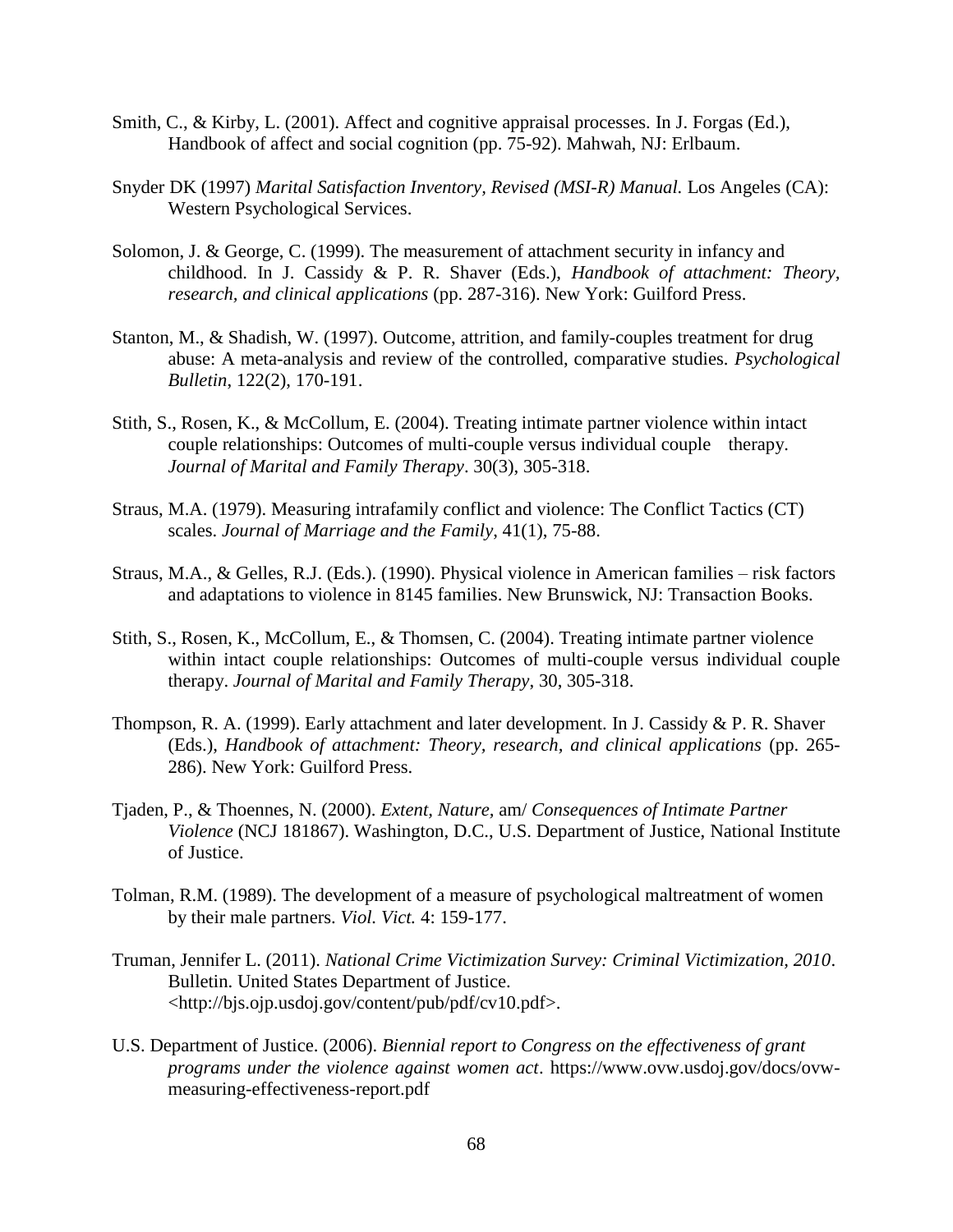Smith, C., & Kirby, L. (2001). Affect and cognitive appraisal processes. In J. Forgas (Ed.), Handbook of affect and social cognition (pp. 75-92). Mahwah, NJ: Erlbaum.

Snyder DK (1997) *Marital Satisfaction Inventory, Revised (MSI-R) Manual.* Los Angeles (CA): Western Psychological Services.

Solomon, J. & George, C. (1999). The measurement of attachment security in infancy and childhood. In J. Cassidy & P. R. Shaver (Eds.), *Handbook of attachment: Theory, research, and clinical applications* (pp. 287-316). New York: Guilford Press.

Stanton, M., & Shadish, W. (1997). Outcome, attrition, and family-couples treatment for drug abuse: A meta-analysis and review of the controlled, comparative studies. *Psychological Bulletin*, 122(2), 170-191.

Stith, S., Rosen, K., & McCollum, E. (2004). Treating intimate partner violence within intact couple relationships: Outcomes of multi-couple versus individual couple therapy. *Journal of Marital and Family Therapy*. 30(3), 305-318.

Straus, M.A. (1979). Measuring intrafamily conflict and violence: The Conflict Tactics (CT) scales. *Journal of Marriage and the Family*, 41(1), 75-88.

Straus, M.A., & Gelles, R.J. (Eds.). (1990). Physical violence in American families – risk factors and adaptations to violence in 8145 families. New Brunswick, NJ: Transaction Books.

Stith, S., Rosen, K., McCollum, E., & Thomsen, C. (2004). Treating intimate partner violence within intact couple relationships: Outcomes of multi-couple versus individual couple therapy. *Journal of Marital and Family Therapy*, 30, 305-318.

Thompson, R. A. (1999). Early attachment and later development. In J. Cassidy & P. R. Shaver (Eds.), *Handbook of attachment: Theory, research, and clinical applications* (pp. 265-286). New York: Guilford Press.

Tjaden, P., & Thoennes, N. (2000). *Extent, Nature,* am/ *Consequences of Intimate Partner Violence* (NCJ 181867). Washington, D.C., U.S. Department of Justice, National Institute of Justice.

Tolman, R.M. (1989). The development of a measure of psychological maltreatment of women by their male partners. *Viol. Vict.* 4: 159-177.

Truman, Jennifer L. (2011). *National Crime Victimization Survey: Criminal Victimization, 2010*. Bulletin. United States Department of Justice. <http://bjs.ojp.usdoj.gov/content/pub/pdf/cv10.pdf>.

U.S. Department of Justice. (2006). *Biennial report to Congress on the effectiveness of grant programs under the violence against women act*. https://www.ovw.usdoj.gov/docs/ovw-measuring-effectiveness-report.pdf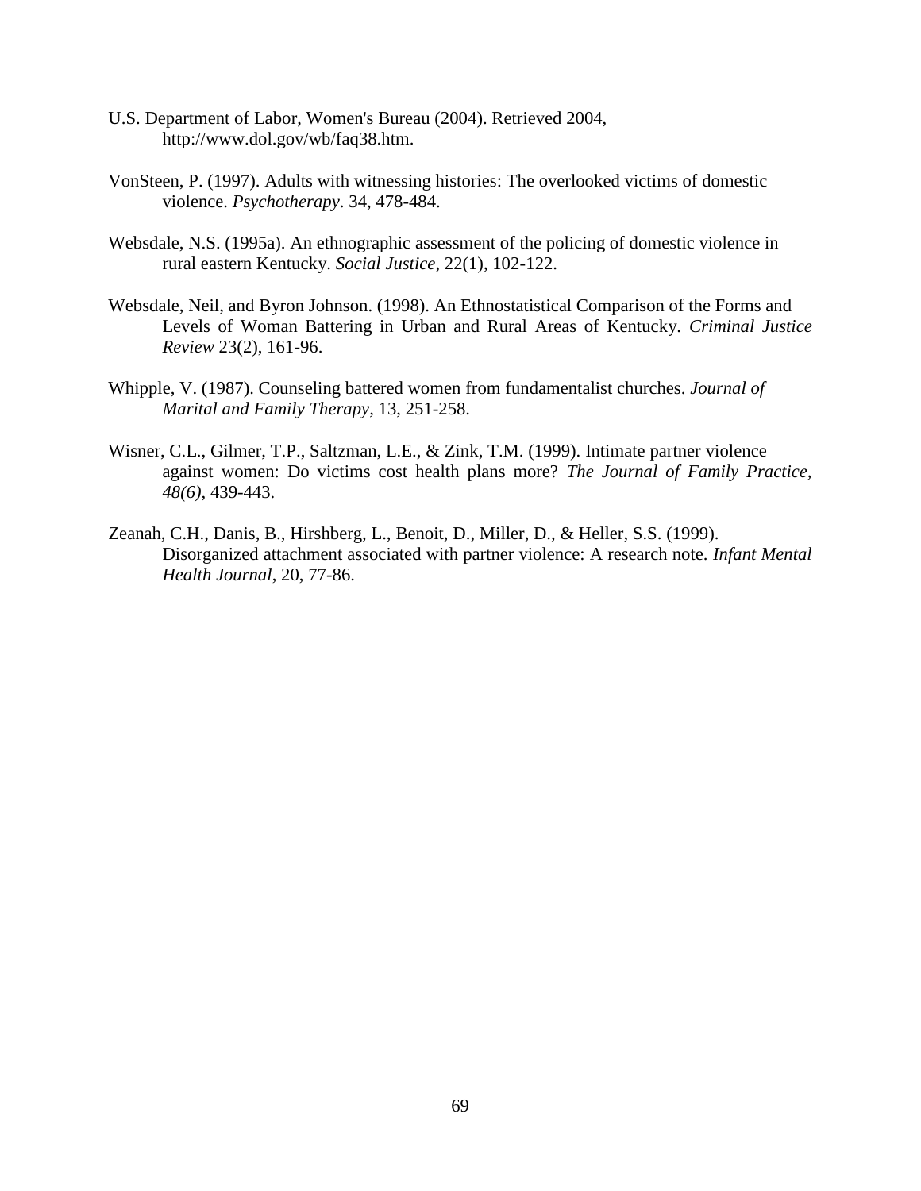U.S. Department of Labor, Women's Bureau (2004). Retrieved 2004, http://www.dol.gov/wb/faq38.htm.

VonSteen, P. (1997). Adults with witnessing histories: The overlooked victims of domestic violence. *Psychotherapy*. 34, 478-484.

Websdale, N.S. (1995a). An ethnographic assessment of the policing of domestic violence in rural eastern Kentucky. *Social Justice*, 22(1), 102-122.

Websdale, Neil, and Byron Johnson. (1998). An Ethnostatistical Comparison of the Forms and Levels of Woman Battering in Urban and Rural Areas of Kentucky. *Criminal Justice Review* 23(2), 161-96.

Whipple, V. (1987). Counseling battered women from fundamentalist churches. *Journal of Marital and Family Therapy,* 13, 251-258.

Wisner, C.L., Gilmer, T.P., Saltzman, L.E., & Zink, T.M. (1999). Intimate partner violence against women: Do victims cost health plans more? *The Journal of Family Practice, 48(6)*, 439-443.

Zeanah, C.H., Danis, B., Hirshberg, L., Benoit, D., Miller, D., & Heller, S.S. (1999). Disorganized attachment associated with partner violence: A research note. *Infant Mental Health Journal*, 20, 77-86.